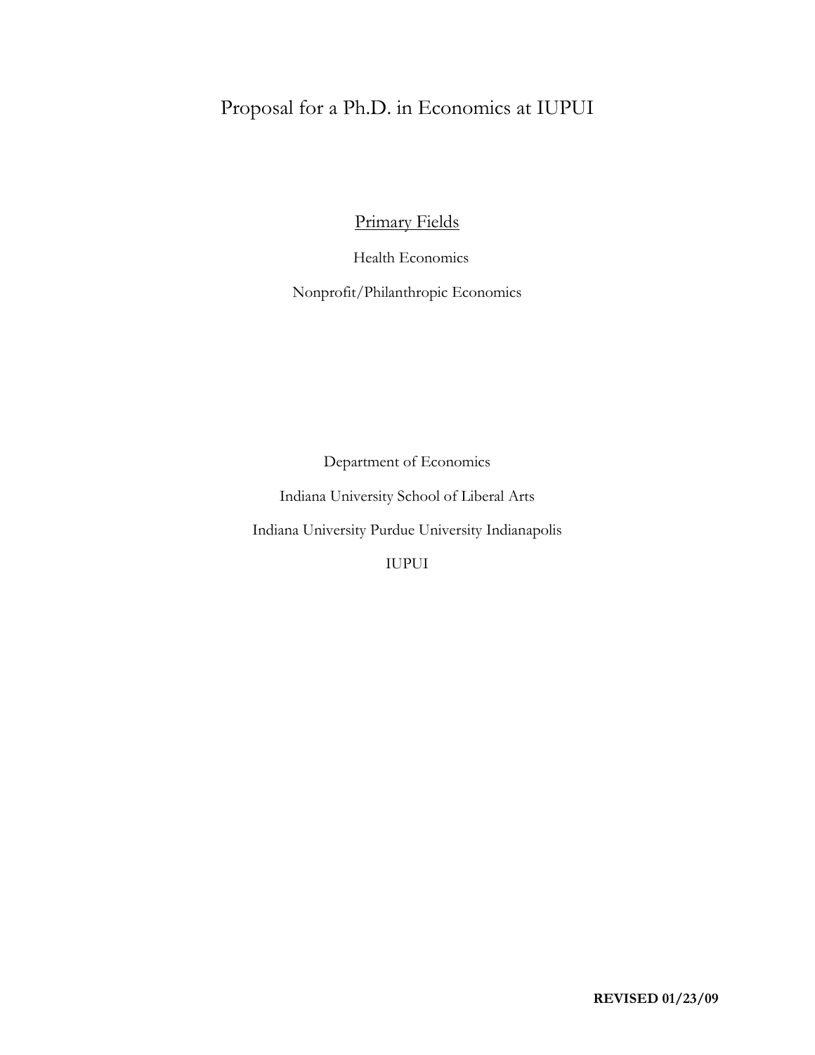# Proposal for a Ph.D. in Economics at IUPUI

Primary Fields

Health Economics

Nonprofit/Philanthropic Economics

Department of Economics

Indiana University School of Liberal Arts

Indiana University Purdue University Indianapolis

IUPUI

**REVISED 01/23/09**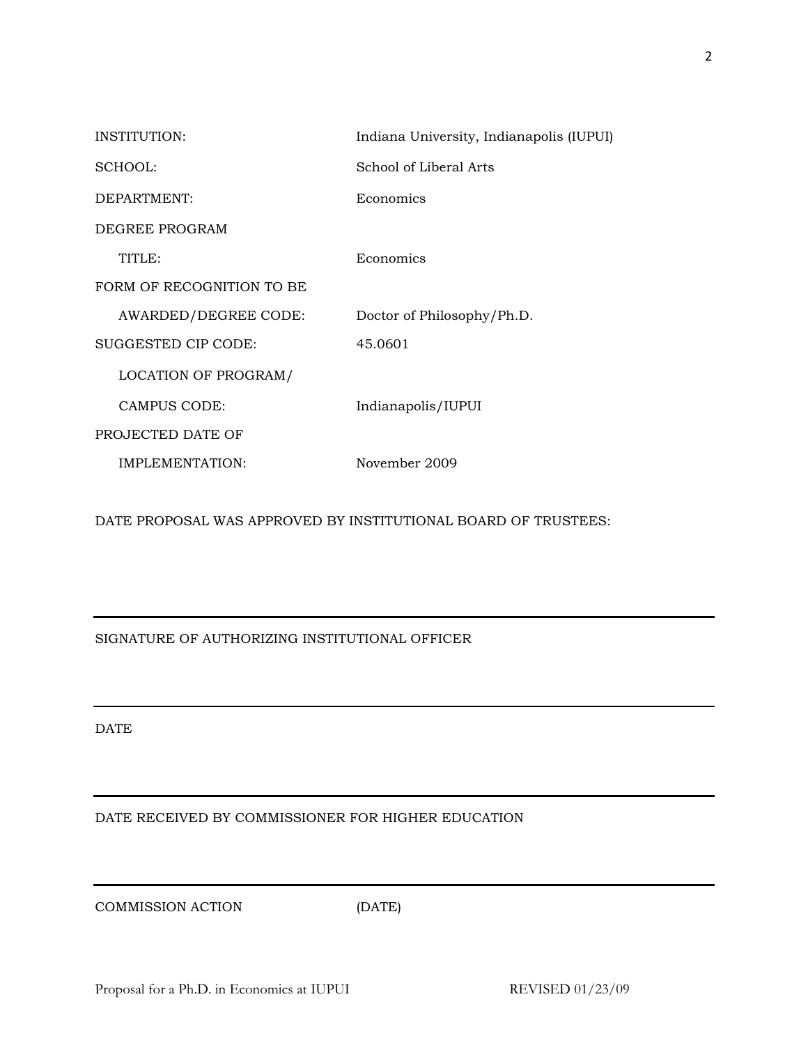| | |
|---|---|
| INSTITUTION: | Indiana University, Indianapolis (IUPUI) |
| SCHOOL: | School of Liberal Arts |
| DEPARTMENT: | Economics |
| DEGREE PROGRAM TITLE: | Economics |
| FORM OF RECOGNITION TO BE AWARDED/DEGREE CODE: | Doctor of Philosophy/Ph.D. |
| SUGGESTED CIP CODE: | 45.0601 |
| LOCATION OF PROGRAM/ CAMPUS CODE: | Indianapolis/IUPUI |
| PROJECTED DATE OF IMPLEMENTATION: | November 2009 |

DATE PROPOSAL WAS APPROVED BY INSTITUTIONAL BOARD OF TRUSTEES:

---

SIGNATURE OF AUTHORIZING INSTITUTIONAL OFFICER

---

DATE

---

DATE RECEIVED BY COMMISSIONER FOR HIGHER EDUCATION

---

COMMISSION ACTION (DATE)

Proposal for a Ph.D. in Economics at IUPUI REVISED 01/23/09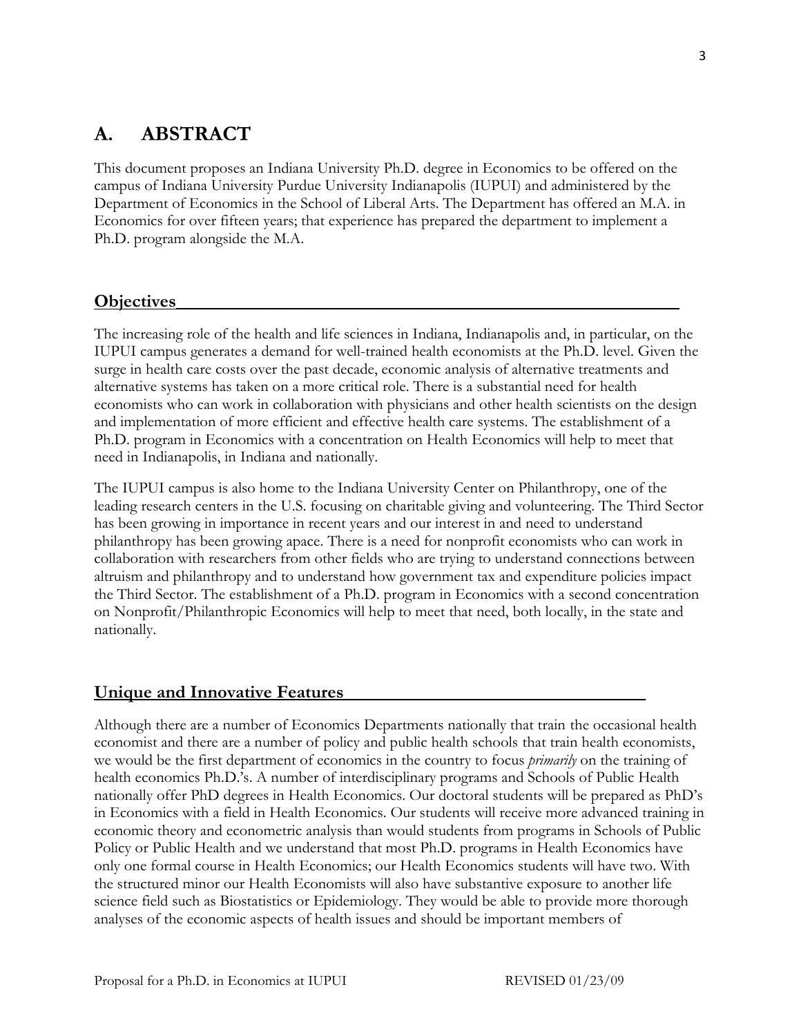# A. ABSTRACT

This document proposes an Indiana University Ph.D. degree in Economics to be offered on the campus of Indiana University Purdue University Indianapolis (IUPUI) and administered by the Department of Economics in the School of Liberal Arts. The Department has offered an M.A. in Economics for over fifteen years; that experience has prepared the department to implement a Ph.D. program alongside the M.A.

## Objectives

The increasing role of the health and life sciences in Indiana, Indianapolis and, in particular, on the IUPUI campus generates a demand for well-trained health economists at the Ph.D. level. Given the surge in health care costs over the past decade, economic analysis of alternative treatments and alternative systems has taken on a more critical role. There is a substantial need for health economists who can work in collaboration with physicians and other health scientists on the design and implementation of more efficient and effective health care systems. The establishment of a Ph.D. program in Economics with a concentration on Health Economics will help to meet that need in Indianapolis, in Indiana and nationally.

The IUPUI campus is also home to the Indiana University Center on Philanthropy, one of the leading research centers in the U.S. focusing on charitable giving and volunteering. The Third Sector has been growing in importance in recent years and our interest in and need to understand philanthropy has been growing apace. There is a need for nonprofit economists who can work in collaboration with researchers from other fields who are trying to understand connections between altruism and philanthropy and to understand how government tax and expenditure policies impact the Third Sector. The establishment of a Ph.D. program in Economics with a second concentration on Nonprofit/Philanthropic Economics will help to meet that need, both locally, in the state and nationally.

## Unique and Innovative Features

Although there are a number of Economics Departments nationally that train the occasional health economist and there are a number of policy and public health schools that train health economists, we would be the first department of economics in the country to focus *primarily* on the training of health economics Ph.D.'s. A number of interdisciplinary programs and Schools of Public Health nationally offer PhD degrees in Health Economics. Our doctoral students will be prepared as PhD's in Economics with a field in Health Economics. Our students will receive more advanced training in economic theory and econometric analysis than would students from programs in Schools of Public Policy or Public Health and we understand that most Ph.D. programs in Health Economics have only one formal course in Health Economics; our Health Economics students will have two. With the structured minor our Health Economists will also have substantive exposure to another life science field such as Biostatistics or Epidemiology. They would be able to provide more thorough analyses of the economic aspects of health issues and should be important members of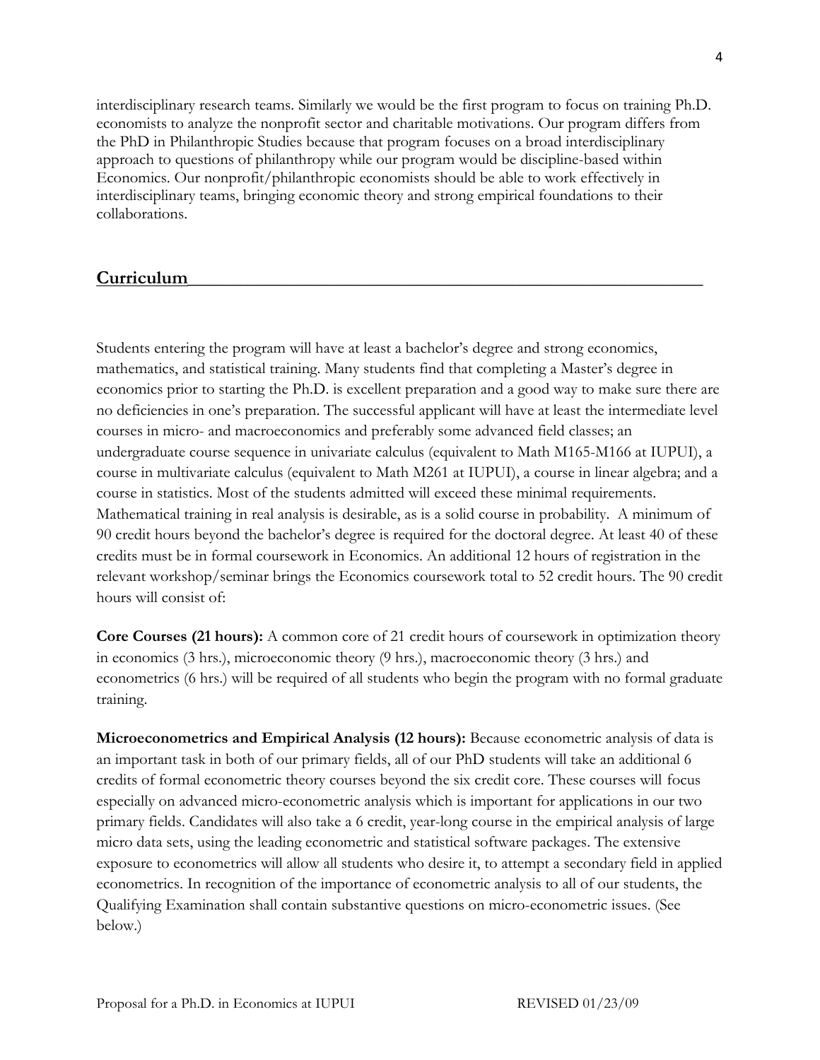interdisciplinary research teams. Similarly we would be the first program to focus on training Ph.D. economists to analyze the nonprofit sector and charitable motivations. Our program differs from the PhD in Philanthropic Studies because that program focuses on a broad interdisciplinary approach to questions of philanthropy while our program would be discipline-based within Economics. Our nonprofit/philanthropic economists should be able to work effectively in interdisciplinary teams, bringing economic theory and strong empirical foundations to their collaborations.

## Curriculum

Students entering the program will have at least a bachelor's degree and strong economics, mathematics, and statistical training. Many students find that completing a Master's degree in economics prior to starting the Ph.D. is excellent preparation and a good way to make sure there are no deficiencies in one's preparation. The successful applicant will have at least the intermediate level courses in micro- and macroeconomics and preferably some advanced field classes; an undergraduate course sequence in univariate calculus (equivalent to Math M165-M166 at IUPUI), a course in multivariate calculus (equivalent to Math M261 at IUPUI), a course in linear algebra; and a course in statistics. Most of the students admitted will exceed these minimal requirements. Mathematical training in real analysis is desirable, as is a solid course in probability. A minimum of 90 credit hours beyond the bachelor's degree is required for the doctoral degree. At least 40 of these credits must be in formal coursework in Economics. An additional 12 hours of registration in the relevant workshop/seminar brings the Economics coursework total to 52 credit hours. The 90 credit hours will consist of:

**Core Courses (21 hours):** A common core of 21 credit hours of coursework in optimization theory in economics (3 hrs.), microeconomic theory (9 hrs.), macroeconomic theory (3 hrs.) and econometrics (6 hrs.) will be required of all students who begin the program with no formal graduate training.

**Microeconometrics and Empirical Analysis (12 hours):** Because econometric analysis of data is an important task in both of our primary fields, all of our PhD students will take an additional 6 credits of formal econometric theory courses beyond the six credit core. These courses will focus especially on advanced micro-econometric analysis which is important for applications in our two primary fields. Candidates will also take a 6 credit, year-long course in the empirical analysis of large micro data sets, using the leading econometric and statistical software packages. The extensive exposure to econometrics will allow all students who desire it, to attempt a secondary field in applied econometrics. In recognition of the importance of econometric analysis to all of our students, the Qualifying Examination shall contain substantive questions on micro-econometric issues. (See below.)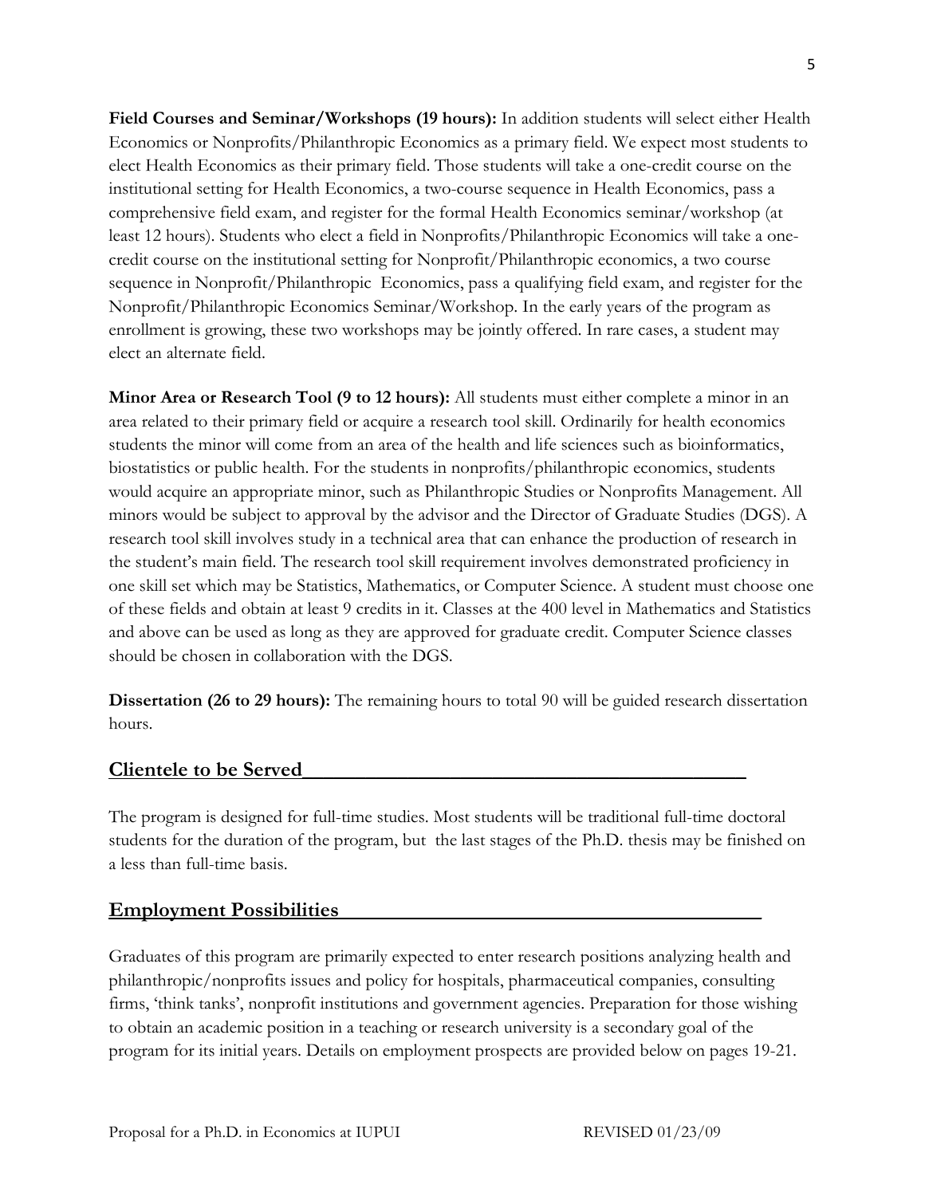**Field Courses and Seminar/Workshops (19 hours):** In addition students will select either Health Economics or Nonprofits/Philanthropic Economics as a primary field. We expect most students to elect Health Economics as their primary field. Those students will take a one-credit course on the institutional setting for Health Economics, a two-course sequence in Health Economics, pass a comprehensive field exam, and register for the formal Health Economics seminar/workshop (at least 12 hours). Students who elect a field in Nonprofits/Philanthropic Economics will take a one-credit course on the institutional setting for Nonprofit/Philanthropic economics, a two course sequence in Nonprofit/Philanthropic Economics, pass a qualifying field exam, and register for the Nonprofit/Philanthropic Economics Seminar/Workshop. In the early years of the program as enrollment is growing, these two workshops may be jointly offered. In rare cases, a student may elect an alternate field.

**Minor Area or Research Tool (9 to 12 hours):** All students must either complete a minor in an area related to their primary field or acquire a research tool skill. Ordinarily for health economics students the minor will come from an area of the health and life sciences such as bioinformatics, biostatistics or public health. For the students in nonprofits/philanthropic economics, students would acquire an appropriate minor, such as Philanthropic Studies or Nonprofits Management. All minors would be subject to approval by the advisor and the Director of Graduate Studies (DGS). A research tool skill involves study in a technical area that can enhance the production of research in the student's main field. The research tool skill requirement involves demonstrated proficiency in one skill set which may be Statistics, Mathematics, or Computer Science. A student must choose one of these fields and obtain at least 9 credits in it. Classes at the 400 level in Mathematics and Statistics and above can be used as long as they are approved for graduate credit. Computer Science classes should be chosen in collaboration with the DGS.

**Dissertation (26 to 29 hours):** The remaining hours to total 90 will be guided research dissertation hours.

## Clientele to be Served

The program is designed for full-time studies. Most students will be traditional full-time doctoral students for the duration of the program, but the last stages of the Ph.D. thesis may be finished on a less than full-time basis.

## Employment Possibilities

Graduates of this program are primarily expected to enter research positions analyzing health and philanthropic/nonprofits issues and policy for hospitals, pharmaceutical companies, consulting firms, 'think tanks', nonprofit institutions and government agencies. Preparation for those wishing to obtain an academic position in a teaching or research university is a secondary goal of the program for its initial years. Details on employment prospects are provided below on pages 19-21.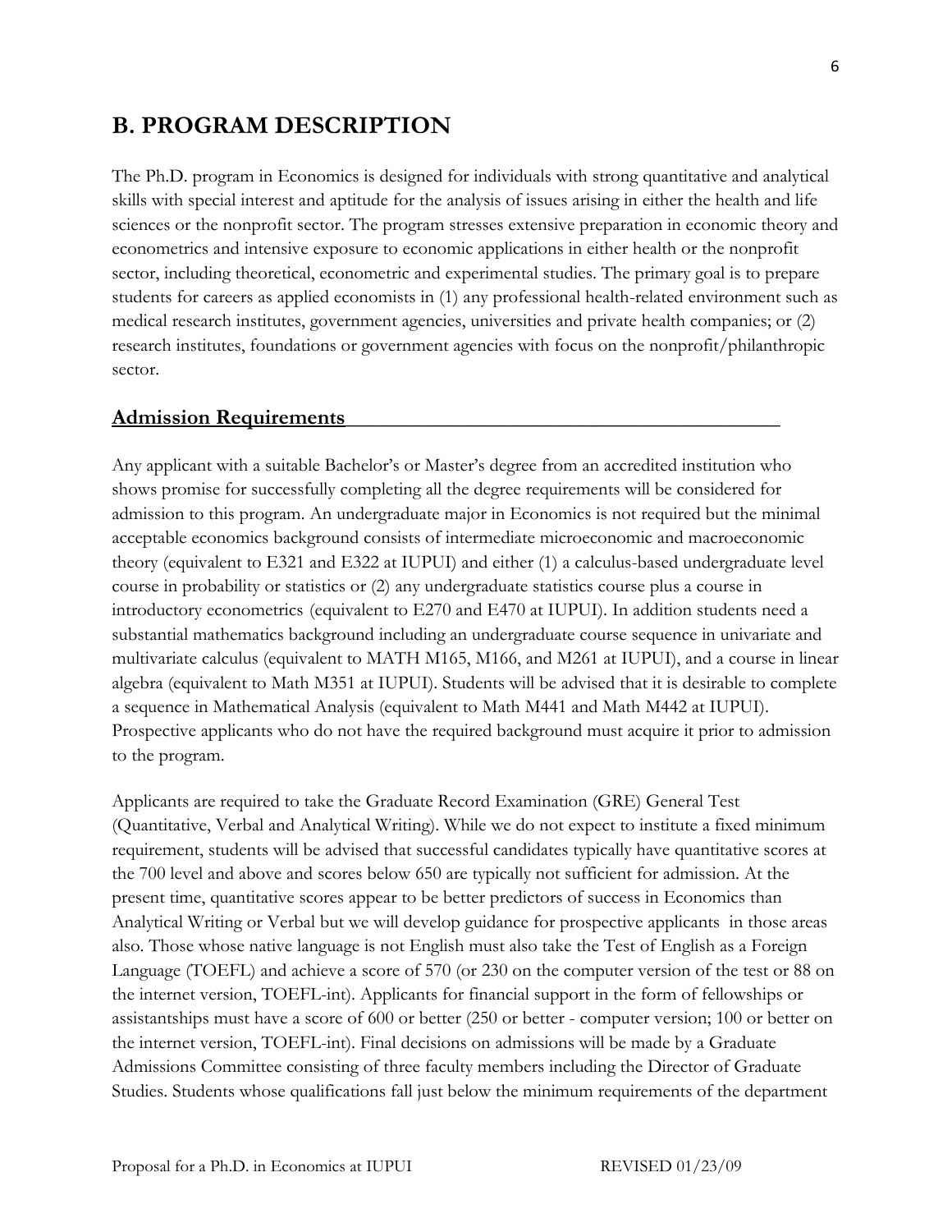## B. PROGRAM DESCRIPTION

The Ph.D. program in Economics is designed for individuals with strong quantitative and analytical skills with special interest and aptitude for the analysis of issues arising in either the health and life sciences or the nonprofit sector. The program stresses extensive preparation in economic theory and econometrics and intensive exposure to economic applications in either health or the nonprofit sector, including theoretical, econometric and experimental studies. The primary goal is to prepare students for careers as applied economists in (1) any professional health-related environment such as medical research institutes, government agencies, universities and private health companies; or (2) research institutes, foundations or government agencies with focus on the nonprofit/philanthropic sector.

### Admission Requirements

Any applicant with a suitable Bachelor's or Master's degree from an accredited institution who shows promise for successfully completing all the degree requirements will be considered for admission to this program. An undergraduate major in Economics is not required but the minimal acceptable economics background consists of intermediate microeconomic and macroeconomic theory (equivalent to E321 and E322 at IUPUI) and either (1) a calculus-based undergraduate level course in probability or statistics or (2) any undergraduate statistics course plus a course in introductory econometrics (equivalent to E270 and E470 at IUPUI). In addition students need a substantial mathematics background including an undergraduate course sequence in univariate and multivariate calculus (equivalent to MATH M165, M166, and M261 at IUPUI), and a course in linear algebra (equivalent to Math M351 at IUPUI). Students will be advised that it is desirable to complete a sequence in Mathematical Analysis (equivalent to Math M441 and Math M442 at IUPUI). Prospective applicants who do not have the required background must acquire it prior to admission to the program.

Applicants are required to take the Graduate Record Examination (GRE) General Test (Quantitative, Verbal and Analytical Writing). While we do not expect to institute a fixed minimum requirement, students will be advised that successful candidates typically have quantitative scores at the 700 level and above and scores below 650 are typically not sufficient for admission. At the present time, quantitative scores appear to be better predictors of success in Economics than Analytical Writing or Verbal but we will develop guidance for prospective applicants in those areas also. Those whose native language is not English must also take the Test of English as a Foreign Language (TOEFL) and achieve a score of 570 (or 230 on the computer version of the test or 88 on the internet version, TOEFL-int). Applicants for financial support in the form of fellowships or assistantships must have a score of 600 or better (250 or better - computer version; 100 or better on the internet version, TOEFL-int). Final decisions on admissions will be made by a Graduate Admissions Committee consisting of three faculty members including the Director of Graduate Studies. Students whose qualifications fall just below the minimum requirements of the department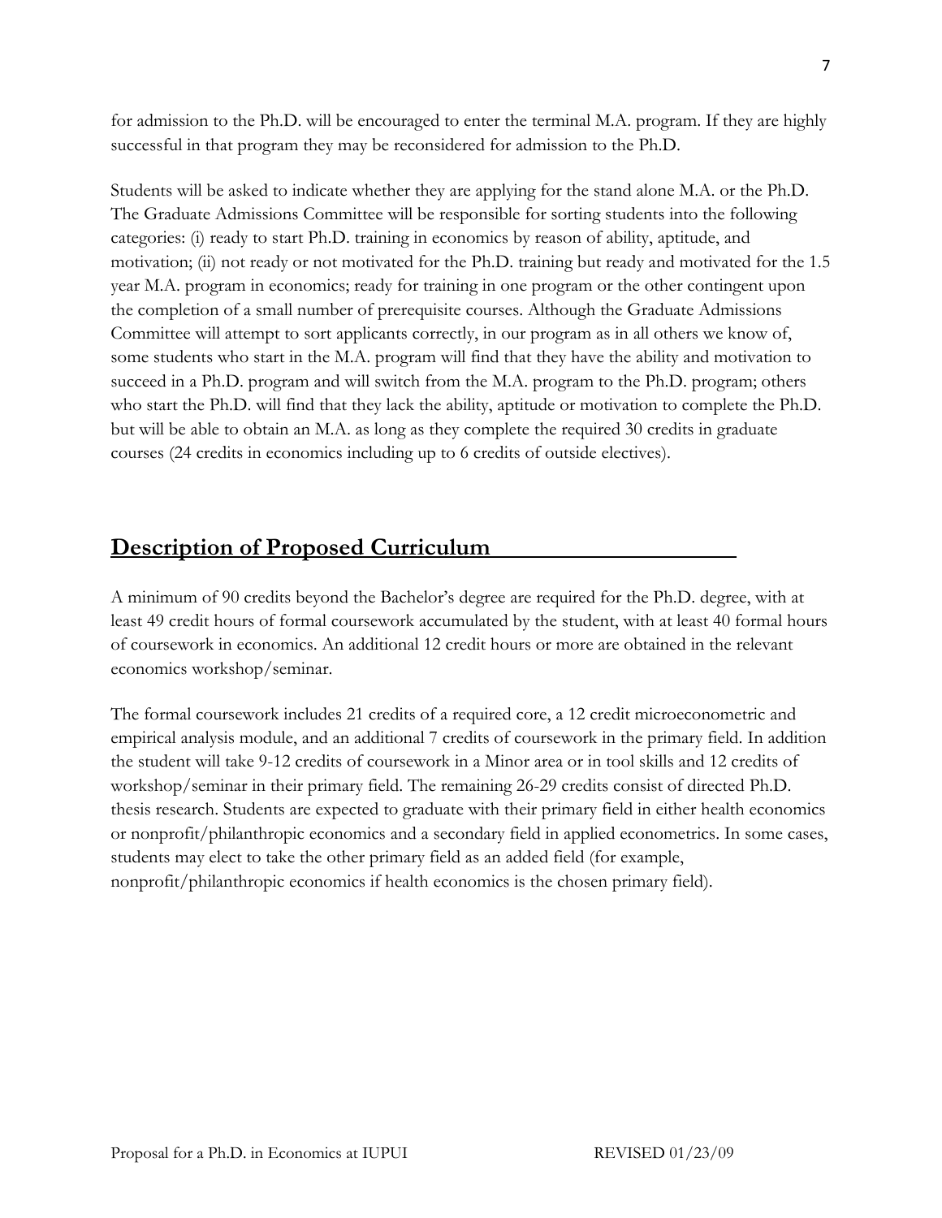for admission to the Ph.D. will be encouraged to enter the terminal M.A. program. If they are highly successful in that program they may be reconsidered for admission to the Ph.D.

Students will be asked to indicate whether they are applying for the stand alone M.A. or the Ph.D. The Graduate Admissions Committee will be responsible for sorting students into the following categories: (i) ready to start Ph.D. training in economics by reason of ability, aptitude, and motivation; (ii) not ready or not motivated for the Ph.D. training but ready and motivated for the 1.5 year M.A. program in economics; ready for training in one program or the other contingent upon the completion of a small number of prerequisite courses. Although the Graduate Admissions Committee will attempt to sort applicants correctly, in our program as in all others we know of, some students who start in the M.A. program will find that they have the ability and motivation to succeed in a Ph.D. program and will switch from the M.A. program to the Ph.D. program; others who start the Ph.D. will find that they lack the ability, aptitude or motivation to complete the Ph.D. but will be able to obtain an M.A. as long as they complete the required 30 credits in graduate courses (24 credits in economics including up to 6 credits of outside electives).

## Description of Proposed Curriculum

A minimum of 90 credits beyond the Bachelor's degree are required for the Ph.D. degree, with at least 49 credit hours of formal coursework accumulated by the student, with at least 40 formal hours of coursework in economics. An additional 12 credit hours or more are obtained in the relevant economics workshop/seminar.

The formal coursework includes 21 credits of a required core, a 12 credit microeconometric and empirical analysis module, and an additional 7 credits of coursework in the primary field. In addition the student will take 9-12 credits of coursework in a Minor area or in tool skills and 12 credits of workshop/seminar in their primary field. The remaining 26-29 credits consist of directed Ph.D. thesis research. Students are expected to graduate with their primary field in either health economics or nonprofit/philanthropic economics and a secondary field in applied econometrics. In some cases, students may elect to take the other primary field as an added field (for example, nonprofit/philanthropic economics if health economics is the chosen primary field).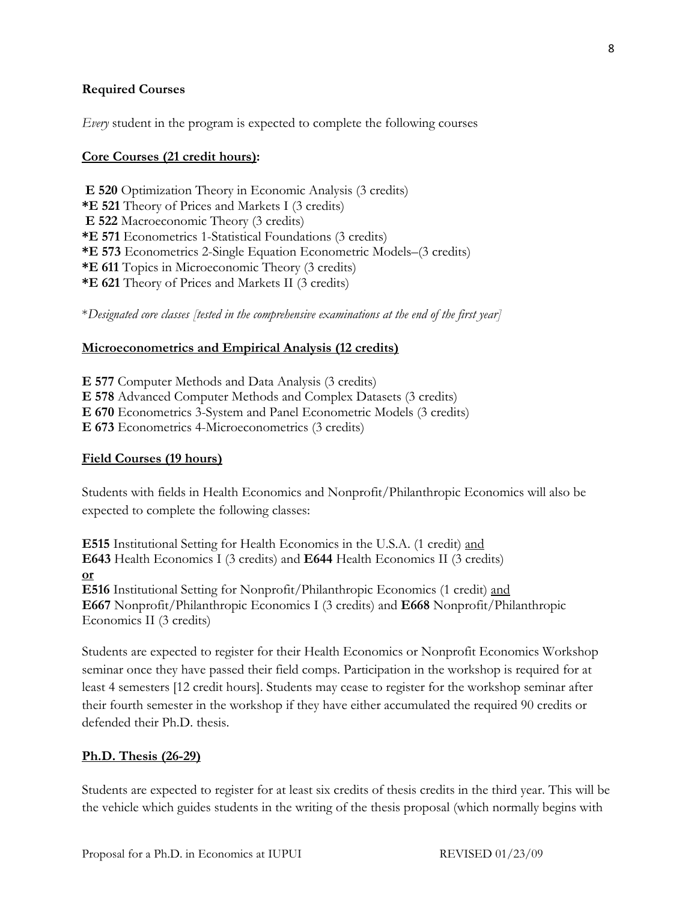**Required Courses**

*Every* student in the program is expected to complete the following courses

**Core Courses (21 credit hours):**

**E 520** Optimization Theory in Economic Analysis (3 credits)
***E 521** Theory of Prices and Markets I (3 credits)
**E 522** Macroeconomic Theory (3 credits)
***E 571** Econometrics 1-Statistical Foundations (3 credits)
***E 573** Econometrics 2-Single Equation Econometric Models–(3 credits)
***E 611** Topics in Microeconomic Theory (3 credits)
***E 621** Theory of Prices and Markets II (3 credits)

**Designated core classes [tested in the comprehensive examinations at the end of the first year]*

**Microeconometrics and Empirical Analysis (12 credits)**

**E 577** Computer Methods and Data Analysis (3 credits)
**E 578** Advanced Computer Methods and Complex Datasets (3 credits)
**E 670** Econometrics 3-System and Panel Econometric Models (3 credits)
**E 673** Econometrics 4-Microeconometrics (3 credits)

**Field Courses (19 hours)**

Students with fields in Health Economics and Nonprofit/Philanthropic Economics will also be expected to complete the following classes:

**E515** Institutional Setting for Health Economics in the U.S.A. (1 credit) and
**E643** Health Economics I (3 credits) and **E644** Health Economics II (3 credits)
**or**
**E516** Institutional Setting for Nonprofit/Philanthropic Economics (1 credit) and
**E667** Nonprofit/Philanthropic Economics I (3 credits) and **E668** Nonprofit/Philanthropic Economics II (3 credits)

Students are expected to register for their Health Economics or Nonprofit Economics Workshop seminar once they have passed their field comps. Participation in the workshop is required for at least 4 semesters [12 credit hours]. Students may cease to register for the workshop seminar after their fourth semester in the workshop if they have either accumulated the required 90 credits or defended their Ph.D. thesis.

**Ph.D. Thesis (26-29)**

Students are expected to register for at least six credits of thesis credits in the third year. This will be the vehicle which guides students in the writing of the thesis proposal (which normally begins with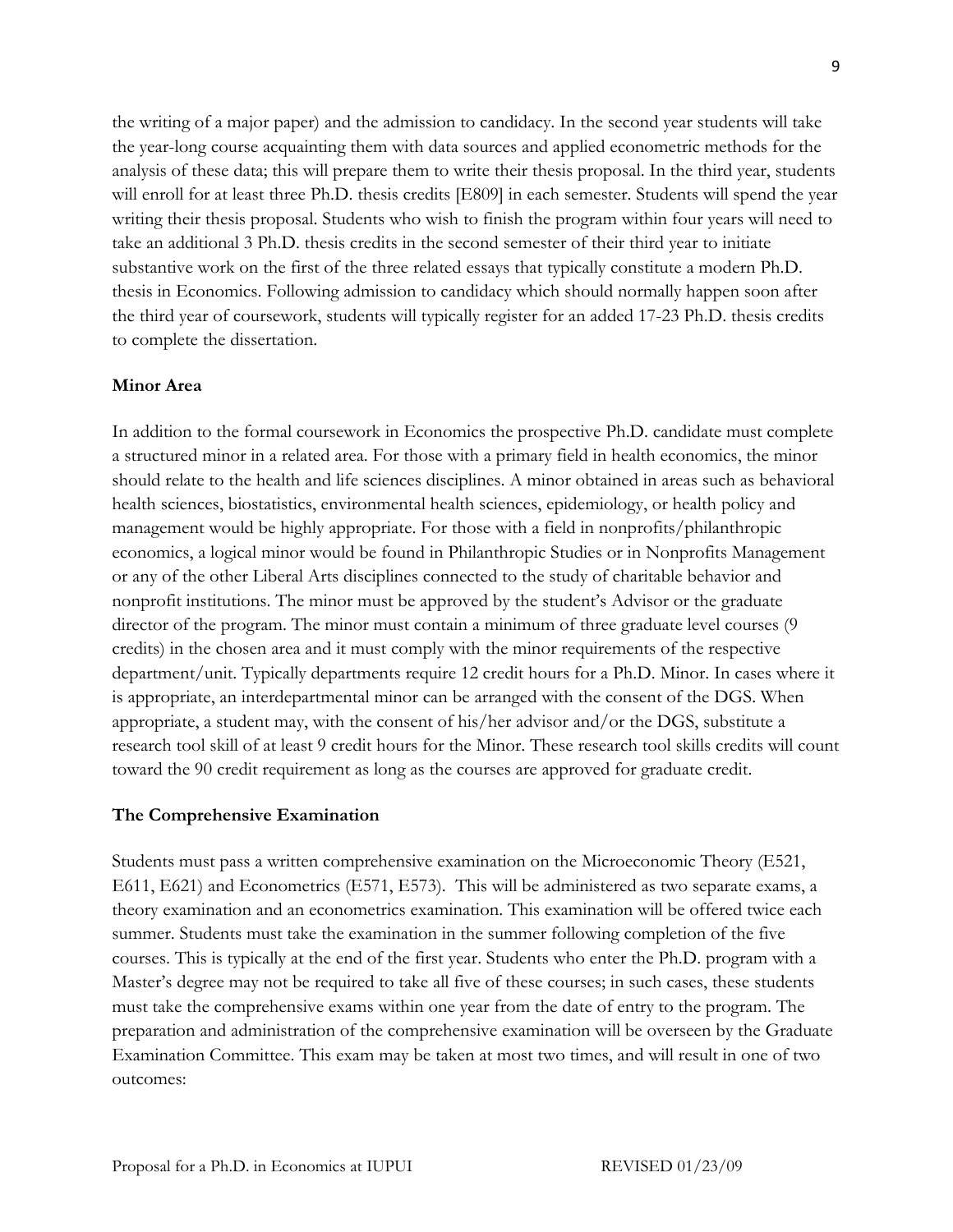the writing of a major paper) and the admission to candidacy. In the second year students will take the year-long course acquainting them with data sources and applied econometric methods for the analysis of these data; this will prepare them to write their thesis proposal. In the third year, students will enroll for at least three Ph.D. thesis credits [E809] in each semester. Students will spend the year writing their thesis proposal. Students who wish to finish the program within four years will need to take an additional 3 Ph.D. thesis credits in the second semester of their third year to initiate substantive work on the first of the three related essays that typically constitute a modern Ph.D. thesis in Economics. Following admission to candidacy which should normally happen soon after the third year of coursework, students will typically register for an added 17-23 Ph.D. thesis credits to complete the dissertation.

**Minor Area**

In addition to the formal coursework in Economics the prospective Ph.D. candidate must complete a structured minor in a related area. For those with a primary field in health economics, the minor should relate to the health and life sciences disciplines. A minor obtained in areas such as behavioral health sciences, biostatistics, environmental health sciences, epidemiology, or health policy and management would be highly appropriate. For those with a field in nonprofits/philanthropic economics, a logical minor would be found in Philanthropic Studies or in Nonprofits Management or any of the other Liberal Arts disciplines connected to the study of charitable behavior and nonprofit institutions. The minor must be approved by the student's Advisor or the graduate director of the program. The minor must contain a minimum of three graduate level courses (9 credits) in the chosen area and it must comply with the minor requirements of the respective department/unit. Typically departments require 12 credit hours for a Ph.D. Minor. In cases where it is appropriate, an interdepartmental minor can be arranged with the consent of the DGS. When appropriate, a student may, with the consent of his/her advisor and/or the DGS, substitute a research tool skill of at least 9 credit hours for the Minor. These research tool skills credits will count toward the 90 credit requirement as long as the courses are approved for graduate credit.

**The Comprehensive Examination**

Students must pass a written comprehensive examination on the Microeconomic Theory (E521, E611, E621) and Econometrics (E571, E573). This will be administered as two separate exams, a theory examination and an econometrics examination. This examination will be offered twice each summer. Students must take the examination in the summer following completion of the five courses. This is typically at the end of the first year. Students who enter the Ph.D. program with a Master's degree may not be required to take all five of these courses; in such cases, these students must take the comprehensive exams within one year from the date of entry to the program. The preparation and administration of the comprehensive examination will be overseen by the Graduate Examination Committee. This exam may be taken at most two times, and will result in one of two outcomes: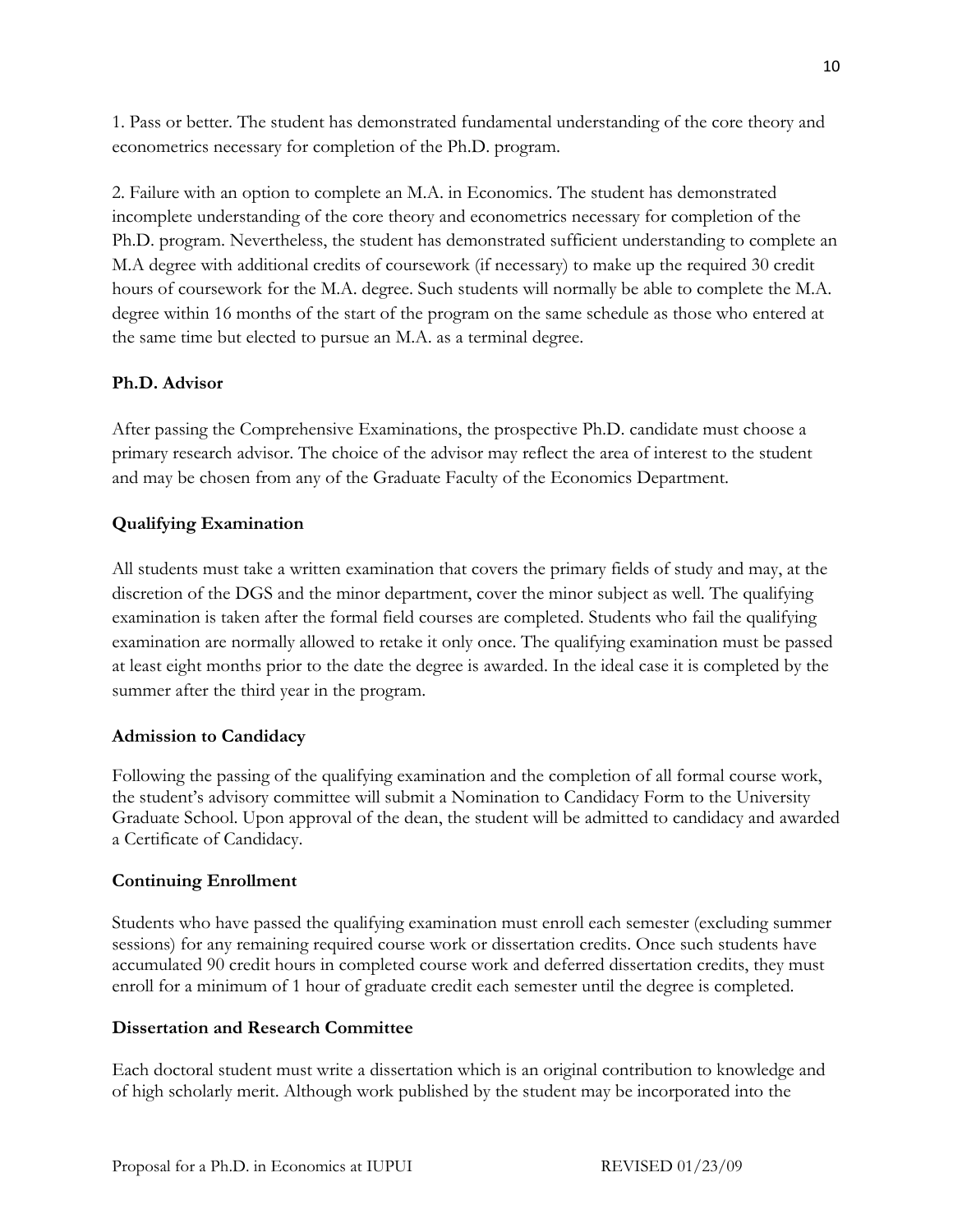1. Pass or better. The student has demonstrated fundamental understanding of the core theory and econometrics necessary for completion of the Ph.D. program.

2. Failure with an option to complete an M.A. in Economics. The student has demonstrated incomplete understanding of the core theory and econometrics necessary for completion of the Ph.D. program. Nevertheless, the student has demonstrated sufficient understanding to complete an M.A degree with additional credits of coursework (if necessary) to make up the required 30 credit hours of coursework for the M.A. degree. Such students will normally be able to complete the M.A. degree within 16 months of the start of the program on the same schedule as those who entered at the same time but elected to pursue an M.A. as a terminal degree.

**Ph.D. Advisor**

After passing the Comprehensive Examinations, the prospective Ph.D. candidate must choose a primary research advisor. The choice of the advisor may reflect the area of interest to the student and may be chosen from any of the Graduate Faculty of the Economics Department.

**Qualifying Examination**

All students must take a written examination that covers the primary fields of study and may, at the discretion of the DGS and the minor department, cover the minor subject as well. The qualifying examination is taken after the formal field courses are completed. Students who fail the qualifying examination are normally allowed to retake it only once. The qualifying examination must be passed at least eight months prior to the date the degree is awarded. In the ideal case it is completed by the summer after the third year in the program.

**Admission to Candidacy**

Following the passing of the qualifying examination and the completion of all formal course work, the student's advisory committee will submit a Nomination to Candidacy Form to the University Graduate School. Upon approval of the dean, the student will be admitted to candidacy and awarded a Certificate of Candidacy.

**Continuing Enrollment**

Students who have passed the qualifying examination must enroll each semester (excluding summer sessions) for any remaining required course work or dissertation credits. Once such students have accumulated 90 credit hours in completed course work and deferred dissertation credits, they must enroll for a minimum of 1 hour of graduate credit each semester until the degree is completed.

**Dissertation and Research Committee**

Each doctoral student must write a dissertation which is an original contribution to knowledge and of high scholarly merit. Although work published by the student may be incorporated into the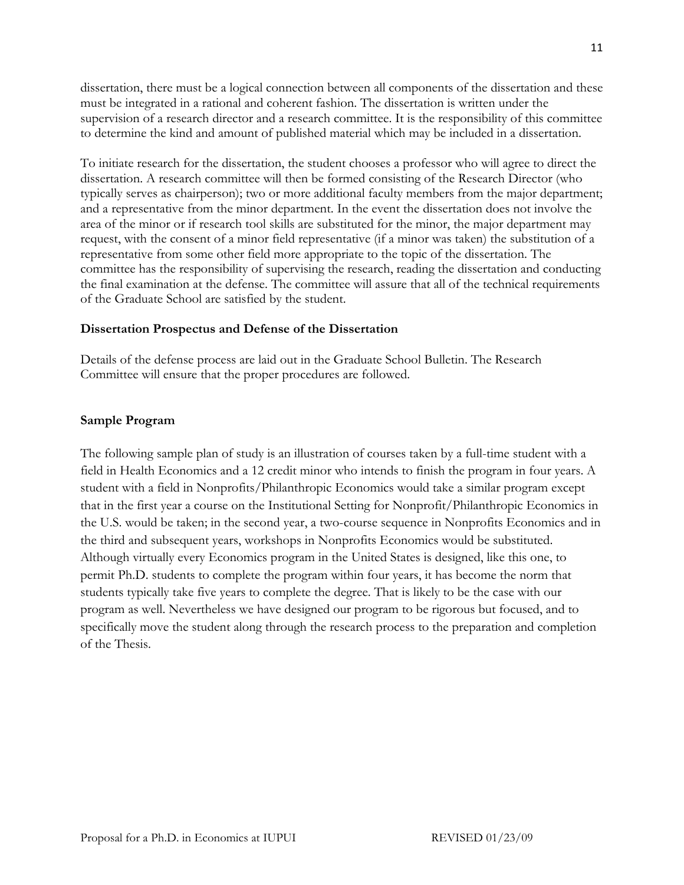dissertation, there must be a logical connection between all components of the dissertation and these must be integrated in a rational and coherent fashion. The dissertation is written under the supervision of a research director and a research committee. It is the responsibility of this committee to determine the kind and amount of published material which may be included in a dissertation.

To initiate research for the dissertation, the student chooses a professor who will agree to direct the dissertation. A research committee will then be formed consisting of the Research Director (who typically serves as chairperson); two or more additional faculty members from the major department; and a representative from the minor department. In the event the dissertation does not involve the area of the minor or if research tool skills are substituted for the minor, the major department may request, with the consent of a minor field representative (if a minor was taken) the substitution of a representative from some other field more appropriate to the topic of the dissertation. The committee has the responsibility of supervising the research, reading the dissertation and conducting the final examination at the defense. The committee will assure that all of the technical requirements of the Graduate School are satisfied by the student.

**Dissertation Prospectus and Defense of the Dissertation**

Details of the defense process are laid out in the Graduate School Bulletin. The Research Committee will ensure that the proper procedures are followed.

**Sample Program**

The following sample plan of study is an illustration of courses taken by a full-time student with a field in Health Economics and a 12 credit minor who intends to finish the program in four years. A student with a field in Nonprofits/Philanthropic Economics would take a similar program except that in the first year a course on the Institutional Setting for Nonprofit/Philanthropic Economics in the U.S. would be taken; in the second year, a two-course sequence in Nonprofits Economics and in the third and subsequent years, workshops in Nonprofits Economics would be substituted. Although virtually every Economics program in the United States is designed, like this one, to permit Ph.D. students to complete the program within four years, it has become the norm that students typically take five years to complete the degree. That is likely to be the case with our program as well. Nevertheless we have designed our program to be rigorous but focused, and to specifically move the student along through the research process to the preparation and completion of the Thesis.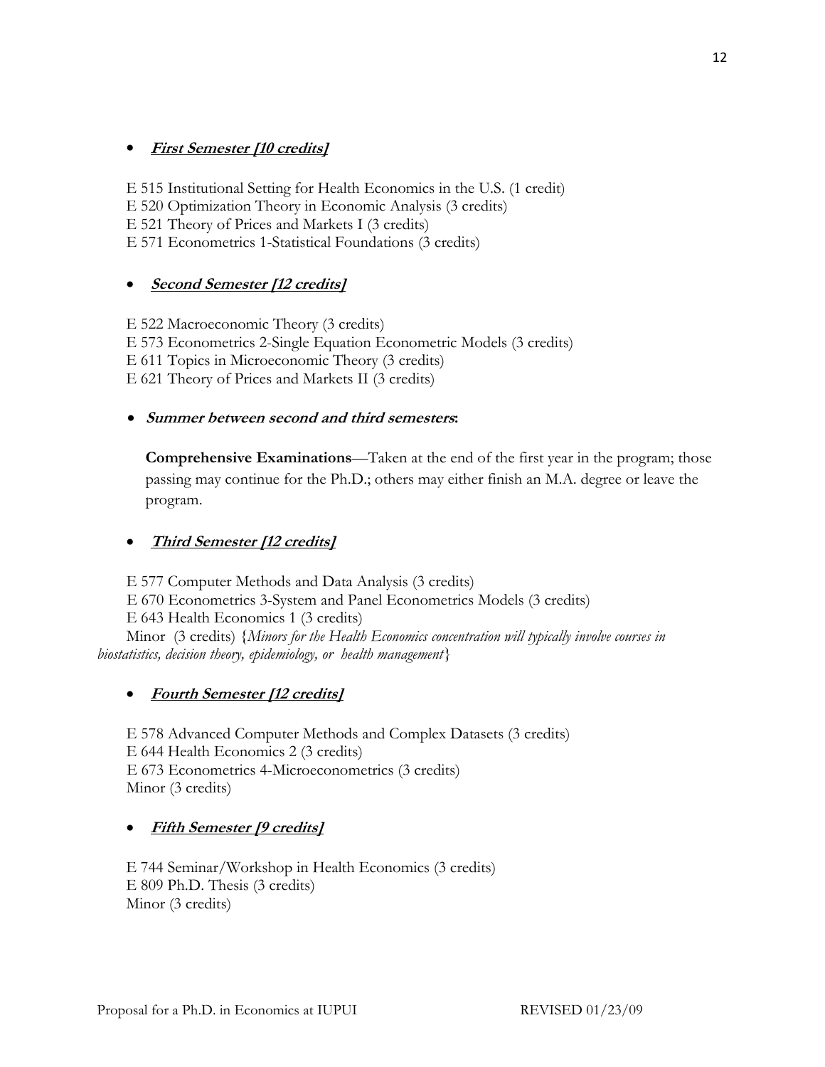- ***First Semester [10 credits]***

E 515 Institutional Setting for Health Economics in the U.S. (1 credit)
E 520 Optimization Theory in Economic Analysis (3 credits)
E 521 Theory of Prices and Markets I (3 credits)
E 571 Econometrics 1-Statistical Foundations (3 credits)

- ***Second Semester [12 credits]***

E 522 Macroeconomic Theory (3 credits)
E 573 Econometrics 2-Single Equation Econometric Models (3 credits)
E 611 Topics in Microeconomic Theory (3 credits)
E 621 Theory of Prices and Markets II (3 credits)

- ***Summer between second and third semesters*:**

  **Comprehensive Examinations**—Taken at the end of the first year in the program; those passing may continue for the Ph.D.; others may either finish an M.A. degree or leave the program.

- ***Third Semester [12 credits]***

E 577 Computer Methods and Data Analysis (3 credits)
E 670 Econometrics 3-System and Panel Econometrics Models (3 credits)
E 643 Health Economics 1 (3 credits)
Minor (3 credits) {*Minors for the Health Economics concentration will typically involve courses in biostatistics, decision theory, epidemiology, or health management*}

- ***Fourth Semester [12 credits]***

E 578 Advanced Computer Methods and Complex Datasets (3 credits)
E 644 Health Economics 2 (3 credits)
E 673 Econometrics 4-Microeconometrics (3 credits)
Minor (3 credits)

- ***Fifth Semester [9 credits]***

E 744 Seminar/Workshop in Health Economics (3 credits)
E 809 Ph.D. Thesis (3 credits)
Minor (3 credits)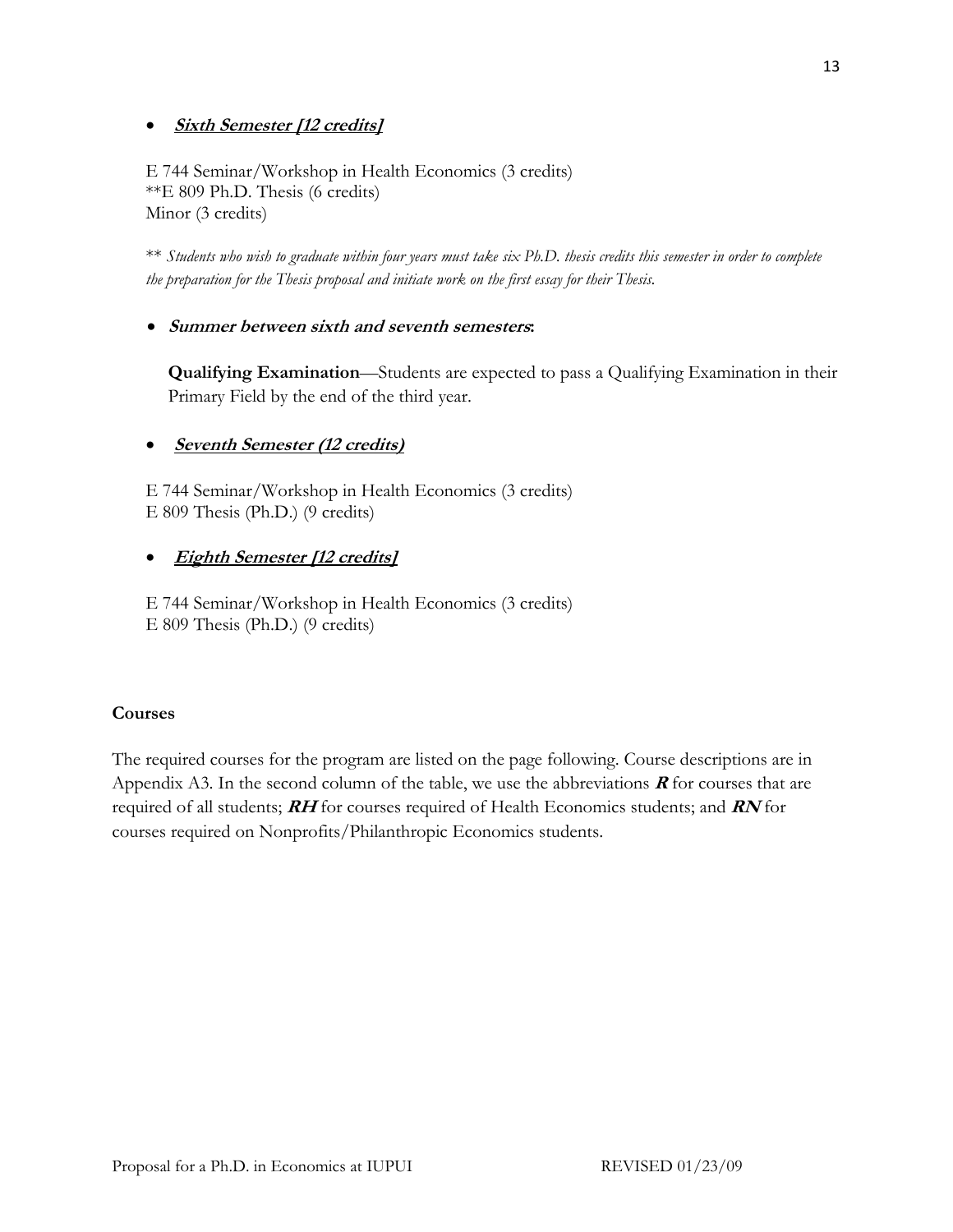- ***Sixth Semester [12 credits]***

E 744 Seminar/Workshop in Health Economics (3 credits)
**E 809 Ph.D. Thesis (6 credits)
Minor (3 credits)

** *Students who wish to graduate within four years must take six Ph.D. thesis credits this semester in order to complete the preparation for the Thesis proposal and initiate work on the first essay for their Thesis.*

- ***Summer between sixth and seventh semesters*:**

**Qualifying Examination**—Students are expected to pass a Qualifying Examination in their Primary Field by the end of the third year.

- ***Seventh Semester (12 credits)***

E 744 Seminar/Workshop in Health Economics (3 credits)
E 809 Thesis (Ph.D.) (9 credits)

- ***Eighth Semester [12 credits]***

E 744 Seminar/Workshop in Health Economics (3 credits)
E 809 Thesis (Ph.D.) (9 credits)

**Courses**

The required courses for the program are listed on the page following. Course descriptions are in Appendix A3. In the second column of the table, we use the abbreviations ***R*** for courses that are required of all students; ***RH*** for courses required of Health Economics students; and ***RN*** for courses required on Nonprofits/Philanthropic Economics students.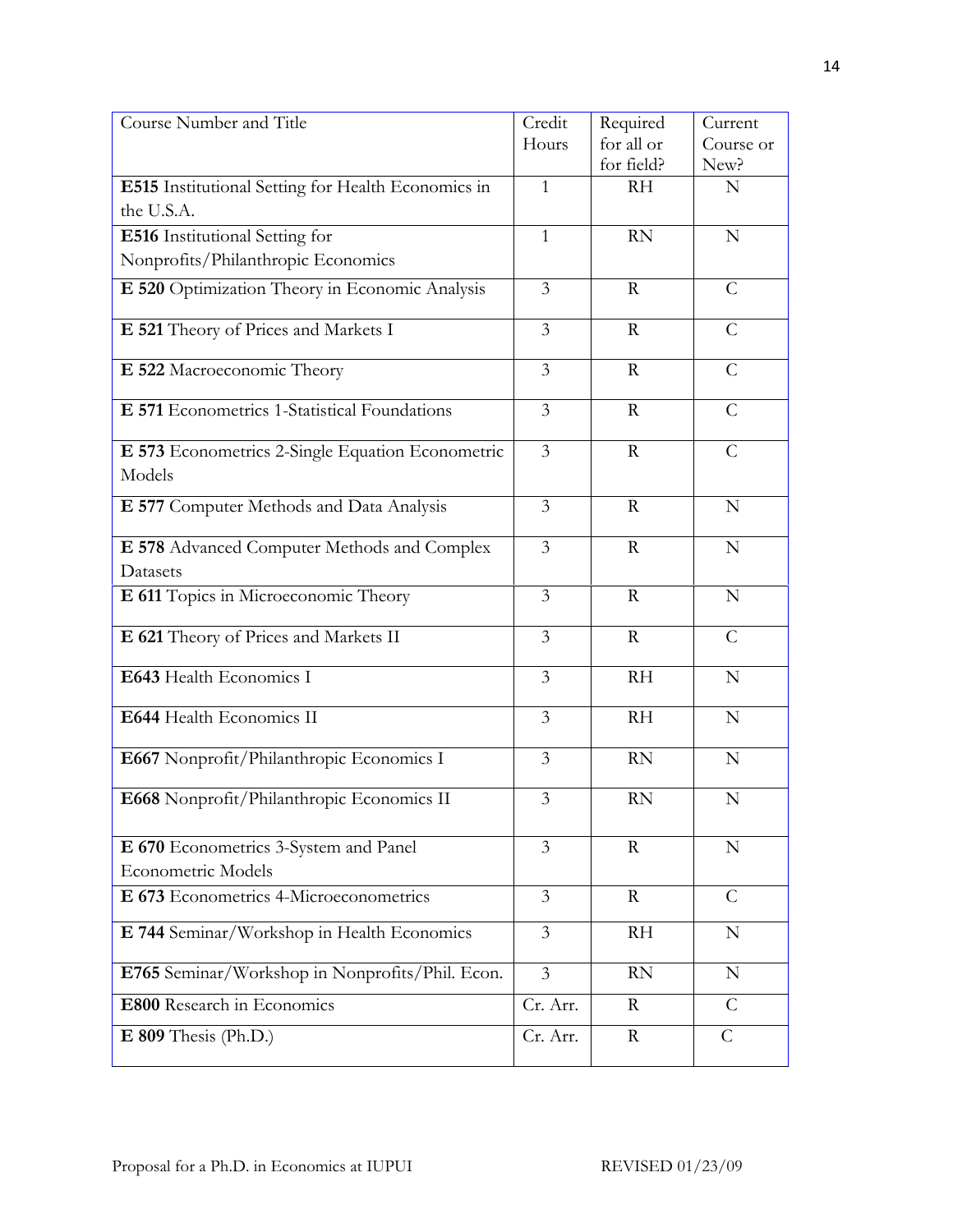| Course Number and Title | Credit Hours | Required for all or for field? | Current Course or New? |
|---|---|---|---|
| **E515** Institutional Setting for Health Economics in the U.S.A. | 1 | RH | N |
| **E516** Institutional Setting for Nonprofits/Philanthropic Economics | 1 | RN | N |
| **E 520** Optimization Theory in Economic Analysis | 3 | R | C |
| **E 521** Theory of Prices and Markets I | 3 | R | C |
| **E 522** Macroeconomic Theory | 3 | R | C |
| **E 571** Econometrics 1-Statistical Foundations | 3 | R | C |
| **E 573** Econometrics 2-Single Equation Econometric Models | 3 | R | C |
| **E 577** Computer Methods and Data Analysis | 3 | R | N |
| **E 578** Advanced Computer Methods and Complex Datasets | 3 | R | N |
| **E 611** Topics in Microeconomic Theory | 3 | R | N |
| **E 621** Theory of Prices and Markets II | 3 | R | C |
| **E643** Health Economics I | 3 | RH | N |
| **E644** Health Economics II | 3 | RH | N |
| **E667** Nonprofit/Philanthropic Economics I | 3 | RN | N |
| **E668** Nonprofit/Philanthropic Economics II | 3 | RN | N |
| **E 670** Econometrics 3-System and Panel Econometric Models | 3 | R | N |
| **E 673** Econometrics 4-Microeconometrics | 3 | R | C |
| **E 744** Seminar/Workshop in Health Economics | 3 | RH | N |
| **E765** Seminar/Workshop in Nonprofits/Phil. Econ. | 3 | RN | N |
| **E800** Research in Economics | Cr. Arr. | R | C |
| **E 809** Thesis (Ph.D.) | Cr. Arr. | R | C |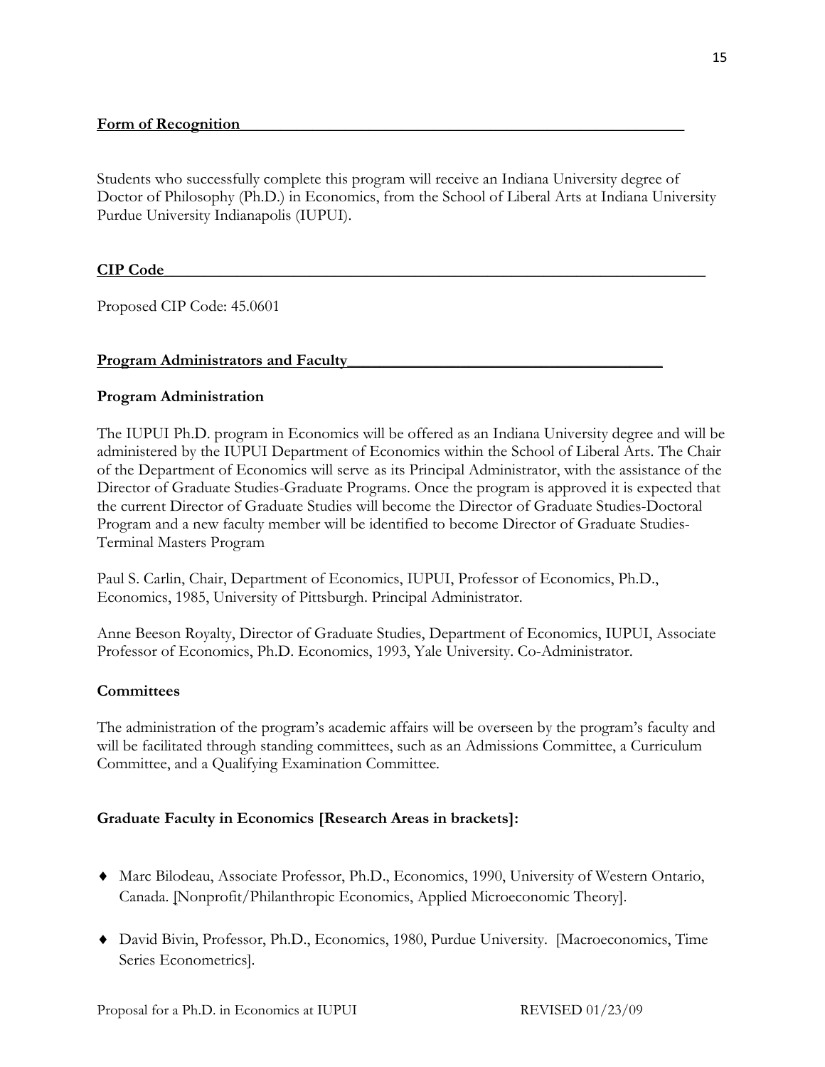## Form of Recognition

Students who successfully complete this program will receive an Indiana University degree of Doctor of Philosophy (Ph.D.) in Economics, from the School of Liberal Arts at Indiana University Purdue University Indianapolis (IUPUI).

## CIP Code

Proposed CIP Code: 45.0601

## Program Administrators and Faculty

### Program Administration

The IUPUI Ph.D. program in Economics will be offered as an Indiana University degree and will be administered by the IUPUI Department of Economics within the School of Liberal Arts. The Chair of the Department of Economics will serve as its Principal Administrator, with the assistance of the Director of Graduate Studies-Graduate Programs. Once the program is approved it is expected that the current Director of Graduate Studies will become the Director of Graduate Studies-Doctoral Program and a new faculty member will be identified to become Director of Graduate Studies-Terminal Masters Program

Paul S. Carlin, Chair, Department of Economics, IUPUI, Professor of Economics, Ph.D., Economics, 1985, University of Pittsburgh. Principal Administrator.

Anne Beeson Royalty, Director of Graduate Studies, Department of Economics, IUPUI, Associate Professor of Economics, Ph.D. Economics, 1993, Yale University. Co-Administrator.

### Committees

The administration of the program's academic affairs will be overseen by the program's faculty and will be facilitated through standing committees, such as an Admissions Committee, a Curriculum Committee, and a Qualifying Examination Committee.

### Graduate Faculty in Economics [Research Areas in brackets]:

- Marc Bilodeau, Associate Professor, Ph.D., Economics, 1990, University of Western Ontario, Canada. [Nonprofit/Philanthropic Economics, Applied Microeconomic Theory].
- David Bivin, Professor, Ph.D., Economics, 1980, Purdue University. [Macroeconomics, Time Series Econometrics].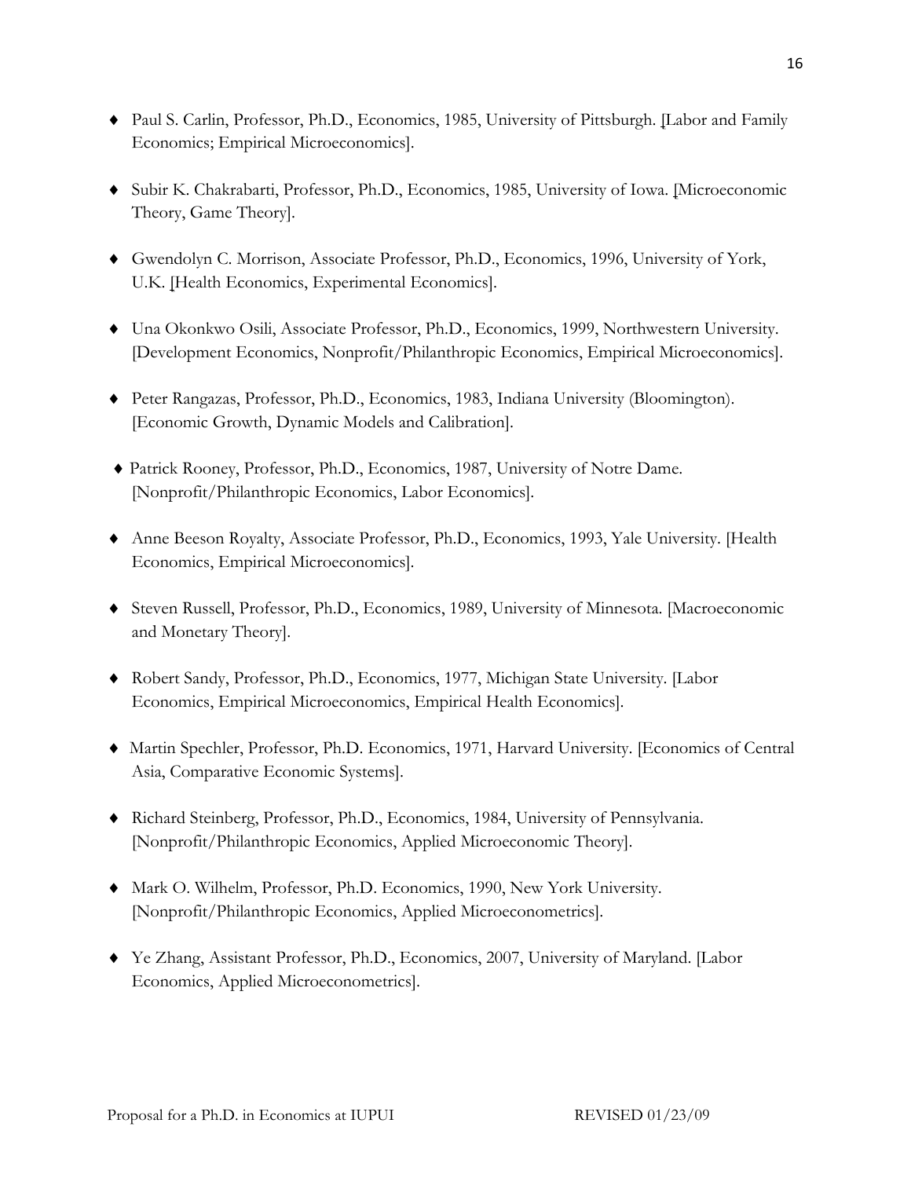- Paul S. Carlin, Professor, Ph.D., Economics, 1985, University of Pittsburgh. [Labor and Family Economics; Empirical Microeconomics].

- Subir K. Chakrabarti, Professor, Ph.D., Economics, 1985, University of Iowa. [Microeconomic Theory, Game Theory].

- Gwendolyn C. Morrison, Associate Professor, Ph.D., Economics, 1996, University of York, U.K. [Health Economics, Experimental Economics].

- Una Okonkwo Osili, Associate Professor, Ph.D., Economics, 1999, Northwestern University. [Development Economics, Nonprofit/Philanthropic Economics, Empirical Microeconomics].

- Peter Rangazas, Professor, Ph.D., Economics, 1983, Indiana University (Bloomington). [Economic Growth, Dynamic Models and Calibration].

- Patrick Rooney, Professor, Ph.D., Economics, 1987, University of Notre Dame. [Nonprofit/Philanthropic Economics, Labor Economics].

- Anne Beeson Royalty, Associate Professor, Ph.D., Economics, 1993, Yale University. [Health Economics, Empirical Microeconomics].

- Steven Russell, Professor, Ph.D., Economics, 1989, University of Minnesota. [Macroeconomic and Monetary Theory].

- Robert Sandy, Professor, Ph.D., Economics, 1977, Michigan State University. [Labor Economics, Empirical Microeconomics, Empirical Health Economics].

- Martin Spechler, Professor, Ph.D. Economics, 1971, Harvard University. [Economics of Central Asia, Comparative Economic Systems].

- Richard Steinberg, Professor, Ph.D., Economics, 1984, University of Pennsylvania. [Nonprofit/Philanthropic Economics, Applied Microeconomic Theory].

- Mark O. Wilhelm, Professor, Ph.D. Economics, 1990, New York University. [Nonprofit/Philanthropic Economics, Applied Microeconometrics].

- Ye Zhang, Assistant Professor, Ph.D., Economics, 2007, University of Maryland. [Labor Economics, Applied Microeconometrics].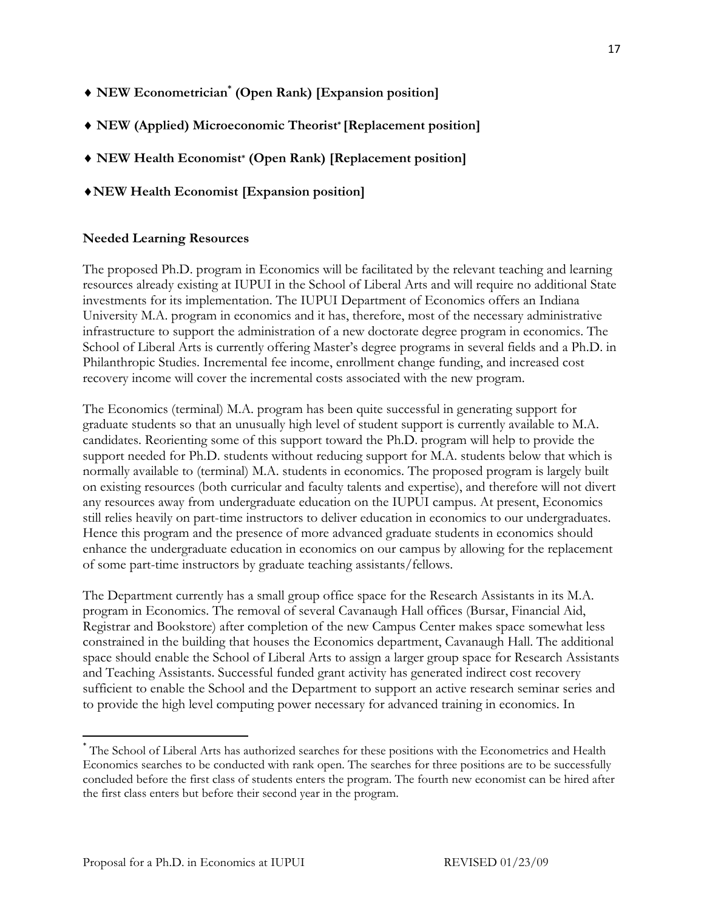- ♦ **NEW Econometrician[*] (Open Rank) [Expansion position]**

- ♦ **NEW (Applied) Microeconomic Theorist[*] [Replacement position]**

- ♦ **NEW Health Economist[*] (Open Rank) [Replacement position]**

- ♦ **NEW Health Economist [Expansion position]**

### Needed Learning Resources

The proposed Ph.D. program in Economics will be facilitated by the relevant teaching and learning resources already existing at IUPUI in the School of Liberal Arts and will require no additional State investments for its implementation. The IUPUI Department of Economics offers an Indiana University M.A. program in economics and it has, therefore, most of the necessary administrative infrastructure to support the administration of a new doctorate degree program in economics. The School of Liberal Arts is currently offering Master's degree programs in several fields and a Ph.D. in Philanthropic Studies. Incremental fee income, enrollment change funding, and increased cost recovery income will cover the incremental costs associated with the new program.

The Economics (terminal) M.A. program has been quite successful in generating support for graduate students so that an unusually high level of student support is currently available to M.A. candidates. Reorienting some of this support toward the Ph.D. program will help to provide the support needed for Ph.D. students without reducing support for M.A. students below that which is normally available to (terminal) M.A. students in economics. The proposed program is largely built on existing resources (both curricular and faculty talents and expertise), and therefore will not divert any resources away from undergraduate education on the IUPUI campus. At present, Economics still relies heavily on part-time instructors to deliver education in economics to our undergraduates. Hence this program and the presence of more advanced graduate students in economics should enhance the undergraduate education in economics on our campus by allowing for the replacement of some part-time instructors by graduate teaching assistants/fellows.

The Department currently has a small group office space for the Research Assistants in its M.A. program in Economics. The removal of several Cavanaugh Hall offices (Bursar, Financial Aid, Registrar and Bookstore) after completion of the new Campus Center makes space somewhat less constrained in the building that houses the Economics department, Cavanaugh Hall. The additional space should enable the School of Liberal Arts to assign a larger group space for Research Assistants and Teaching Assistants. Successful funded grant activity has generated indirect cost recovery sufficient to enable the School and the Department to support an active research seminar series and to provide the high level computing power necessary for advanced training in economics. In

---

[*] The School of Liberal Arts has authorized searches for these positions with the Econometrics and Health Economics searches to be conducted with rank open. The searches for three positions are to be successfully concluded before the first class of students enters the program. The fourth new economist can be hired after the first class enters but before their second year in the program.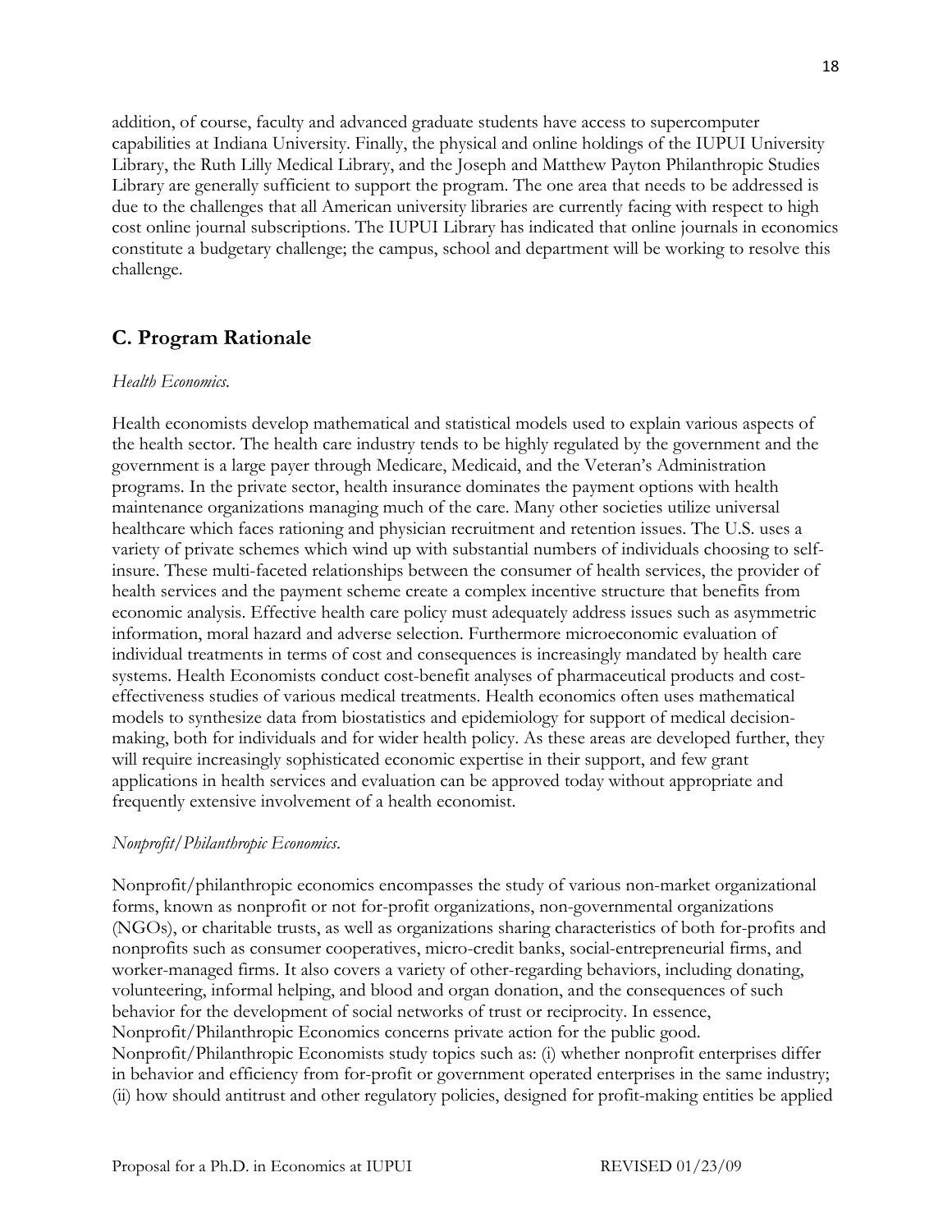addition, of course, faculty and advanced graduate students have access to supercomputer capabilities at Indiana University. Finally, the physical and online holdings of the IUPUI University Library, the Ruth Lilly Medical Library, and the Joseph and Matthew Payton Philanthropic Studies Library are generally sufficient to support the program. The one area that needs to be addressed is due to the challenges that all American university libraries are currently facing with respect to high cost online journal subscriptions. The IUPUI Library has indicated that online journals in economics constitute a budgetary challenge; the campus, school and department will be working to resolve this challenge.

## C. Program Rationale

*Health Economics.*

Health economists develop mathematical and statistical models used to explain various aspects of the health sector. The health care industry tends to be highly regulated by the government and the government is a large payer through Medicare, Medicaid, and the Veteran's Administration programs. In the private sector, health insurance dominates the payment options with health maintenance organizations managing much of the care. Many other societies utilize universal healthcare which faces rationing and physician recruitment and retention issues. The U.S. uses a variety of private schemes which wind up with substantial numbers of individuals choosing to self-insure. These multi-faceted relationships between the consumer of health services, the provider of health services and the payment scheme create a complex incentive structure that benefits from economic analysis. Effective health care policy must adequately address issues such as asymmetric information, moral hazard and adverse selection. Furthermore microeconomic evaluation of individual treatments in terms of cost and consequences is increasingly mandated by health care systems. Health Economists conduct cost-benefit analyses of pharmaceutical products and cost-effectiveness studies of various medical treatments. Health economics often uses mathematical models to synthesize data from biostatistics and epidemiology for support of medical decision-making, both for individuals and for wider health policy. As these areas are developed further, they will require increasingly sophisticated economic expertise in their support, and few grant applications in health services and evaluation can be approved today without appropriate and frequently extensive involvement of a health economist.

*Nonprofit/Philanthropic Economics.*

Nonprofit/philanthropic economics encompasses the study of various non-market organizational forms, known as nonprofit or not for-profit organizations, non-governmental organizations (NGOs), or charitable trusts, as well as organizations sharing characteristics of both for-profits and nonprofits such as consumer cooperatives, micro-credit banks, social-entrepreneurial firms, and worker-managed firms. It also covers a variety of other-regarding behaviors, including donating, volunteering, informal helping, and blood and organ donation, and the consequences of such behavior for the development of social networks of trust or reciprocity. In essence, Nonprofit/Philanthropic Economics concerns private action for the public good. Nonprofit/Philanthropic Economists study topics such as: (i) whether nonprofit enterprises differ in behavior and efficiency from for-profit or government operated enterprises in the same industry; (ii) how should antitrust and other regulatory policies, designed for profit-making entities be applied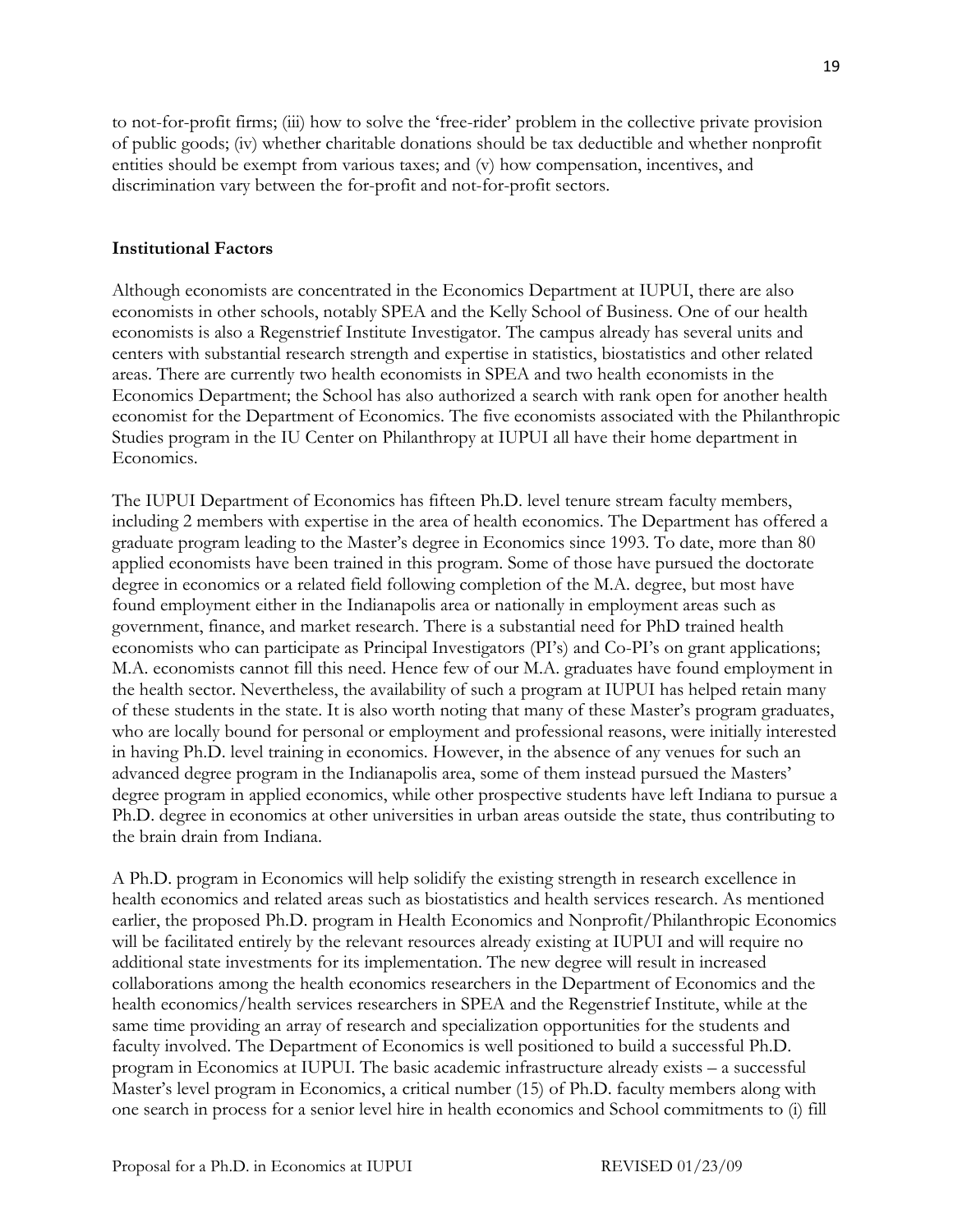to not-for-profit firms; (iii) how to solve the 'free-rider' problem in the collective private provision of public goods; (iv) whether charitable donations should be tax deductible and whether nonprofit entities should be exempt from various taxes; and (v) how compensation, incentives, and discrimination vary between the for-profit and not-for-profit sectors.

**Institutional Factors**

Although economists are concentrated in the Economics Department at IUPUI, there are also economists in other schools, notably SPEA and the Kelly School of Business. One of our health economists is also a Regenstrief Institute Investigator. The campus already has several units and centers with substantial research strength and expertise in statistics, biostatistics and other related areas. There are currently two health economists in SPEA and two health economists in the Economics Department; the School has also authorized a search with rank open for another health economist for the Department of Economics. The five economists associated with the Philanthropic Studies program in the IU Center on Philanthropy at IUPUI all have their home department in Economics.

The IUPUI Department of Economics has fifteen Ph.D. level tenure stream faculty members, including 2 members with expertise in the area of health economics. The Department has offered a graduate program leading to the Master's degree in Economics since 1993. To date, more than 80 applied economists have been trained in this program. Some of those have pursued the doctorate degree in economics or a related field following completion of the M.A. degree, but most have found employment either in the Indianapolis area or nationally in employment areas such as government, finance, and market research. There is a substantial need for PhD trained health economists who can participate as Principal Investigators (PI's) and Co-PI's on grant applications; M.A. economists cannot fill this need. Hence few of our M.A. graduates have found employment in the health sector. Nevertheless, the availability of such a program at IUPUI has helped retain many of these students in the state. It is also worth noting that many of these Master's program graduates, who are locally bound for personal or employment and professional reasons, were initially interested in having Ph.D. level training in economics. However, in the absence of any venues for such an advanced degree program in the Indianapolis area, some of them instead pursued the Masters' degree program in applied economics, while other prospective students have left Indiana to pursue a Ph.D. degree in economics at other universities in urban areas outside the state, thus contributing to the brain drain from Indiana.

A Ph.D. program in Economics will help solidify the existing strength in research excellence in health economics and related areas such as biostatistics and health services research. As mentioned earlier, the proposed Ph.D. program in Health Economics and Nonprofit/Philanthropic Economics will be facilitated entirely by the relevant resources already existing at IUPUI and will require no additional state investments for its implementation. The new degree will result in increased collaborations among the health economics researchers in the Department of Economics and the health economics/health services researchers in SPEA and the Regenstrief Institute, while at the same time providing an array of research and specialization opportunities for the students and faculty involved. The Department of Economics is well positioned to build a successful Ph.D. program in Economics at IUPUI. The basic academic infrastructure already exists – a successful Master's level program in Economics, a critical number (15) of Ph.D. faculty members along with one search in process for a senior level hire in health economics and School commitments to (i) fill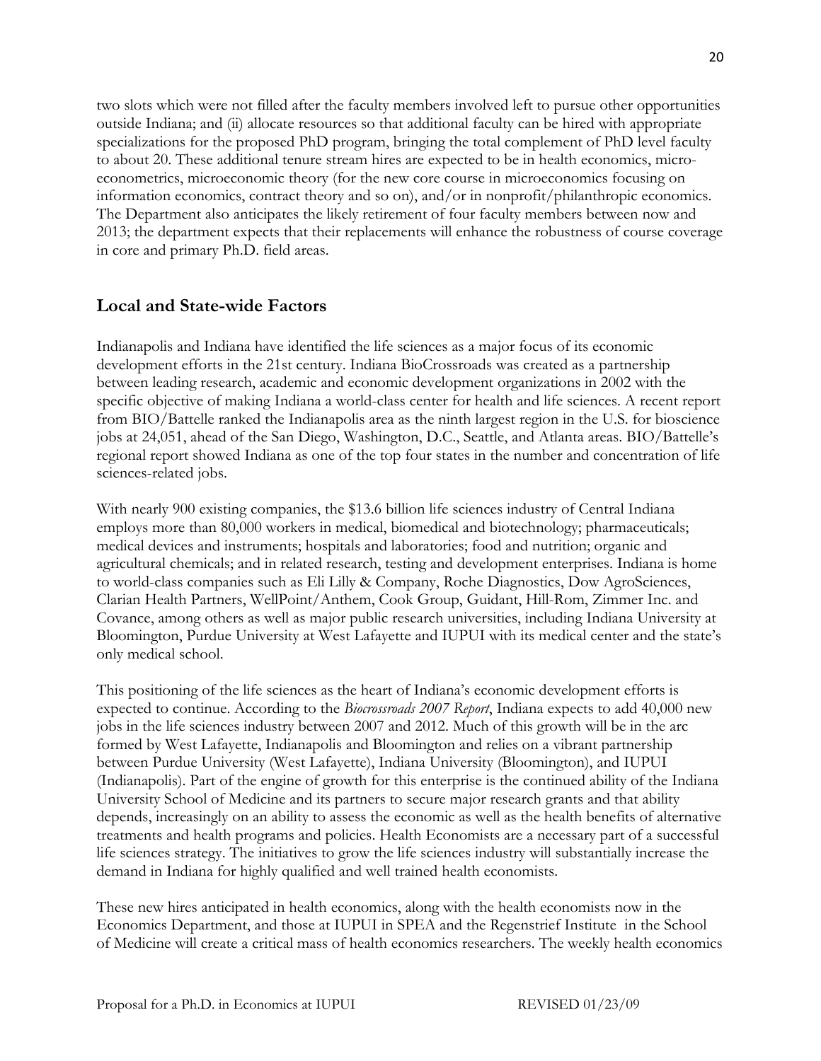two slots which were not filled after the faculty members involved left to pursue other opportunities outside Indiana; and (ii) allocate resources so that additional faculty can be hired with appropriate specializations for the proposed PhD program, bringing the total complement of PhD level faculty to about 20. These additional tenure stream hires are expected to be in health economics, micro-econometrics, microeconomic theory (for the new core course in microeconomics focusing on information economics, contract theory and so on), and/or in nonprofit/philanthropic economics. The Department also anticipates the likely retirement of four faculty members between now and 2013; the department expects that their replacements will enhance the robustness of course coverage in core and primary Ph.D. field areas.

## Local and State-wide Factors

Indianapolis and Indiana have identified the life sciences as a major focus of its economic development efforts in the 21st century. Indiana BioCrossroads was created as a partnership between leading research, academic and economic development organizations in 2002 with the specific objective of making Indiana a world-class center for health and life sciences. A recent report from BIO/Battelle ranked the Indianapolis area as the ninth largest region in the U.S. for bioscience jobs at 24,051, ahead of the San Diego, Washington, D.C., Seattle, and Atlanta areas. BIO/Battelle's regional report showed Indiana as one of the top four states in the number and concentration of life sciences-related jobs.

With nearly 900 existing companies, the $13.6 billion life sciences industry of Central Indiana employs more than 80,000 workers in medical, biomedical and biotechnology; pharmaceuticals; medical devices and instruments; hospitals and laboratories; food and nutrition; organic and agricultural chemicals; and in related research, testing and development enterprises. Indiana is home to world-class companies such as Eli Lilly & Company, Roche Diagnostics, Dow AgroSciences, Clarian Health Partners, WellPoint/Anthem, Cook Group, Guidant, Hill-Rom, Zimmer Inc. and Covance, among others as well as major public research universities, including Indiana University at Bloomington, Purdue University at West Lafayette and IUPUI with its medical center and the state's only medical school.

This positioning of the life sciences as the heart of Indiana's economic development efforts is expected to continue. According to the *Biocrossroads 2007 Report*, Indiana expects to add 40,000 new jobs in the life sciences industry between 2007 and 2012. Much of this growth will be in the arc formed by West Lafayette, Indianapolis and Bloomington and relies on a vibrant partnership between Purdue University (West Lafayette), Indiana University (Bloomington), and IUPUI (Indianapolis). Part of the engine of growth for this enterprise is the continued ability of the Indiana University School of Medicine and its partners to secure major research grants and that ability depends, increasingly on an ability to assess the economic as well as the health benefits of alternative treatments and health programs and policies. Health Economists are a necessary part of a successful life sciences strategy. The initiatives to grow the life sciences industry will substantially increase the demand in Indiana for highly qualified and well trained health economists.

These new hires anticipated in health economics, along with the health economists now in the Economics Department, and those at IUPUI in SPEA and the Regenstrief Institute in the School of Medicine will create a critical mass of health economics researchers. The weekly health economics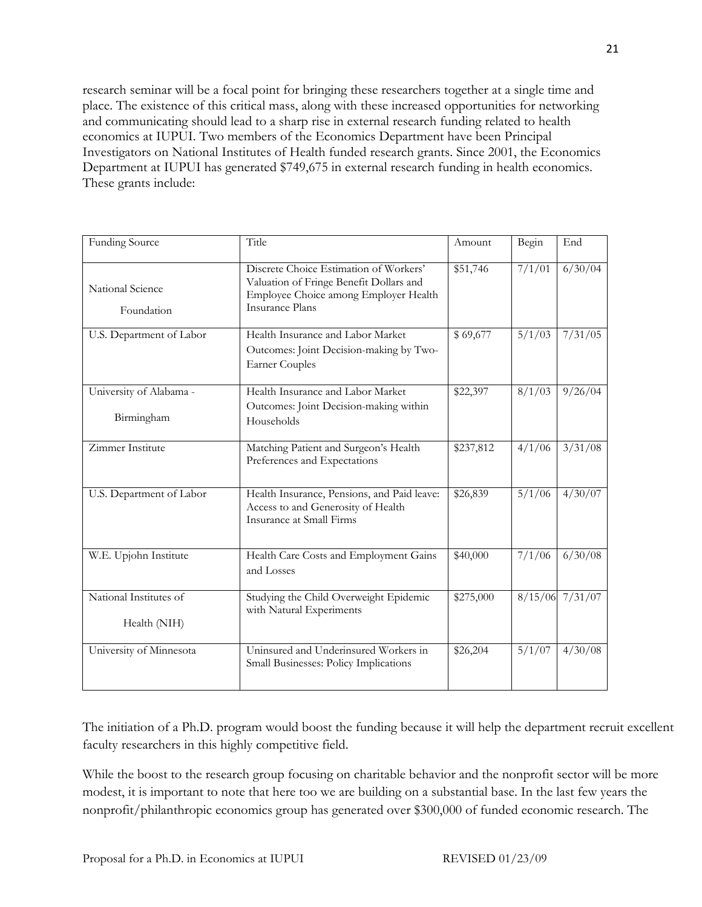research seminar will be a focal point for bringing these researchers together at a single time and place. The existence of this critical mass, along with these increased opportunities for networking and communicating should lead to a sharp rise in external research funding related to health economics at IUPUI. Two members of the Economics Department have been Principal Investigators on National Institutes of Health funded research grants. Since 2001, the Economics Department at IUPUI has generated $749,675 in external research funding in health economics. These grants include:

| Funding Source | Title | Amount | Begin | End |
|---|---|---|---|---|
| National Science Foundation | Discrete Choice Estimation of Workers' Valuation of Fringe Benefit Dollars and Employee Choice among Employer Health Insurance Plans | $51,746 | 7/1/01 | 6/30/04 |
| U.S. Department of Labor | Health Insurance and Labor Market Outcomes: Joint Decision-making by Two-Earner Couples | $ 69,677 | 5/1/03 | 7/31/05 |
| University of Alabama - Birmingham | Health Insurance and Labor Market Outcomes: Joint Decision-making within Households | $22,397 | 8/1/03 | 9/26/04 |
| Zimmer Institute | Matching Patient and Surgeon's Health Preferences and Expectations | $237,812 | 4/1/06 | 3/31/08 |
| U.S. Department of Labor | Health Insurance, Pensions, and Paid leave: Access to and Generosity of Health Insurance at Small Firms | $26,839 | 5/1/06 | 4/30/07 |
| W.E. Upjohn Institute | Health Care Costs and Employment Gains and Losses | $40,000 | 7/1/06 | 6/30/08 |
| National Institutes of Health (NIH) | Studying the Child Overweight Epidemic with Natural Experiments | $275,000 | 8/15/06 | 7/31/07 |
| University of Minnesota | Uninsured and Underinsured Workers in Small Businesses: Policy Implications | $26,204 | 5/1/07 | 4/30/08 |

The initiation of a Ph.D. program would boost the funding because it will help the department recruit excellent faculty researchers in this highly competitive field.

While the boost to the research group focusing on charitable behavior and the nonprofit sector will be more modest, it is important to note that here too we are building on a substantial base. In the last few years the nonprofit/philanthropic economics group has generated over $300,000 of funded economic research. The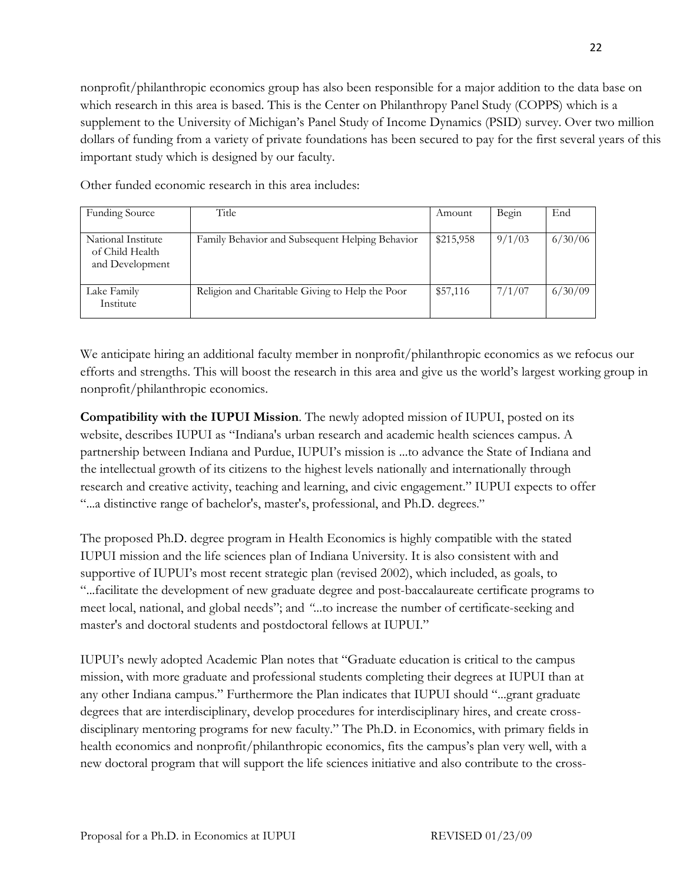nonprofit/philanthropic economics group has also been responsible for a major addition to the data base on which research in this area is based. This is the Center on Philanthropy Panel Study (COPPS) which is a supplement to the University of Michigan's Panel Study of Income Dynamics (PSID) survey. Over two million dollars of funding from a variety of private foundations has been secured to pay for the first several years of this important study which is designed by our faculty.

Other funded economic research in this area includes:

| Funding Source | Title | Amount | Begin | End |
|---|---|---|---|---|
| National Institute of Child Health and Development | Family Behavior and Subsequent Helping Behavior | $215,958 | 9/1/03 | 6/30/06 |
| Lake Family Institute | Religion and Charitable Giving to Help the Poor | $57,116 | 7/1/07 | 6/30/09 |

We anticipate hiring an additional faculty member in nonprofit/philanthropic economics as we refocus our efforts and strengths. This will boost the research in this area and give us the world's largest working group in nonprofit/philanthropic economics.

**Compatibility with the IUPUI Mission**. The newly adopted mission of IUPUI, posted on its website, describes IUPUI as "Indiana's urban research and academic health sciences campus. A partnership between Indiana and Purdue, IUPUI's mission is ...to advance the State of Indiana and the intellectual growth of its citizens to the highest levels nationally and internationally through research and creative activity, teaching and learning, and civic engagement." IUPUI expects to offer "...a distinctive range of bachelor's, master's, professional, and Ph.D. degrees."

The proposed Ph.D. degree program in Health Economics is highly compatible with the stated IUPUI mission and the life sciences plan of Indiana University. It is also consistent with and supportive of IUPUI's most recent strategic plan (revised 2002), which included, as goals, to "...facilitate the development of new graduate degree and post-baccalaureate certificate programs to meet local, national, and global needs"; and "...to increase the number of certificate-seeking and master's and doctoral students and postdoctoral fellows at IUPUI."

IUPUI's newly adopted Academic Plan notes that "Graduate education is critical to the campus mission, with more graduate and professional students completing their degrees at IUPUI than at any other Indiana campus." Furthermore the Plan indicates that IUPUI should "...grant graduate degrees that are interdisciplinary, develop procedures for interdisciplinary hires, and create cross-disciplinary mentoring programs for new faculty." The Ph.D. in Economics, with primary fields in health economics and nonprofit/philanthropic economics, fits the campus's plan very well, with a new doctoral program that will support the life sciences initiative and also contribute to the cross-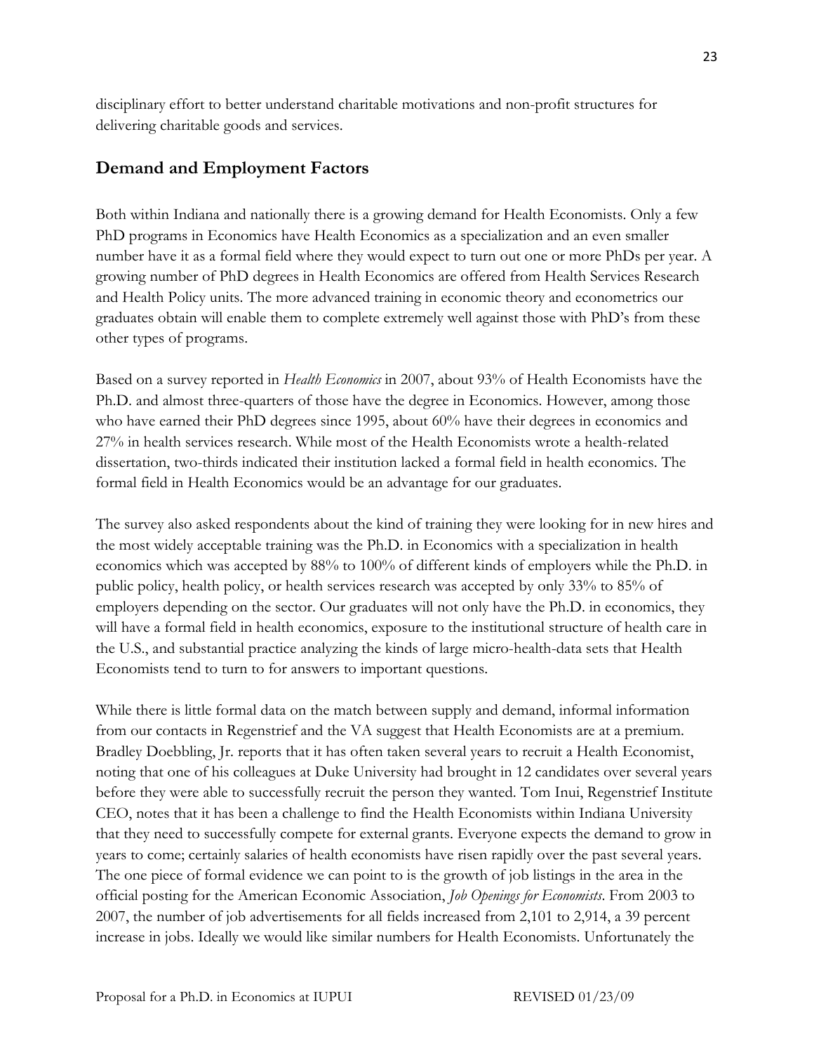disciplinary effort to better understand charitable motivations and non-profit structures for delivering charitable goods and services.

## Demand and Employment Factors

Both within Indiana and nationally there is a growing demand for Health Economists. Only a few PhD programs in Economics have Health Economics as a specialization and an even smaller number have it as a formal field where they would expect to turn out one or more PhDs per year. A growing number of PhD degrees in Health Economics are offered from Health Services Research and Health Policy units. The more advanced training in economic theory and econometrics our graduates obtain will enable them to complete extremely well against those with PhD's from these other types of programs.

Based on a survey reported in *Health Economics* in 2007, about 93% of Health Economists have the Ph.D. and almost three-quarters of those have the degree in Economics. However, among those who have earned their PhD degrees since 1995, about 60% have their degrees in economics and 27% in health services research. While most of the Health Economists wrote a health-related dissertation, two-thirds indicated their institution lacked a formal field in health economics. The formal field in Health Economics would be an advantage for our graduates.

The survey also asked respondents about the kind of training they were looking for in new hires and the most widely acceptable training was the Ph.D. in Economics with a specialization in health economics which was accepted by 88% to 100% of different kinds of employers while the Ph.D. in public policy, health policy, or health services research was accepted by only 33% to 85% of employers depending on the sector. Our graduates will not only have the Ph.D. in economics, they will have a formal field in health economics, exposure to the institutional structure of health care in the U.S., and substantial practice analyzing the kinds of large micro-health-data sets that Health Economists tend to turn to for answers to important questions.

While there is little formal data on the match between supply and demand, informal information from our contacts in Regenstrief and the VA suggest that Health Economists are at a premium. Bradley Doebbling, Jr. reports that it has often taken several years to recruit a Health Economist, noting that one of his colleagues at Duke University had brought in 12 candidates over several years before they were able to successfully recruit the person they wanted. Tom Inui, Regenstrief Institute CEO, notes that it has been a challenge to find the Health Economists within Indiana University that they need to successfully compete for external grants. Everyone expects the demand to grow in years to come; certainly salaries of health economists have risen rapidly over the past several years. The one piece of formal evidence we can point to is the growth of job listings in the area in the official posting for the American Economic Association, *Job Openings for Economists*. From 2003 to 2007, the number of job advertisements for all fields increased from 2,101 to 2,914, a 39 percent increase in jobs. Ideally we would like similar numbers for Health Economists. Unfortunately the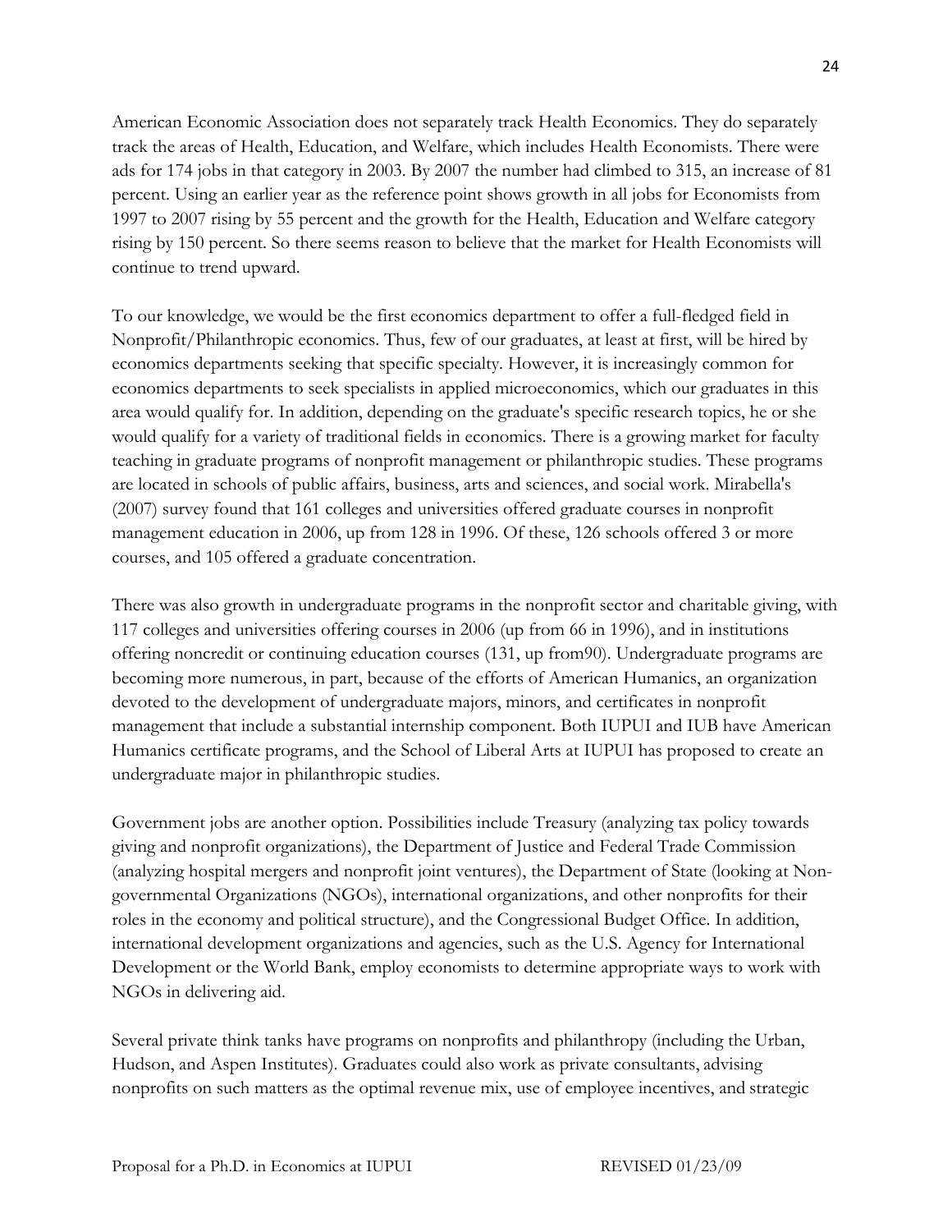American Economic Association does not separately track Health Economics. They do separately track the areas of Health, Education, and Welfare, which includes Health Economists. There were ads for 174 jobs in that category in 2003. By 2007 the number had climbed to 315, an increase of 81 percent. Using an earlier year as the reference point shows growth in all jobs for Economists from 1997 to 2007 rising by 55 percent and the growth for the Health, Education and Welfare category rising by 150 percent. So there seems reason to believe that the market for Health Economists will continue to trend upward.

To our knowledge, we would be the first economics department to offer a full-fledged field in Nonprofit/Philanthropic economics. Thus, few of our graduates, at least at first, will be hired by economics departments seeking that specific specialty. However, it is increasingly common for economics departments to seek specialists in applied microeconomics, which our graduates in this area would qualify for. In addition, depending on the graduate's specific research topics, he or she would qualify for a variety of traditional fields in economics. There is a growing market for faculty teaching in graduate programs of nonprofit management or philanthropic studies. These programs are located in schools of public affairs, business, arts and sciences, and social work. Mirabella's (2007) survey found that 161 colleges and universities offered graduate courses in nonprofit management education in 2006, up from 128 in 1996. Of these, 126 schools offered 3 or more courses, and 105 offered a graduate concentration.

There was also growth in undergraduate programs in the nonprofit sector and charitable giving, with 117 colleges and universities offering courses in 2006 (up from 66 in 1996), and in institutions offering noncredit or continuing education courses (131, up from90). Undergraduate programs are becoming more numerous, in part, because of the efforts of American Humanics, an organization devoted to the development of undergraduate majors, minors, and certificates in nonprofit management that include a substantial internship component. Both IUPUI and IUB have American Humanics certificate programs, and the School of Liberal Arts at IUPUI has proposed to create an undergraduate major in philanthropic studies.

Government jobs are another option. Possibilities include Treasury (analyzing tax policy towards giving and nonprofit organizations), the Department of Justice and Federal Trade Commission (analyzing hospital mergers and nonprofit joint ventures), the Department of State (looking at Non-governmental Organizations (NGOs), international organizations, and other nonprofits for their roles in the economy and political structure), and the Congressional Budget Office. In addition, international development organizations and agencies, such as the U.S. Agency for International Development or the World Bank, employ economists to determine appropriate ways to work with NGOs in delivering aid.

Several private think tanks have programs on nonprofits and philanthropy (including the Urban, Hudson, and Aspen Institutes). Graduates could also work as private consultants, advising nonprofits on such matters as the optimal revenue mix, use of employee incentives, and strategic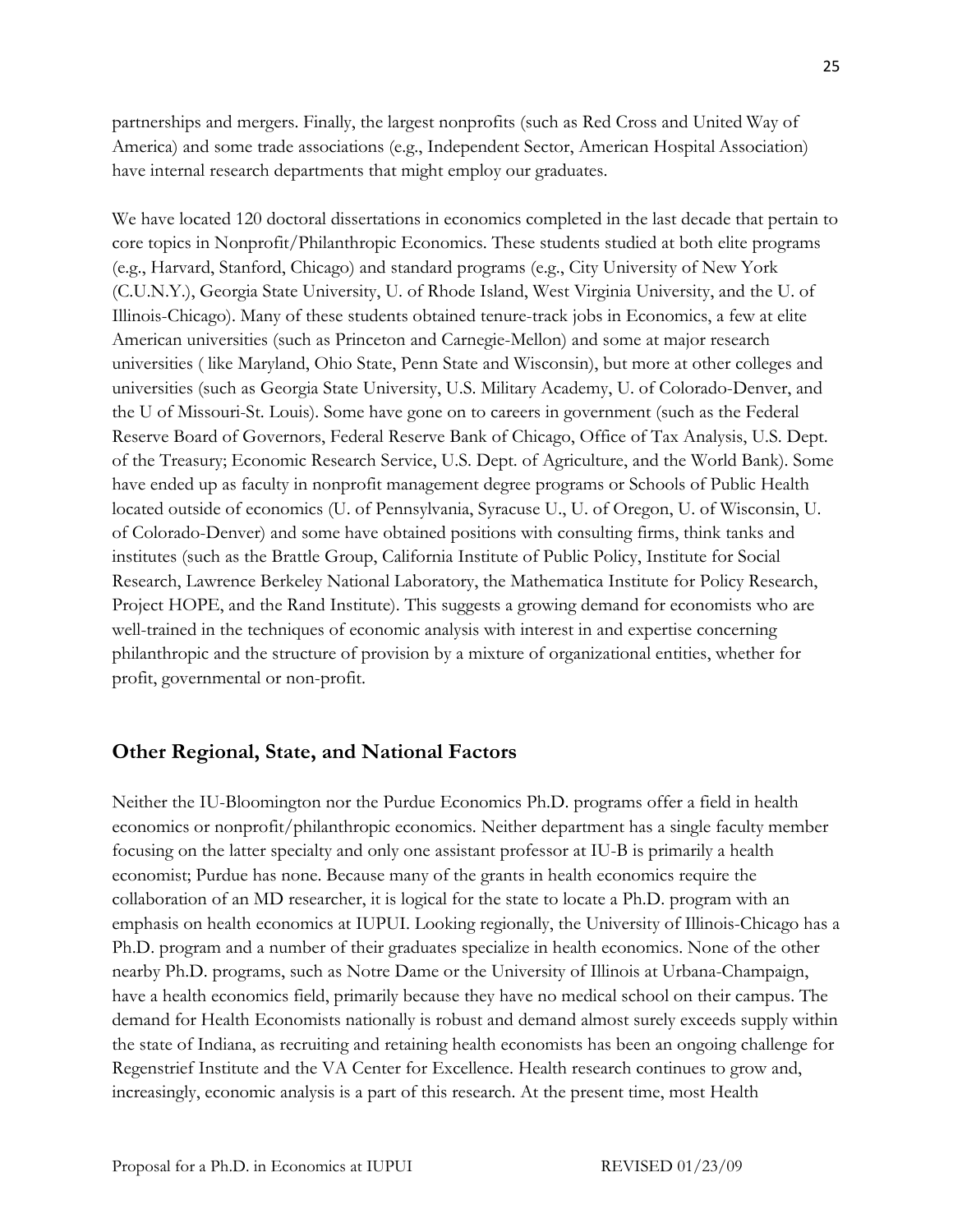partnerships and mergers. Finally, the largest nonprofits (such as Red Cross and United Way of America) and some trade associations (e.g., Independent Sector, American Hospital Association) have internal research departments that might employ our graduates.

We have located 120 doctoral dissertations in economics completed in the last decade that pertain to core topics in Nonprofit/Philanthropic Economics. These students studied at both elite programs (e.g., Harvard, Stanford, Chicago) and standard programs (e.g., City University of New York (C.U.N.Y.), Georgia State University, U. of Rhode Island, West Virginia University, and the U. of Illinois-Chicago). Many of these students obtained tenure-track jobs in Economics, a few at elite American universities (such as Princeton and Carnegie-Mellon) and some at major research universities ( like Maryland, Ohio State, Penn State and Wisconsin), but more at other colleges and universities (such as Georgia State University, U.S. Military Academy, U. of Colorado-Denver, and the U of Missouri-St. Louis). Some have gone on to careers in government (such as the Federal Reserve Board of Governors, Federal Reserve Bank of Chicago, Office of Tax Analysis, U.S. Dept. of the Treasury; Economic Research Service, U.S. Dept. of Agriculture, and the World Bank). Some have ended up as faculty in nonprofit management degree programs or Schools of Public Health located outside of economics (U. of Pennsylvania, Syracuse U., U. of Oregon, U. of Wisconsin, U. of Colorado-Denver) and some have obtained positions with consulting firms, think tanks and institutes (such as the Brattle Group, California Institute of Public Policy, Institute for Social Research, Lawrence Berkeley National Laboratory, the Mathematica Institute for Policy Research, Project HOPE, and the Rand Institute). This suggests a growing demand for economists who are well-trained in the techniques of economic analysis with interest in and expertise concerning philanthropic and the structure of provision by a mixture of organizational entities, whether for profit, governmental or non-profit.

## Other Regional, State, and National Factors

Neither the IU-Bloomington nor the Purdue Economics Ph.D. programs offer a field in health economics or nonprofit/philanthropic economics. Neither department has a single faculty member focusing on the latter specialty and only one assistant professor at IU-B is primarily a health economist; Purdue has none. Because many of the grants in health economics require the collaboration of an MD researcher, it is logical for the state to locate a Ph.D. program with an emphasis on health economics at IUPUI. Looking regionally, the University of Illinois-Chicago has a Ph.D. program and a number of their graduates specialize in health economics. None of the other nearby Ph.D. programs, such as Notre Dame or the University of Illinois at Urbana-Champaign, have a health economics field, primarily because they have no medical school on their campus. The demand for Health Economists nationally is robust and demand almost surely exceeds supply within the state of Indiana, as recruiting and retaining health economists has been an ongoing challenge for Regenstrief Institute and the VA Center for Excellence. Health research continues to grow and, increasingly, economic analysis is a part of this research. At the present time, most Health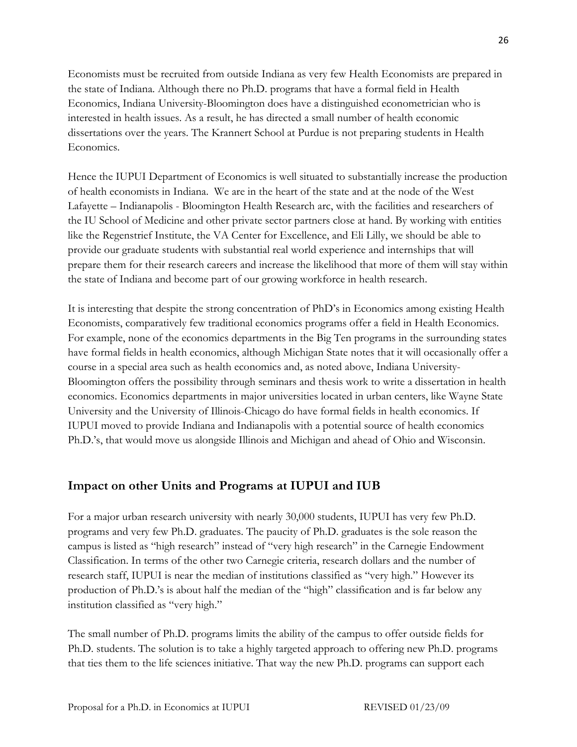Economists must be recruited from outside Indiana as very few Health Economists are prepared in the state of Indiana. Although there no Ph.D. programs that have a formal field in Health Economics, Indiana University-Bloomington does have a distinguished econometrician who is interested in health issues. As a result, he has directed a small number of health economic dissertations over the years. The Krannert School at Purdue is not preparing students in Health Economics.

Hence the IUPUI Department of Economics is well situated to substantially increase the production of health economists in Indiana. We are in the heart of the state and at the node of the West Lafayette – Indianapolis - Bloomington Health Research arc, with the facilities and researchers of the IU School of Medicine and other private sector partners close at hand. By working with entities like the Regenstrief Institute, the VA Center for Excellence, and Eli Lilly, we should be able to provide our graduate students with substantial real world experience and internships that will prepare them for their research careers and increase the likelihood that more of them will stay within the state of Indiana and become part of our growing workforce in health research.

It is interesting that despite the strong concentration of PhD's in Economics among existing Health Economists, comparatively few traditional economics programs offer a field in Health Economics. For example, none of the economics departments in the Big Ten programs in the surrounding states have formal fields in health economics, although Michigan State notes that it will occasionally offer a course in a special area such as health economics and, as noted above, Indiana University-Bloomington offers the possibility through seminars and thesis work to write a dissertation in health economics. Economics departments in major universities located in urban centers, like Wayne State University and the University of Illinois-Chicago do have formal fields in health economics. If IUPUI moved to provide Indiana and Indianapolis with a potential source of health economics Ph.D.'s, that would move us alongside Illinois and Michigan and ahead of Ohio and Wisconsin.

## Impact on other Units and Programs at IUPUI and IUB

For a major urban research university with nearly 30,000 students, IUPUI has very few Ph.D. programs and very few Ph.D. graduates. The paucity of Ph.D. graduates is the sole reason the campus is listed as "high research" instead of "very high research" in the Carnegie Endowment Classification. In terms of the other two Carnegie criteria, research dollars and the number of research staff, IUPUI is near the median of institutions classified as "very high." However its production of Ph.D.'s is about half the median of the "high" classification and is far below any institution classified as "very high."

The small number of Ph.D. programs limits the ability of the campus to offer outside fields for Ph.D. students. The solution is to take a highly targeted approach to offering new Ph.D. programs that ties them to the life sciences initiative. That way the new Ph.D. programs can support each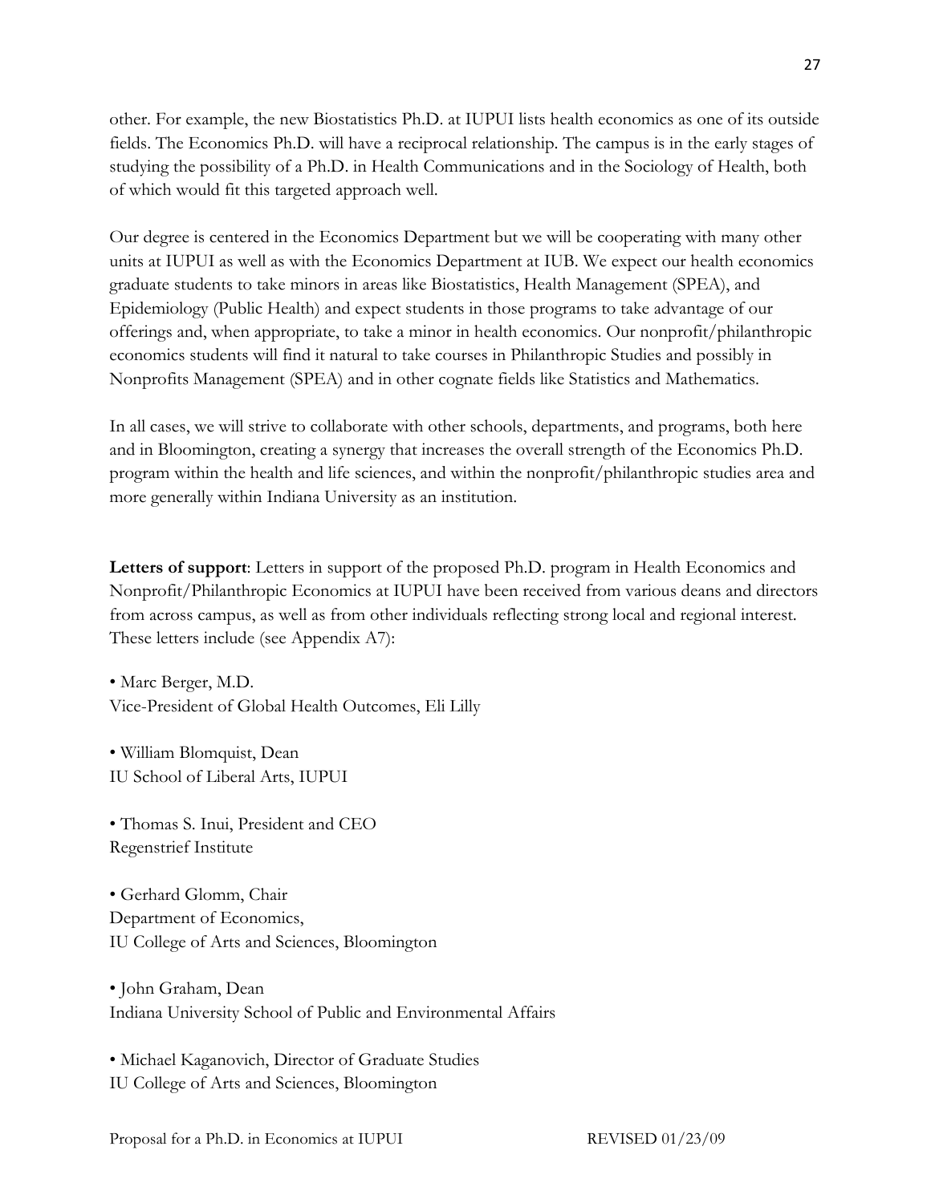other. For example, the new Biostatistics Ph.D. at IUPUI lists health economics as one of its outside fields. The Economics Ph.D. will have a reciprocal relationship. The campus is in the early stages of studying the possibility of a Ph.D. in Health Communications and in the Sociology of Health, both of which would fit this targeted approach well.

Our degree is centered in the Economics Department but we will be cooperating with many other units at IUPUI as well as with the Economics Department at IUB. We expect our health economics graduate students to take minors in areas like Biostatistics, Health Management (SPEA), and Epidemiology (Public Health) and expect students in those programs to take advantage of our offerings and, when appropriate, to take a minor in health economics. Our nonprofit/philanthropic economics students will find it natural to take courses in Philanthropic Studies and possibly in Nonprofits Management (SPEA) and in other cognate fields like Statistics and Mathematics.

In all cases, we will strive to collaborate with other schools, departments, and programs, both here and in Bloomington, creating a synergy that increases the overall strength of the Economics Ph.D. program within the health and life sciences, and within the nonprofit/philanthropic studies area and more generally within Indiana University as an institution.

**Letters of support**: Letters in support of the proposed Ph.D. program in Health Economics and Nonprofit/Philanthropic Economics at IUPUI have been received from various deans and directors from across campus, as well as from other individuals reflecting strong local and regional interest. These letters include (see Appendix A7):

• Marc Berger, M.D.
Vice-President of Global Health Outcomes, Eli Lilly

• William Blomquist, Dean
IU School of Liberal Arts, IUPUI

• Thomas S. Inui, President and CEO
Regenstrief Institute

• Gerhard Glomm, Chair
Department of Economics,
IU College of Arts and Sciences, Bloomington

• John Graham, Dean
Indiana University School of Public and Environmental Affairs

• Michael Kaganovich, Director of Graduate Studies
IU College of Arts and Sciences, Bloomington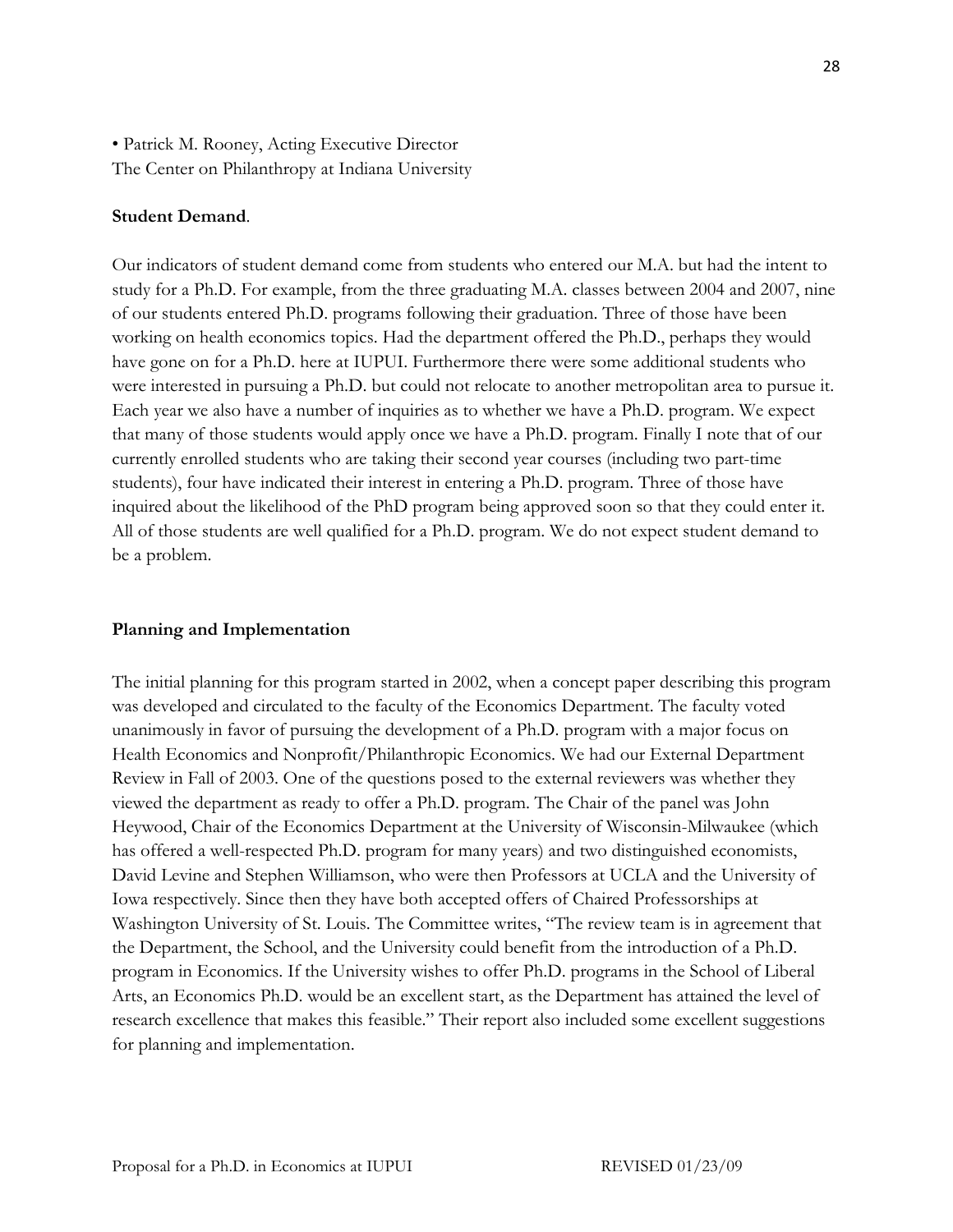- Patrick M. Rooney, Acting Executive Director
The Center on Philanthropy at Indiana University

**Student Demand**.

Our indicators of student demand come from students who entered our M.A. but had the intent to study for a Ph.D. For example, from the three graduating M.A. classes between 2004 and 2007, nine of our students entered Ph.D. programs following their graduation. Three of those have been working on health economics topics. Had the department offered the Ph.D., perhaps they would have gone on for a Ph.D. here at IUPUI. Furthermore there were some additional students who were interested in pursuing a Ph.D. but could not relocate to another metropolitan area to pursue it. Each year we also have a number of inquiries as to whether we have a Ph.D. program. We expect that many of those students would apply once we have a Ph.D. program. Finally I note that of our currently enrolled students who are taking their second year courses (including two part-time students), four have indicated their interest in entering a Ph.D. program. Three of those have inquired about the likelihood of the PhD program being approved soon so that they could enter it. All of those students are well qualified for a Ph.D. program. We do not expect student demand to be a problem.

**Planning and Implementation**

The initial planning for this program started in 2002, when a concept paper describing this program was developed and circulated to the faculty of the Economics Department. The faculty voted unanimously in favor of pursuing the development of a Ph.D. program with a major focus on Health Economics and Nonprofit/Philanthropic Economics. We had our External Department Review in Fall of 2003. One of the questions posed to the external reviewers was whether they viewed the department as ready to offer a Ph.D. program. The Chair of the panel was John Heywood, Chair of the Economics Department at the University of Wisconsin-Milwaukee (which has offered a well-respected Ph.D. program for many years) and two distinguished economists, David Levine and Stephen Williamson, who were then Professors at UCLA and the University of Iowa respectively. Since then they have both accepted offers of Chaired Professorships at Washington University of St. Louis. The Committee writes, "The review team is in agreement that the Department, the School, and the University could benefit from the introduction of a Ph.D. program in Economics. If the University wishes to offer Ph.D. programs in the School of Liberal Arts, an Economics Ph.D. would be an excellent start, as the Department has attained the level of research excellence that makes this feasible." Their report also included some excellent suggestions for planning and implementation.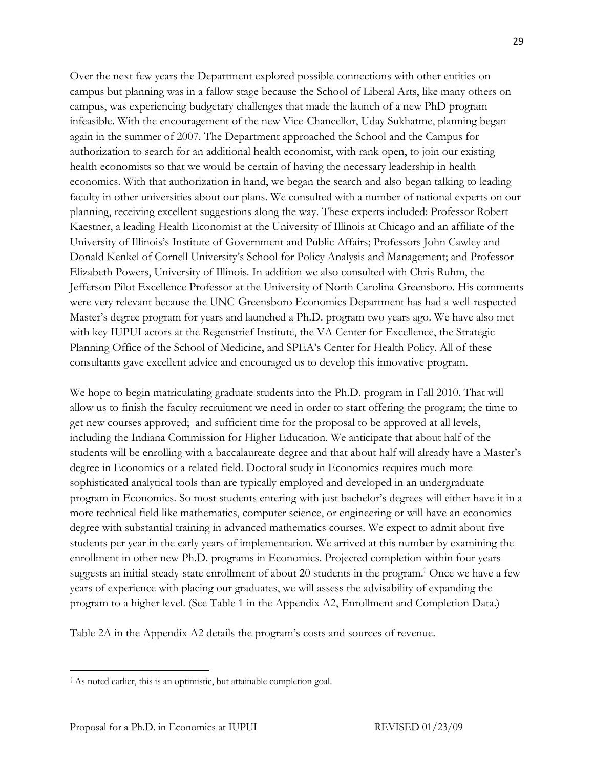Over the next few years the Department explored possible connections with other entities on campus but planning was in a fallow stage because the School of Liberal Arts, like many others on campus, was experiencing budgetary challenges that made the launch of a new PhD program infeasible. With the encouragement of the new Vice-Chancellor, Uday Sukhatme, planning began again in the summer of 2007. The Department approached the School and the Campus for authorization to search for an additional health economist, with rank open, to join our existing health economists so that we would be certain of having the necessary leadership in health economics. With that authorization in hand, we began the search and also began talking to leading faculty in other universities about our plans. We consulted with a number of national experts on our planning, receiving excellent suggestions along the way. These experts included: Professor Robert Kaestner, a leading Health Economist at the University of Illinois at Chicago and an affiliate of the University of Illinois's Institute of Government and Public Affairs; Professors John Cawley and Donald Kenkel of Cornell University's School for Policy Analysis and Management; and Professor Elizabeth Powers, University of Illinois. In addition we also consulted with Chris Ruhm, the Jefferson Pilot Excellence Professor at the University of North Carolina-Greensboro. His comments were very relevant because the UNC-Greensboro Economics Department has had a well-respected Master's degree program for years and launched a Ph.D. program two years ago. We have also met with key IUPUI actors at the Regenstrief Institute, the VA Center for Excellence, the Strategic Planning Office of the School of Medicine, and SPEA's Center for Health Policy. All of these consultants gave excellent advice and encouraged us to develop this innovative program.

We hope to begin matriculating graduate students into the Ph.D. program in Fall 2010. That will allow us to finish the faculty recruitment we need in order to start offering the program; the time to get new courses approved; and sufficient time for the proposal to be approved at all levels, including the Indiana Commission for Higher Education. We anticipate that about half of the students will be enrolling with a baccalaureate degree and that about half will already have a Master's degree in Economics or a related field. Doctoral study in Economics requires much more sophisticated analytical tools than are typically employed and developed in an undergraduate program in Economics. So most students entering with just bachelor's degrees will either have it in a more technical field like mathematics, computer science, or engineering or will have an economics degree with substantial training in advanced mathematics courses. We expect to admit about five students per year in the early years of implementation. We arrived at this number by examining the enrollment in other new Ph.D. programs in Economics. Projected completion within four years suggests an initial steady-state enrollment of about 20 students in the program.[†] Once we have a few years of experience with placing our graduates, we will assess the advisability of expanding the program to a higher level. (See Table 1 in the Appendix A2, Enrollment and Completion Data.)

Table 2A in the Appendix A2 details the program's costs and sources of revenue.

---

[†] As noted earlier, this is an optimistic, but attainable completion goal.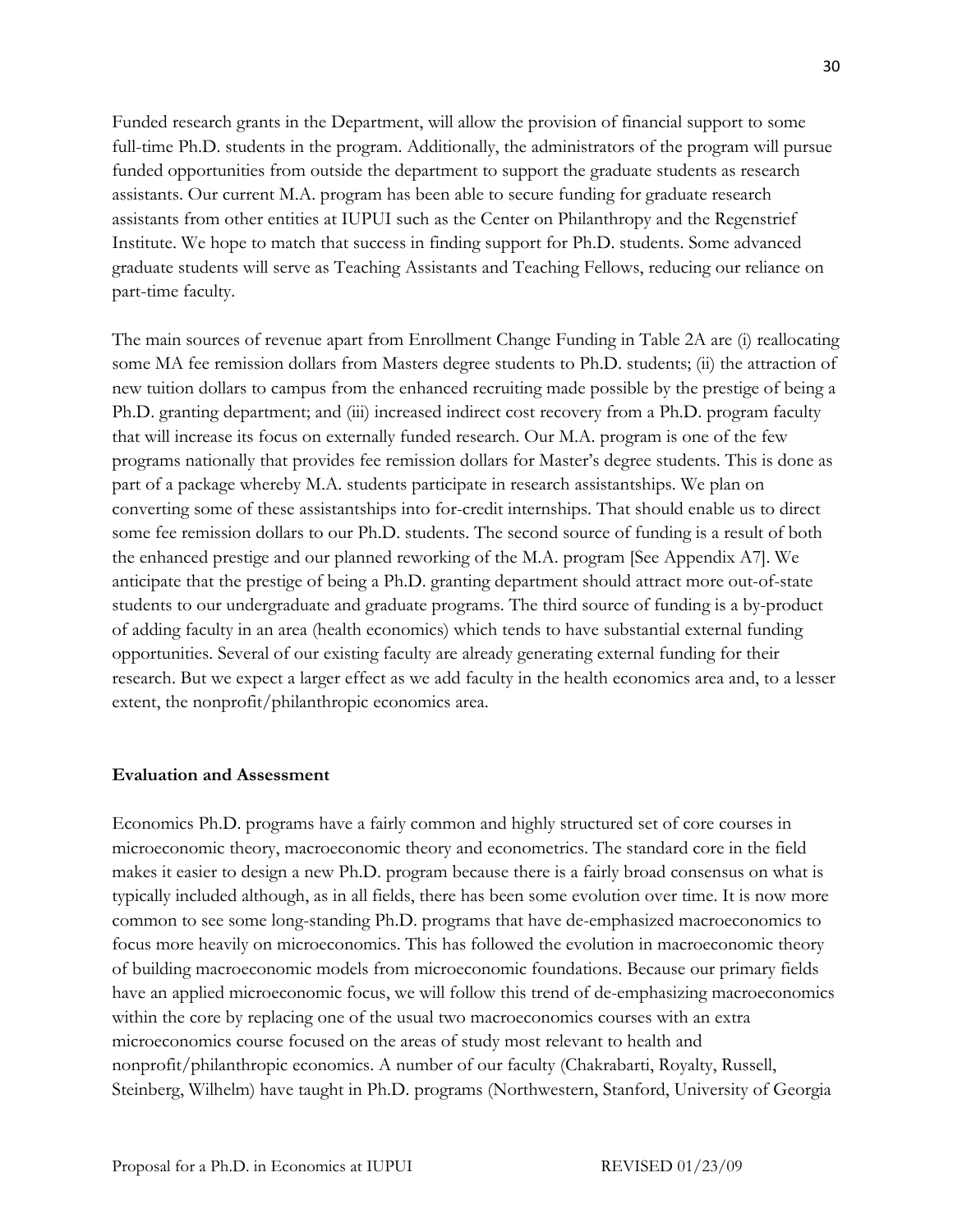Funded research grants in the Department, will allow the provision of financial support to some full-time Ph.D. students in the program. Additionally, the administrators of the program will pursue funded opportunities from outside the department to support the graduate students as research assistants. Our current M.A. program has been able to secure funding for graduate research assistants from other entities at IUPUI such as the Center on Philanthropy and the Regenstrief Institute. We hope to match that success in finding support for Ph.D. students. Some advanced graduate students will serve as Teaching Assistants and Teaching Fellows, reducing our reliance on part-time faculty.

The main sources of revenue apart from Enrollment Change Funding in Table 2A are (i) reallocating some MA fee remission dollars from Masters degree students to Ph.D. students; (ii) the attraction of new tuition dollars to campus from the enhanced recruiting made possible by the prestige of being a Ph.D. granting department; and (iii) increased indirect cost recovery from a Ph.D. program faculty that will increase its focus on externally funded research. Our M.A. program is one of the few programs nationally that provides fee remission dollars for Master's degree students. This is done as part of a package whereby M.A. students participate in research assistantships. We plan on converting some of these assistantships into for-credit internships. That should enable us to direct some fee remission dollars to our Ph.D. students. The second source of funding is a result of both the enhanced prestige and our planned reworking of the M.A. program [See Appendix A7]. We anticipate that the prestige of being a Ph.D. granting department should attract more out-of-state students to our undergraduate and graduate programs. The third source of funding is a by-product of adding faculty in an area (health economics) which tends to have substantial external funding opportunities. Several of our existing faculty are already generating external funding for their research. But we expect a larger effect as we add faculty in the health economics area and, to a lesser extent, the nonprofit/philanthropic economics area.

**Evaluation and Assessment**

Economics Ph.D. programs have a fairly common and highly structured set of core courses in microeconomic theory, macroeconomic theory and econometrics. The standard core in the field makes it easier to design a new Ph.D. program because there is a fairly broad consensus on what is typically included although, as in all fields, there has been some evolution over time. It is now more common to see some long-standing Ph.D. programs that have de-emphasized macroeconomics to focus more heavily on microeconomics. This has followed the evolution in macroeconomic theory of building macroeconomic models from microeconomic foundations. Because our primary fields have an applied microeconomic focus, we will follow this trend of de-emphasizing macroeconomics within the core by replacing one of the usual two macroeconomics courses with an extra microeconomics course focused on the areas of study most relevant to health and nonprofit/philanthropic economics. A number of our faculty (Chakrabarti, Royalty, Russell, Steinberg, Wilhelm) have taught in Ph.D. programs (Northwestern, Stanford, University of Georgia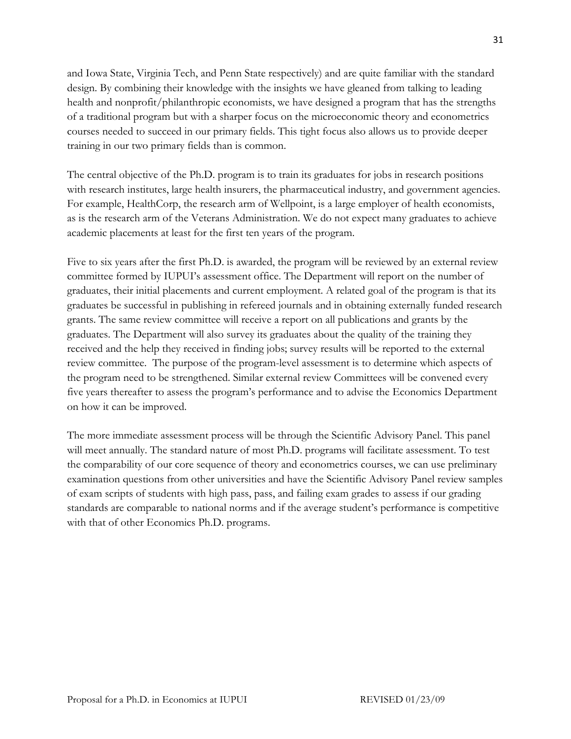and Iowa State, Virginia Tech, and Penn State respectively) and are quite familiar with the standard design. By combining their knowledge with the insights we have gleaned from talking to leading health and nonprofit/philanthropic economists, we have designed a program that has the strengths of a traditional program but with a sharper focus on the microeconomic theory and econometrics courses needed to succeed in our primary fields. This tight focus also allows us to provide deeper training in our two primary fields than is common.

The central objective of the Ph.D. program is to train its graduates for jobs in research positions with research institutes, large health insurers, the pharmaceutical industry, and government agencies. For example, HealthCorp, the research arm of Wellpoint, is a large employer of health economists, as is the research arm of the Veterans Administration. We do not expect many graduates to achieve academic placements at least for the first ten years of the program.

Five to six years after the first Ph.D. is awarded, the program will be reviewed by an external review committee formed by IUPUI's assessment office. The Department will report on the number of graduates, their initial placements and current employment. A related goal of the program is that its graduates be successful in publishing in refereed journals and in obtaining externally funded research grants. The same review committee will receive a report on all publications and grants by the graduates. The Department will also survey its graduates about the quality of the training they received and the help they received in finding jobs; survey results will be reported to the external review committee. The purpose of the program-level assessment is to determine which aspects of the program need to be strengthened. Similar external review Committees will be convened every five years thereafter to assess the program's performance and to advise the Economics Department on how it can be improved.

The more immediate assessment process will be through the Scientific Advisory Panel. This panel will meet annually. The standard nature of most Ph.D. programs will facilitate assessment. To test the comparability of our core sequence of theory and econometrics courses, we can use preliminary examination questions from other universities and have the Scientific Advisory Panel review samples of exam scripts of students with high pass, pass, and failing exam grades to assess if our grading standards are comparable to national norms and if the average student's performance is competitive with that of other Economics Ph.D. programs.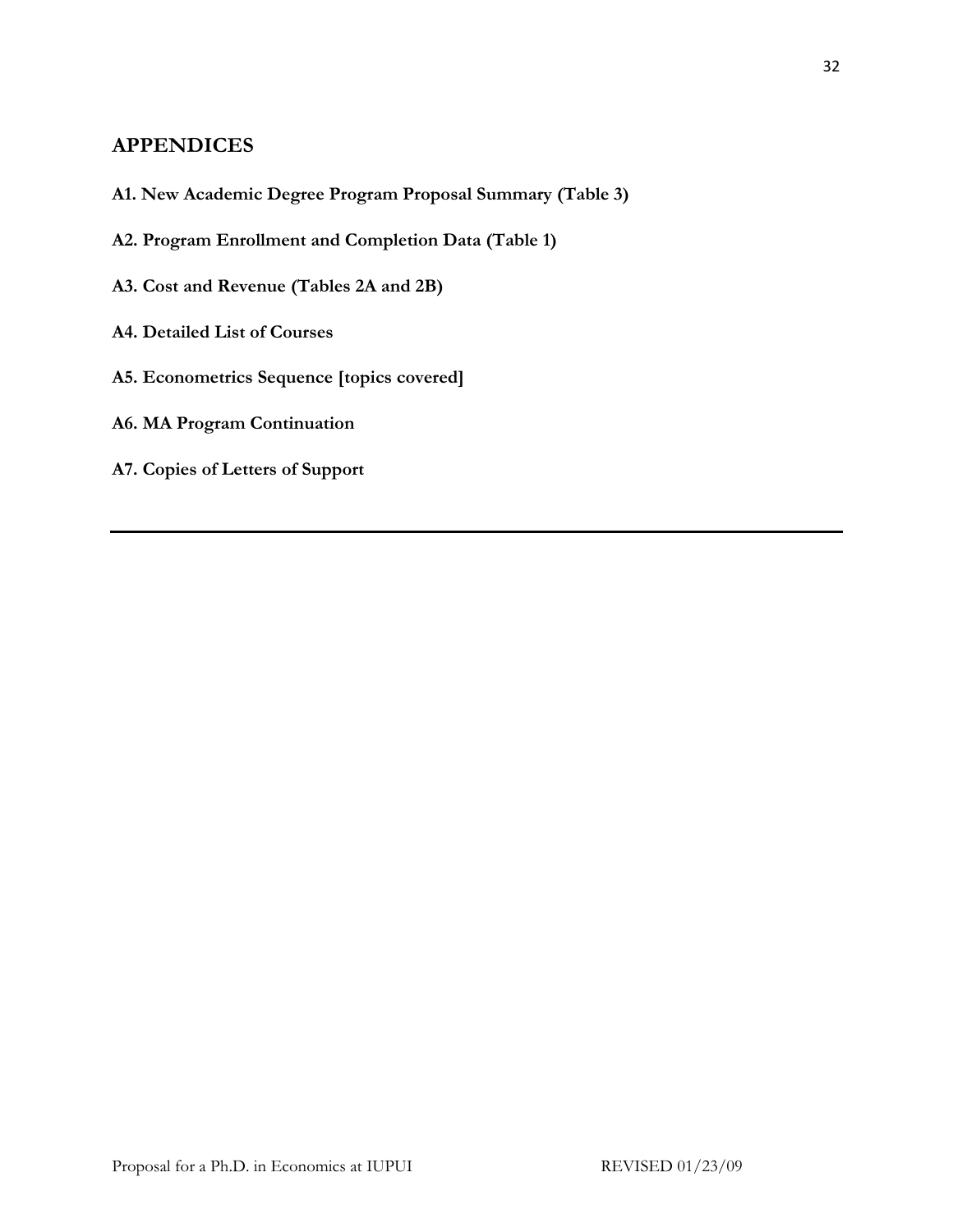# APPENDICES

**A1. New Academic Degree Program Proposal Summary (Table 3)**

**A2. Program Enrollment and Completion Data (Table 1)**

**A3. Cost and Revenue (Tables 2A and 2B)**

**A4. Detailed List of Courses**

**A5. Econometrics Sequence [topics covered]**

**A6. MA Program Continuation**

**A7. Copies of Letters of Support**

---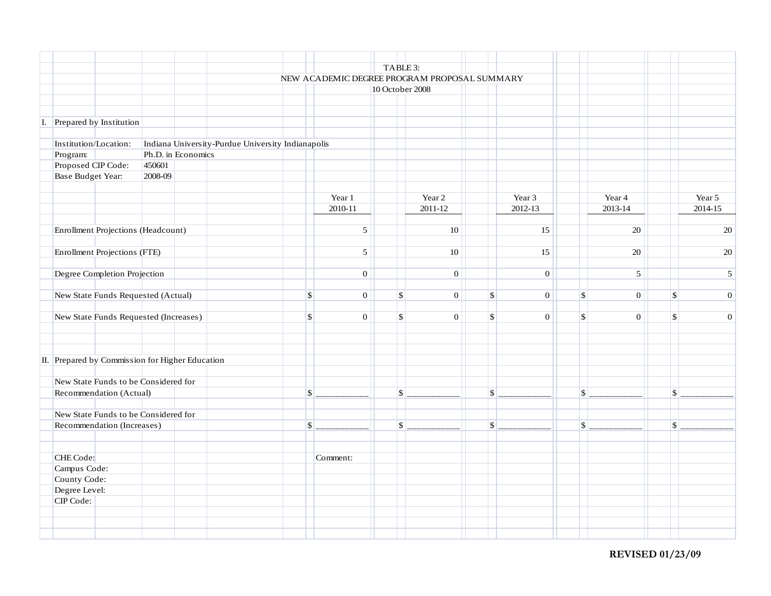TABLE 3:
NEW ACADEMIC DEGREE PROGRAM PROPOSAL SUMMARY
10 October 2008

I. Prepared by Institution

Institution/Location: Indiana University-Purdue University Indianapolis
Program: Ph.D. in Economics
Proposed CIP Code: 450601
Base Budget Year: 2008-09

| | Year 1 2010-11 | Year 2 2011-12 | Year 3 2012-13 | Year 4 2013-14 | Year 5 2014-15 |
|---|---|---|---|---|---|
| Enrollment Projections (Headcount) | 5 | 10 | 15 | 20 | 20 |
| Enrollment Projections (FTE) | 5 | 10 | 15 | 20 | 20 |
| Degree Completion Projection | 0 | 0 | 0 | 5 | 5 |
| New State Funds Requested (Actual) | $ 0 | $ 0 | $ 0 | $ 0 | $ 0 |
| New State Funds Requested (Increases) | $ 0 | $ 0 | $ 0 | $ 0 | $ 0 |

II. Prepared by Commission for Higher Education

| | | | | | |
|---|---|---|---|---|---|
| New State Funds to be Considered for Recommendation (Actual) | $ ___________ | $ ___________ | $ ___________ | $ ___________ | $ ___________ |
| New State Funds to be Considered for Recommendation (Increases) | $ ___________ | $ ___________ | $ ___________ | $ ___________ | $ ___________ |

CHE Code:
Campus Code:
County Code:
Degree Level:
CIP Code:

Comment:

**REVISED 01/23/09**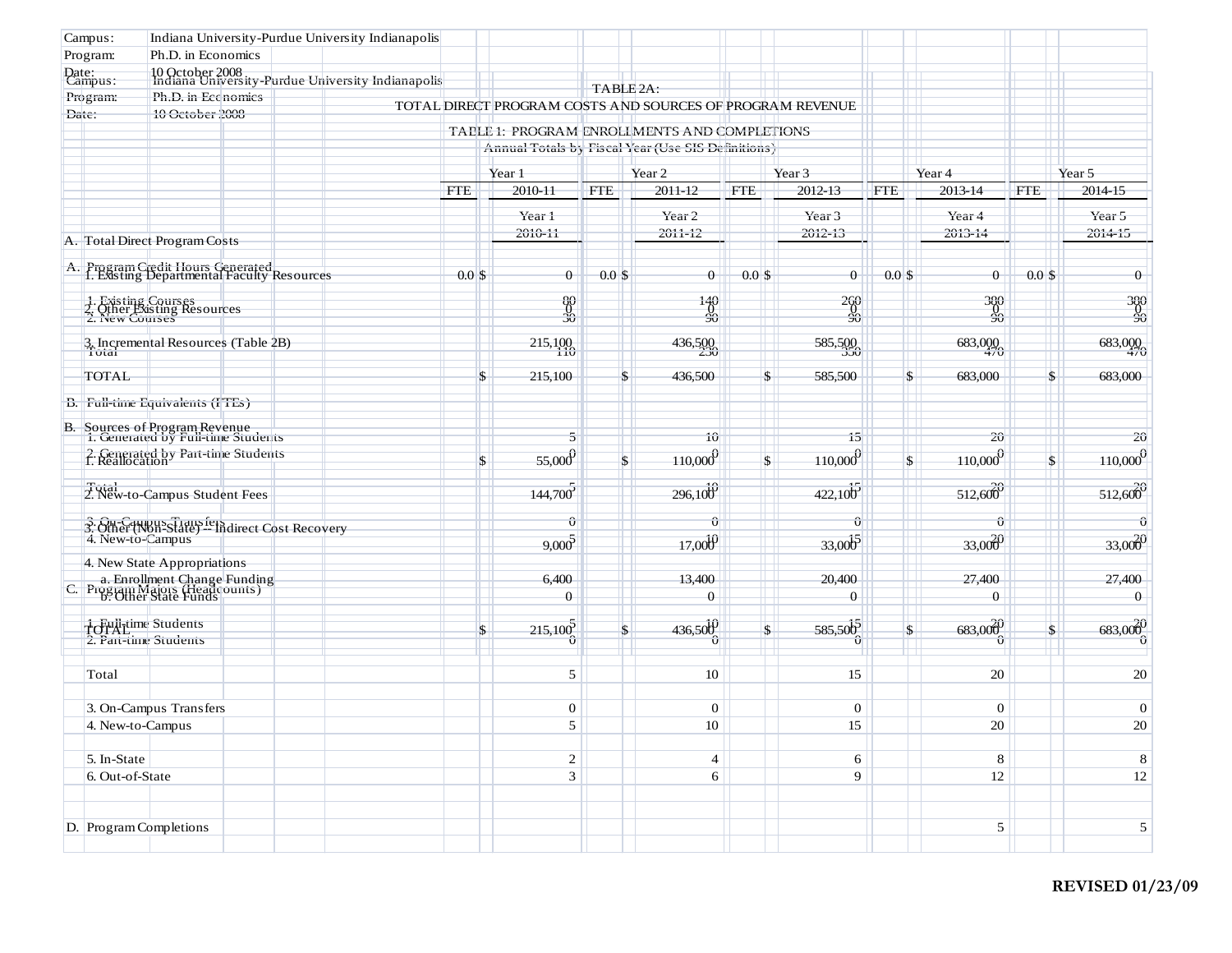Campus: Indiana University-Purdue University Indianapolis
Program: Ph.D. in Economics
Date: 10 October 2008

## TABLE 2A: TOTAL DIRECT PROGRAM COSTS AND SOURCES OF PROGRAM REVENUE

| | FTE | Year 1 2010-11 | FTE | Year 2 2011-12 | FTE | Year 3 2012-13 | FTE | Year 4 2013-14 | FTE | Year 5 2014-15 |
|---|---|---|---|---|---|---|---|---|---|---|
| **A. Total Direct Program Costs** | | | | | | | | | | |
| 1. Existing Departmental Faculty Resources | 0.0 | $ 0 | 0.0 | $ 0 | 0.0 | $ 0 | 0.0 | $ 0 | 0.0 | $ 0 |
| 2. Other Existing Resources | | 0 | | 0 | | 0 | | 0 | | 0 |
| 3. Incremental Resources (Table 2B) | | 215,100 | | 436,500 | | 585,500 | | 683,000 | | 683,000 |
| TOTAL | | $ 215,100 | | $ 436,500 | | $ 585,500 | | $ 683,000 | | $ 683,000 |
| **B. Sources of Program Revenue** | | | | | | | | | | |
| 1. Reallocation | | $ 55,000 | | $ 110,000 | | $ 110,000 | | $ 110,000 | | $ 110,000 |
| 2. New-to-Campus Student Fees | | 144,700 | | 296,100 | | 422,100 | | 512,600 | | 512,600 |
| 3. Other (Non-State) -- Indirect Cost Recovery | | 9,000 | | 17,000 | | 33,000 | | 33,000 | | 33,000 |
| 4. New State Appropriations | | | | | | | | | | |
| a. Enrollment Change Funding | | 6,400 | | 13,400 | | 20,400 | | 27,400 | | 27,400 |
| b. Other State Funds | | 0 | | 0 | | 0 | | 0 | | 0 |
| TOTAL | | $ 215,100 | | $ 436,500 | | $ 585,500 | | $ 683,000 | | $ 683,000 |

Campus: Indiana University-Purdue University Indianapolis
Program: Ph.D. in Economics
Date: 10 October 2008

## TABLE 1: PROGRAM ENROLLMENTS AND COMPLETIONS

Annual Totals by Fiscal Year (Use SIS Definitions)

| | Year 1 2010-11 | Year 2 2011-12 | Year 3 2012-13 | Year 4 2013-14 | Year 5 2014-15 |
|---|---|---|---|---|---|
| **A. Program Credit Hours Generated** | | | | | |
| 1. Existing Courses | 80 | 140 | 260 | 380 | 380 |
| 2. New Courses | 30 | 90 | 90 | 90 | 90 |
| Total | 110 | 230 | 350 | 470 | 470 |
| **B. Full-time Equivalents (FTEs)** | | | | | |
| 1. Generated by Full-time Students | 5 | 10 | 15 | 20 | 20 |
| 2. Generated by Part-time Students | 0 | 0 | 0 | 0 | 0 |
| Total | 5 | 10 | 15 | 20 | 20 |
| 3. On-Campus Transfers | 0 | 0 | 0 | 0 | 0 |
| 4. New-to-Campus | 5 | 10 | 15 | 20 | 20 |
| **C. Program Majors (Headcounts)** | | | | | |
| 1. Full-time Students | 5 | 10 | 15 | 20 | 20 |
| 2. Part-time Students | 0 | 0 | 0 | 0 | 0 |
| Total | 5 | 10 | 15 | 20 | 20 |
| 3. On-Campus Transfers | 0 | 0 | 0 | 0 | 0 |
| 4. New-to-Campus | 5 | 10 | 15 | 20 | 20 |
| 5. In-State | 2 | 4 | 6 | 8 | 8 |
| 6. Out-of-State | 3 | 6 | 9 | 12 | 12 |
| **D. Program Completions** | | | | 5 | 5 |

**REVISED 01/23/09**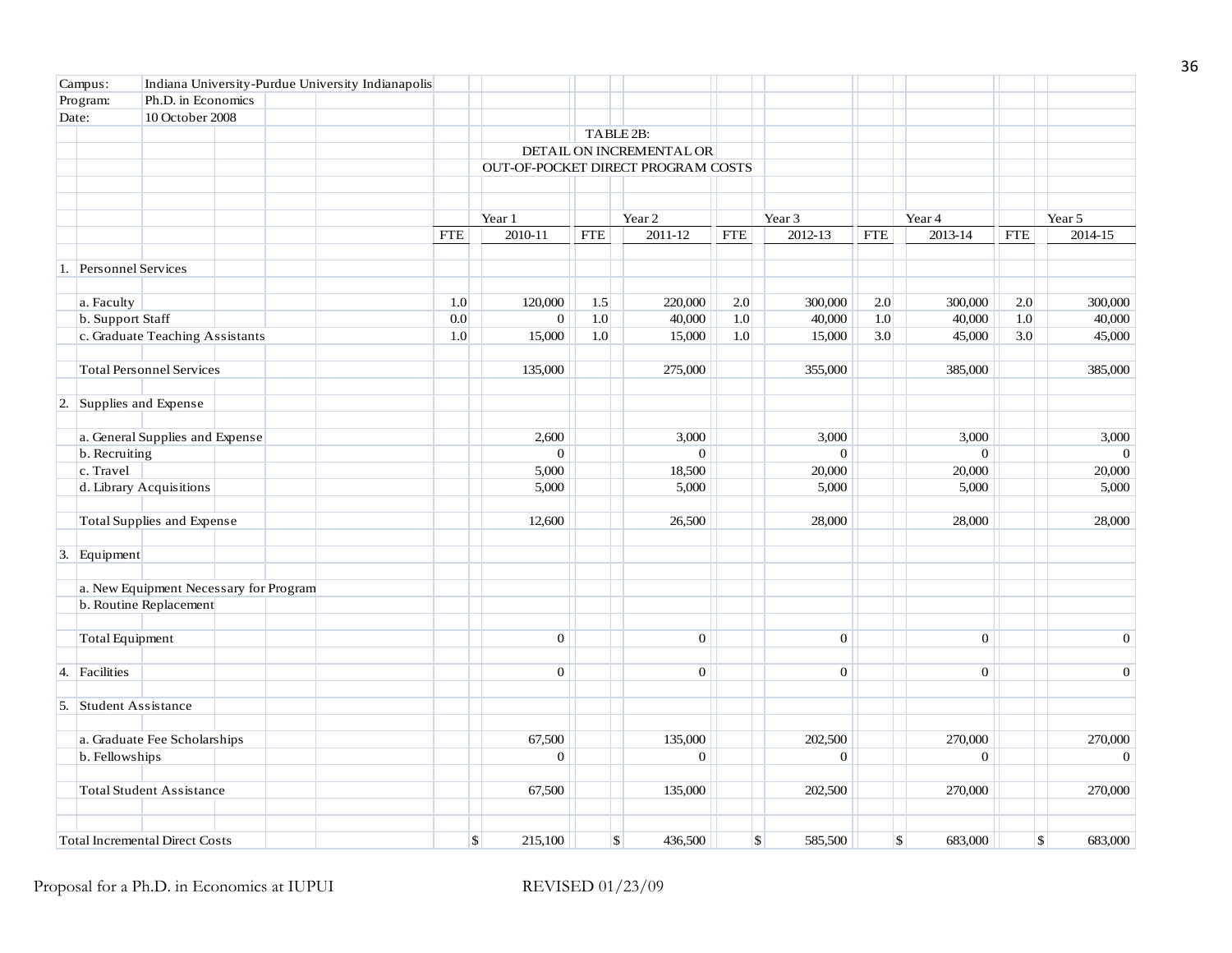Campus: Indiana University-Purdue University Indianapolis
Program: Ph.D. in Economics
Date: 10 October 2008

**TABLE 2B: DETAIL ON INCREMENTAL OR OUT-OF-POCKET DIRECT PROGRAM COSTS**

| | FTE | Year 1 2010-11 | FTE | Year 2 2011-12 | FTE | Year 3 2012-13 | FTE | Year 4 2013-14 | FTE | Year 5 2014-15 |
|---|---|---|---|---|---|---|---|---|---|---|
| **1. Personnel Services** | | | | | | | | | | |
| a. Faculty | 1.0 | 120,000 | 1.5 | 220,000 | 2.0 | 300,000 | 2.0 | 300,000 | 2.0 | 300,000 |
| b. Support Staff | 0.0 | 0 | 1.0 | 40,000 | 1.0 | 40,000 | 1.0 | 40,000 | 1.0 | 40,000 |
| c. Graduate Teaching Assistants | 1.0 | 15,000 | 1.0 | 15,000 | 1.0 | 15,000 | 3.0 | 45,000 | 3.0 | 45,000 |
| Total Personnel Services | | 135,000 | | 275,000 | | 355,000 | | 385,000 | | 385,000 |
| **2. Supplies and Expense** | | | | | | | | | | |
| a. General Supplies and Expense | | 2,600 | | 3,000 | | 3,000 | | 3,000 | | 3,000 |
| b. Recruiting | | 0 | | 0 | | 0 | | 0 | | 0 |
| c. Travel | | 5,000 | | 18,500 | | 20,000 | | 20,000 | | 20,000 |
| d. Library Acquisitions | | 5,000 | | 5,000 | | 5,000 | | 5,000 | | 5,000 |
| Total Supplies and Expense | | 12,600 | | 26,500 | | 28,000 | | 28,000 | | 28,000 |
| **3. Equipment** | | | | | | | | | | |
| a. New Equipment Necessary for Program | | | | | | | | | | |
| b. Routine Replacement | | | | | | | | | | |
| Total Equipment | | 0 | | 0 | | 0 | | 0 | | 0 |
| **4. Facilities** | | 0 | | 0 | | 0 | | 0 | | 0 |
| **5. Student Assistance** | | | | | | | | | | |
| a. Graduate Fee Scholarships | | 67,500 | | 135,000 | | 202,500 | | 270,000 | | 270,000 |
| b. Fellowships | | 0 | | 0 | | 0 | | 0 | | 0 |
| Total Student Assistance | | 67,500 | | 135,000 | | 202,500 | | 270,000 | | 270,000 |
| **Total Incremental Direct Costs** | | $ 215,100 | | $ 436,500 | | $ 585,500 | | $ 683,000 | | $ 683,000 |

Proposal for a Ph.D. in Economics at IUPUI REVISED 01/23/09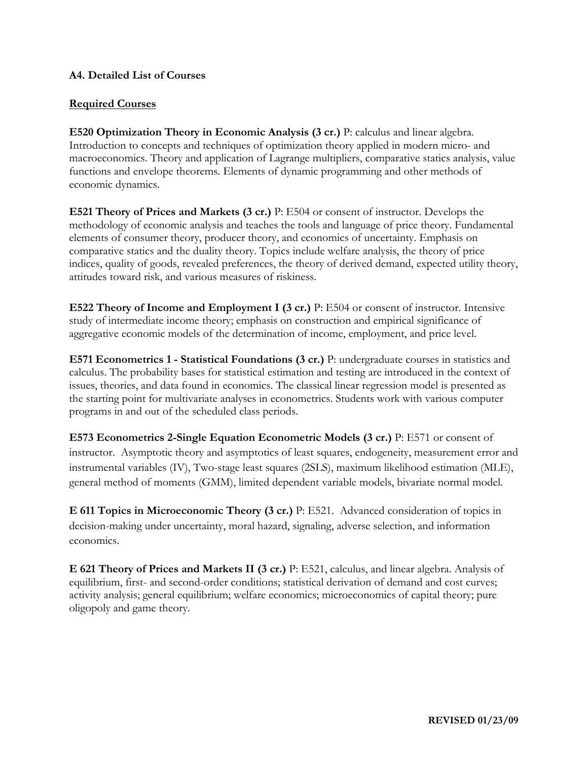**A4. Detailed List of Courses**

**Required Courses**

**E520 Optimization Theory in Economic Analysis (3 cr.)** P: calculus and linear algebra. Introduction to concepts and techniques of optimization theory applied in modern micro- and macroeconomics. Theory and application of Lagrange multipliers, comparative statics analysis, value functions and envelope theorems. Elements of dynamic programming and other methods of economic dynamics.

**E521 Theory of Prices and Markets (3 cr.)** P: E504 or consent of instructor. Develops the methodology of economic analysis and teaches the tools and language of price theory. Fundamental elements of consumer theory, producer theory, and economics of uncertainty. Emphasis on comparative statics and the duality theory. Topics include welfare analysis, the theory of price indices, quality of goods, revealed preferences, the theory of derived demand, expected utility theory, attitudes toward risk, and various measures of riskiness.

**E522 Theory of Income and Employment I (3 cr.)** P: E504 or consent of instructor. Intensive study of intermediate income theory; emphasis on construction and empirical significance of aggregative economic models of the determination of income, employment, and price level.

**E571 Econometrics 1 - Statistical Foundations (3 cr.)** P: undergraduate courses in statistics and calculus. The probability bases for statistical estimation and testing are introduced in the context of issues, theories, and data found in economics. The classical linear regression model is presented as the starting point for multivariate analyses in econometrics. Students work with various computer programs in and out of the scheduled class periods.

**E573 Econometrics 2-Single Equation Econometric Models (3 cr.)** P: E571 or consent of instructor. Asymptotic theory and asymptotics of least squares, endogeneity, measurement error and instrumental variables (IV), Two-stage least squares (2SLS), maximum likelihood estimation (MLE), general method of moments (GMM), limited dependent variable models, bivariate normal model.

**E 611 Topics in Microeconomic Theory (3 cr.)** P: E521. Advanced consideration of topics in decision-making under uncertainty, moral hazard, signaling, adverse selection, and information economics.

**E 621 Theory of Prices and Markets II (3 cr.)** P: E521, calculus, and linear algebra. Analysis of equilibrium, first- and second-order conditions; statistical derivation of demand and cost curves; activity analysis; general equilibrium; welfare economics; microeconomics of capital theory; pure oligopoly and game theory.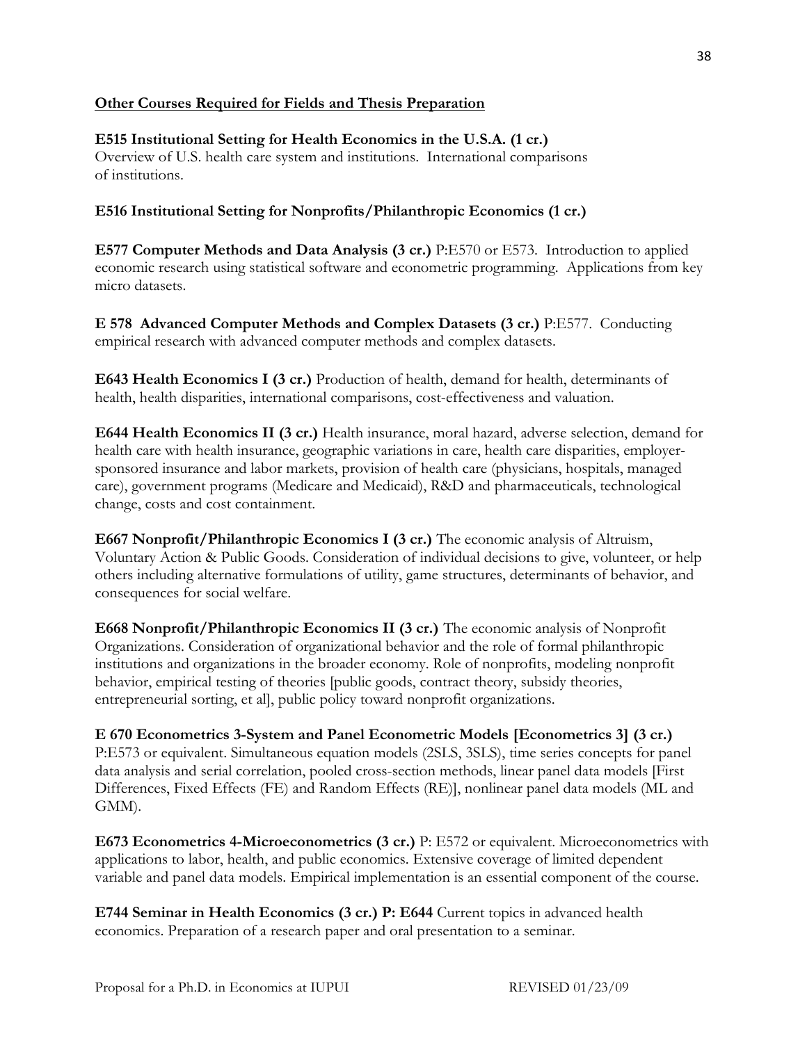**Other Courses Required for Fields and Thesis Preparation**

**E515 Institutional Setting for Health Economics in the U.S.A. (1 cr.)**
Overview of U.S. health care system and institutions. International comparisons of institutions.

**E516 Institutional Setting for Nonprofits/Philanthropic Economics (1 cr.)**

**E577 Computer Methods and Data Analysis (3 cr.)** P:E570 or E573. Introduction to applied economic research using statistical software and econometric programming. Applications from key micro datasets.

**E 578 Advanced Computer Methods and Complex Datasets (3 cr.)** P:E577. Conducting empirical research with advanced computer methods and complex datasets.

**E643 Health Economics I (3 cr.)** Production of health, demand for health, determinants of health, health disparities, international comparisons, cost-effectiveness and valuation.

**E644 Health Economics II (3 cr.)** Health insurance, moral hazard, adverse selection, demand for health care with health insurance, geographic variations in care, health care disparities, employer-sponsored insurance and labor markets, provision of health care (physicians, hospitals, managed care), government programs (Medicare and Medicaid), R&D and pharmaceuticals, technological change, costs and cost containment.

**E667 Nonprofit/Philanthropic Economics I (3 cr.)** The economic analysis of Altruism, Voluntary Action & Public Goods. Consideration of individual decisions to give, volunteer, or help others including alternative formulations of utility, game structures, determinants of behavior, and consequences for social welfare.

**E668 Nonprofit/Philanthropic Economics II (3 cr.)** The economic analysis of Nonprofit Organizations. Consideration of organizational behavior and the role of formal philanthropic institutions and organizations in the broader economy. Role of nonprofits, modeling nonprofit behavior, empirical testing of theories [public goods, contract theory, subsidy theories, entrepreneurial sorting, et al], public policy toward nonprofit organizations.

**E 670 Econometrics 3-System and Panel Econometric Models [Econometrics 3] (3 cr.)** P:E573 or equivalent. Simultaneous equation models (2SLS, 3SLS), time series concepts for panel data analysis and serial correlation, pooled cross-section methods, linear panel data models [First Differences, Fixed Effects (FE) and Random Effects (RE)], nonlinear panel data models (ML and GMM).

**E673 Econometrics 4-Microeconometrics (3 cr.)** P: E572 or equivalent. Microeconometrics with applications to labor, health, and public economics. Extensive coverage of limited dependent variable and panel data models. Empirical implementation is an essential component of the course.

**E744 Seminar in Health Economics (3 cr.) P: E644** Current topics in advanced health economics. Preparation of a research paper and oral presentation to a seminar.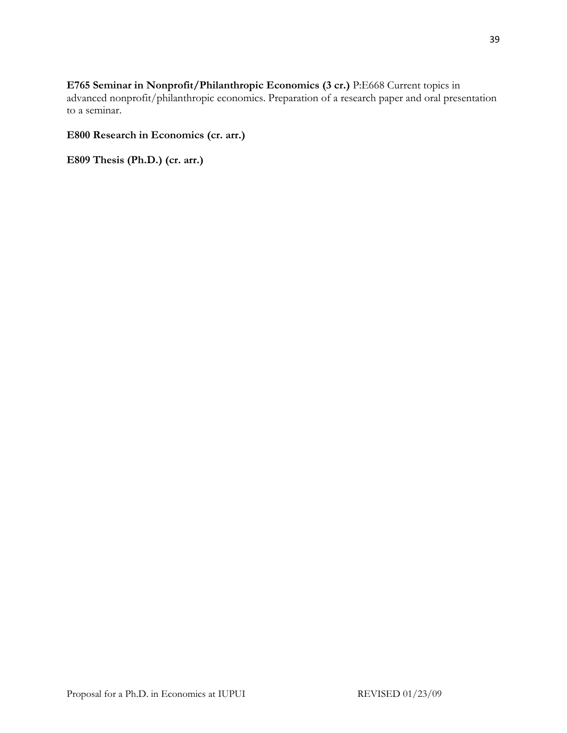**E765 Seminar in Nonprofit/Philanthropic Economics (3 cr.)** P:E668 Current topics in advanced nonprofit/philanthropic economics. Preparation of a research paper and oral presentation to a seminar.

**E800 Research in Economics (cr. arr.)**

**E809 Thesis (Ph.D.) (cr. arr.)**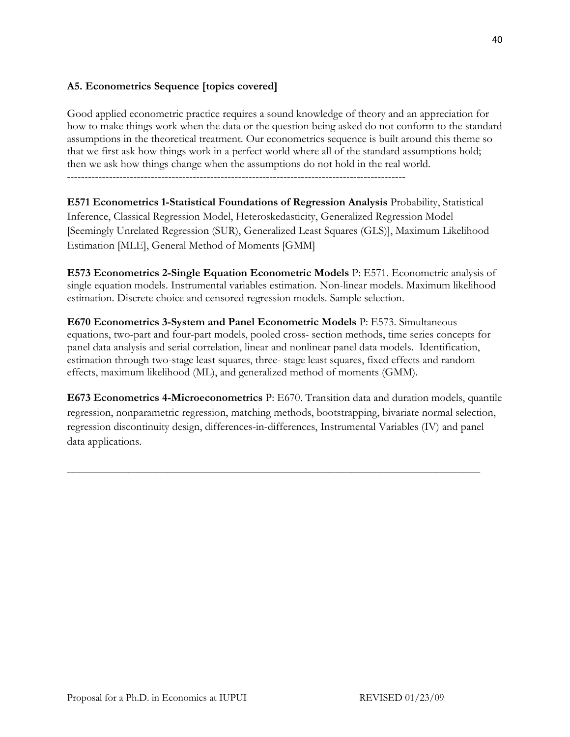**A5. Econometrics Sequence [topics covered]**

Good applied econometric practice requires a sound knowledge of theory and an appreciation for how to make things work when the data or the question being asked do not conform to the standard assumptions in the theoretical treatment. Our econometrics sequence is built around this theme so that we first ask how things work in a perfect world where all of the standard assumptions hold; then we ask how things change when the assumptions do not hold in the real world.

---

**E571 Econometrics 1-Statistical Foundations of Regression Analysis** Probability, Statistical Inference, Classical Regression Model, Heteroskedasticity, Generalized Regression Model [Seemingly Unrelated Regression (SUR), Generalized Least Squares (GLS)], Maximum Likelihood Estimation [MLE], General Method of Moments [GMM]

**E573 Econometrics 2-Single Equation Econometric Models** P: E571. Econometric analysis of single equation models. Instrumental variables estimation. Non-linear models. Maximum likelihood estimation. Discrete choice and censored regression models. Sample selection.

**E670 Econometrics 3-System and Panel Econometric Models** P: E573. Simultaneous equations, two-part and four-part models, pooled cross- section methods, time series concepts for panel data analysis and serial correlation, linear and nonlinear panel data models. Identification, estimation through two-stage least squares, three- stage least squares, fixed effects and random effects, maximum likelihood (ML), and generalized method of moments (GMM).

**E673 Econometrics 4-Microeconometrics** P: E670. Transition data and duration models, quantile regression, nonparametric regression, matching methods, bootstrapping, bivariate normal selection, regression discontinuity design, differences-in-differences, Instrumental Variables (IV) and panel data applications.

---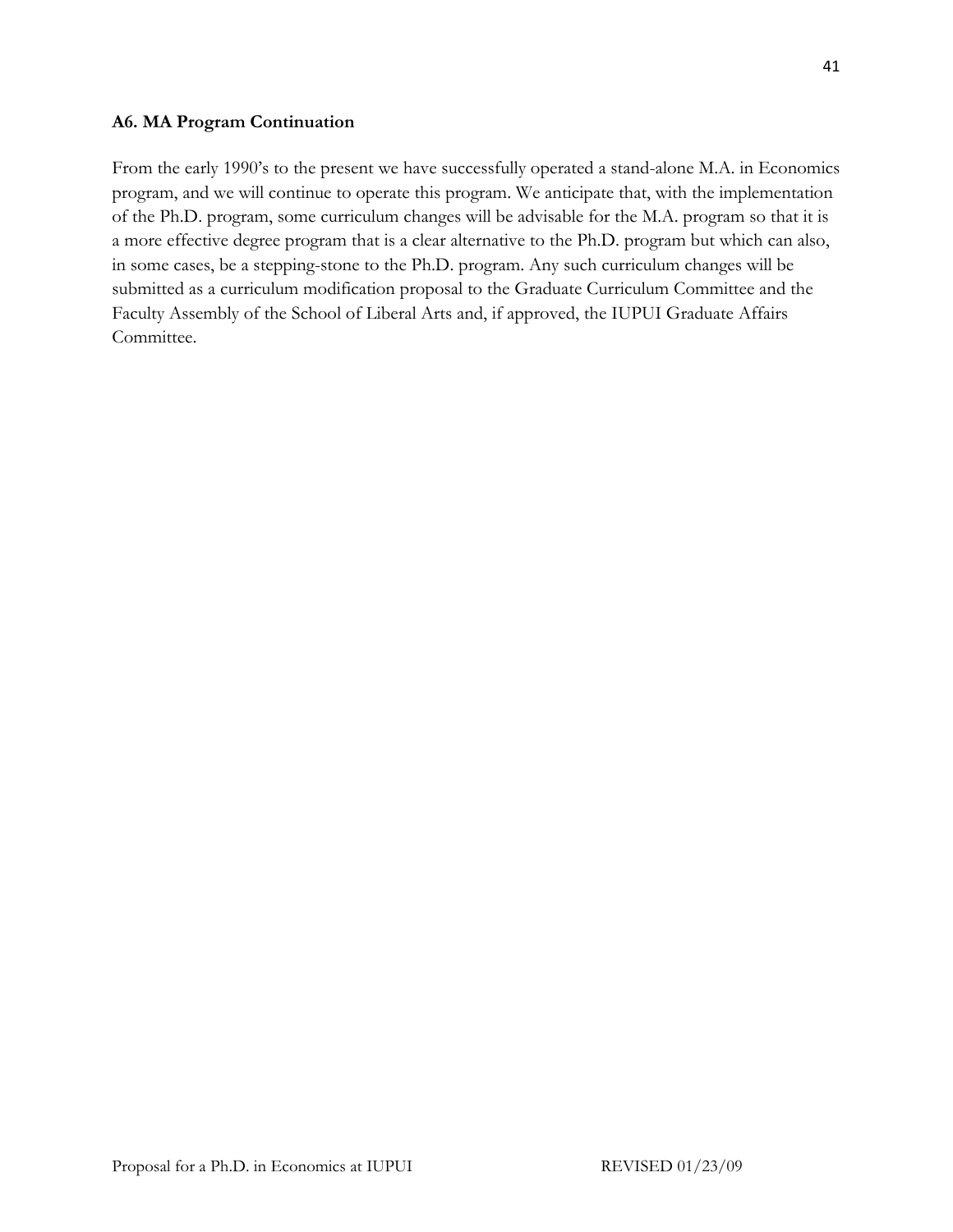### A6. MA Program Continuation

From the early 1990's to the present we have successfully operated a stand-alone M.A. in Economics program, and we will continue to operate this program. We anticipate that, with the implementation of the Ph.D. program, some curriculum changes will be advisable for the M.A. program so that it is a more effective degree program that is a clear alternative to the Ph.D. program but which can also, in some cases, be a stepping-stone to the Ph.D. program. Any such curriculum changes will be submitted as a curriculum modification proposal to the Graduate Curriculum Committee and the Faculty Assembly of the School of Liberal Arts and, if approved, the IUPUI Graduate Affairs Committee.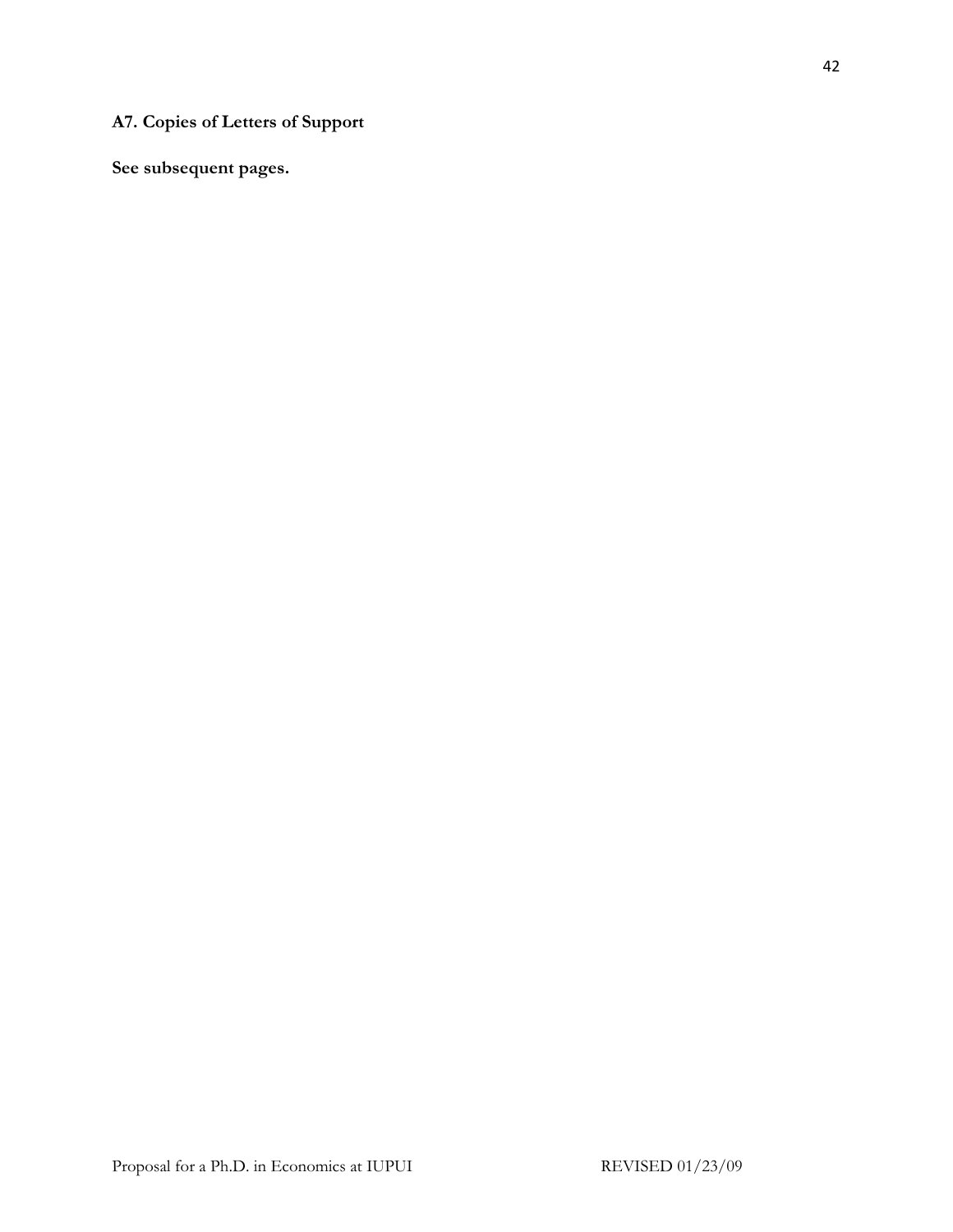**A7. Copies of Letters of Support**

**See subsequent pages.**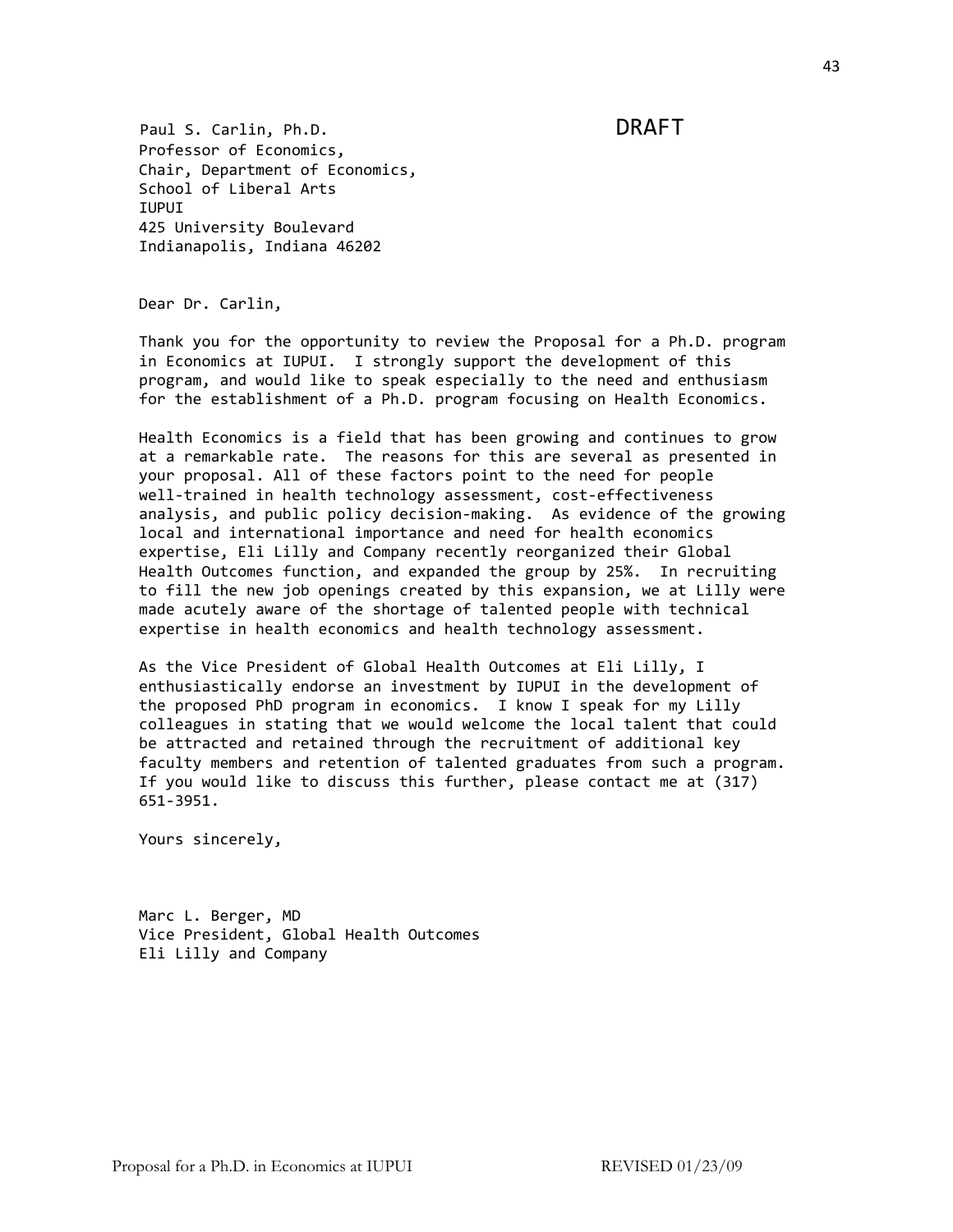DRAFT

Paul S. Carlin, Ph.D.
Professor of Economics,
Chair, Department of Economics,
School of Liberal Arts
IUPUI
425 University Boulevard
Indianapolis, Indiana 46202

Dear Dr. Carlin,

Thank you for the opportunity to review the Proposal for a Ph.D. program in Economics at IUPUI. I strongly support the development of this program, and would like to speak especially to the need and enthusiasm for the establishment of a Ph.D. program focusing on Health Economics.

Health Economics is a field that has been growing and continues to grow at a remarkable rate. The reasons for this are several as presented in your proposal. All of these factors point to the need for people well-trained in health technology assessment, cost-effectiveness analysis, and public policy decision-making. As evidence of the growing local and international importance and need for health economics expertise, Eli Lilly and Company recently reorganized their Global Health Outcomes function, and expanded the group by 25%. In recruiting to fill the new job openings created by this expansion, we at Lilly were made acutely aware of the shortage of talented people with technical expertise in health economics and health technology assessment.

As the Vice President of Global Health Outcomes at Eli Lilly, I enthusiastically endorse an investment by IUPUI in the development of the proposed PhD program in economics. I know I speak for my Lilly colleagues in stating that we would welcome the local talent that could be attracted and retained through the recruitment of additional key faculty members and retention of talented graduates from such a program. If you would like to discuss this further, please contact me at (317) 651-3951.

Yours sincerely,

Marc L. Berger, MD
Vice President, Global Health Outcomes
Eli Lilly and Company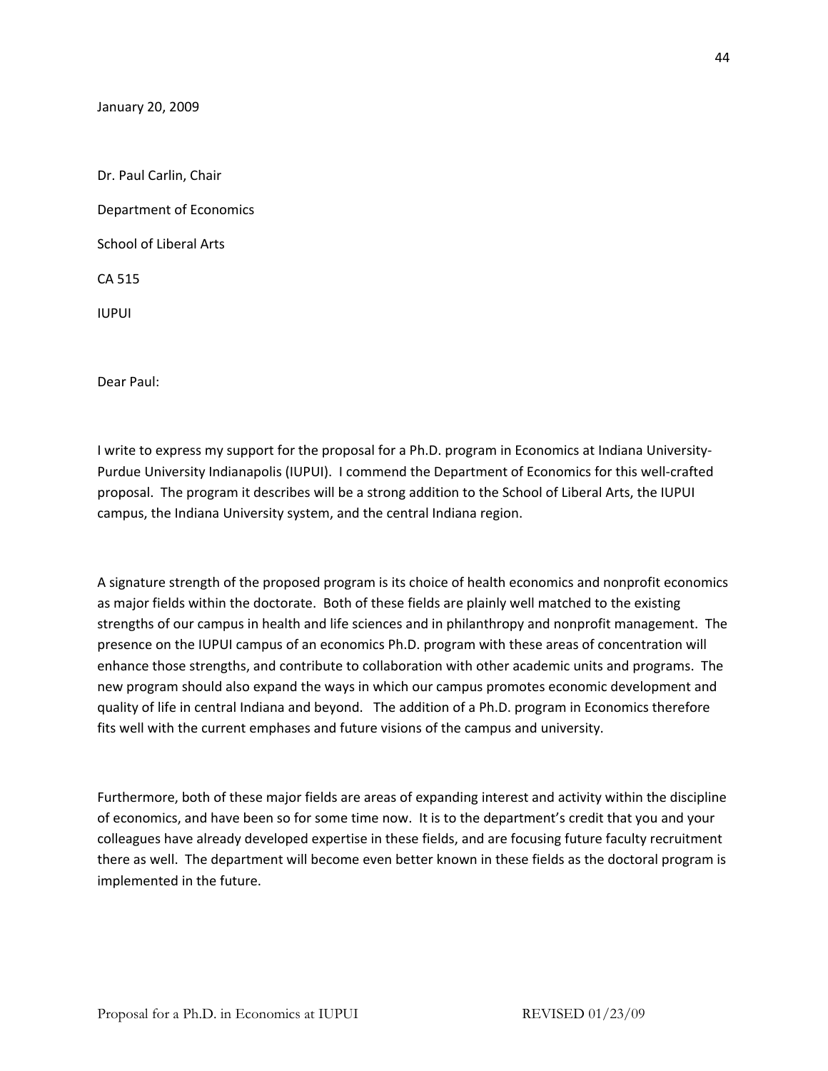January 20, 2009

Dr. Paul Carlin, Chair

Department of Economics

School of Liberal Arts

CA 515

IUPUI

Dear Paul:

I write to express my support for the proposal for a Ph.D. program in Economics at Indiana University-Purdue University Indianapolis (IUPUI). I commend the Department of Economics for this well-crafted proposal. The program it describes will be a strong addition to the School of Liberal Arts, the IUPUI campus, the Indiana University system, and the central Indiana region.

A signature strength of the proposed program is its choice of health economics and nonprofit economics as major fields within the doctorate. Both of these fields are plainly well matched to the existing strengths of our campus in health and life sciences and in philanthropy and nonprofit management. The presence on the IUPUI campus of an economics Ph.D. program with these areas of concentration will enhance those strengths, and contribute to collaboration with other academic units and programs. The new program should also expand the ways in which our campus promotes economic development and quality of life in central Indiana and beyond. The addition of a Ph.D. program in Economics therefore fits well with the current emphases and future visions of the campus and university.

Furthermore, both of these major fields are areas of expanding interest and activity within the discipline of economics, and have been so for some time now. It is to the department's credit that you and your colleagues have already developed expertise in these fields, and are focusing future faculty recruitment there as well. The department will become even better known in these fields as the doctoral program is implemented in the future.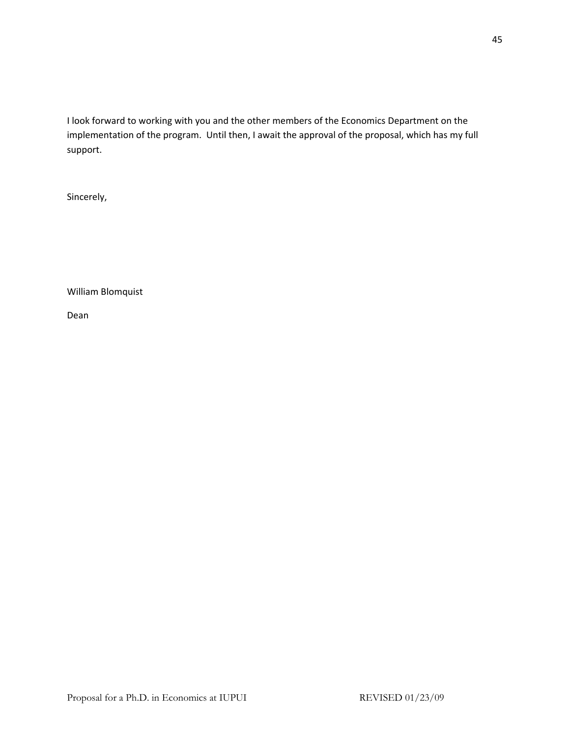I look forward to working with you and the other members of the Economics Department on the implementation of the program. Until then, I await the approval of the proposal, which has my full support.

Sincerely,

William Blomquist

Dean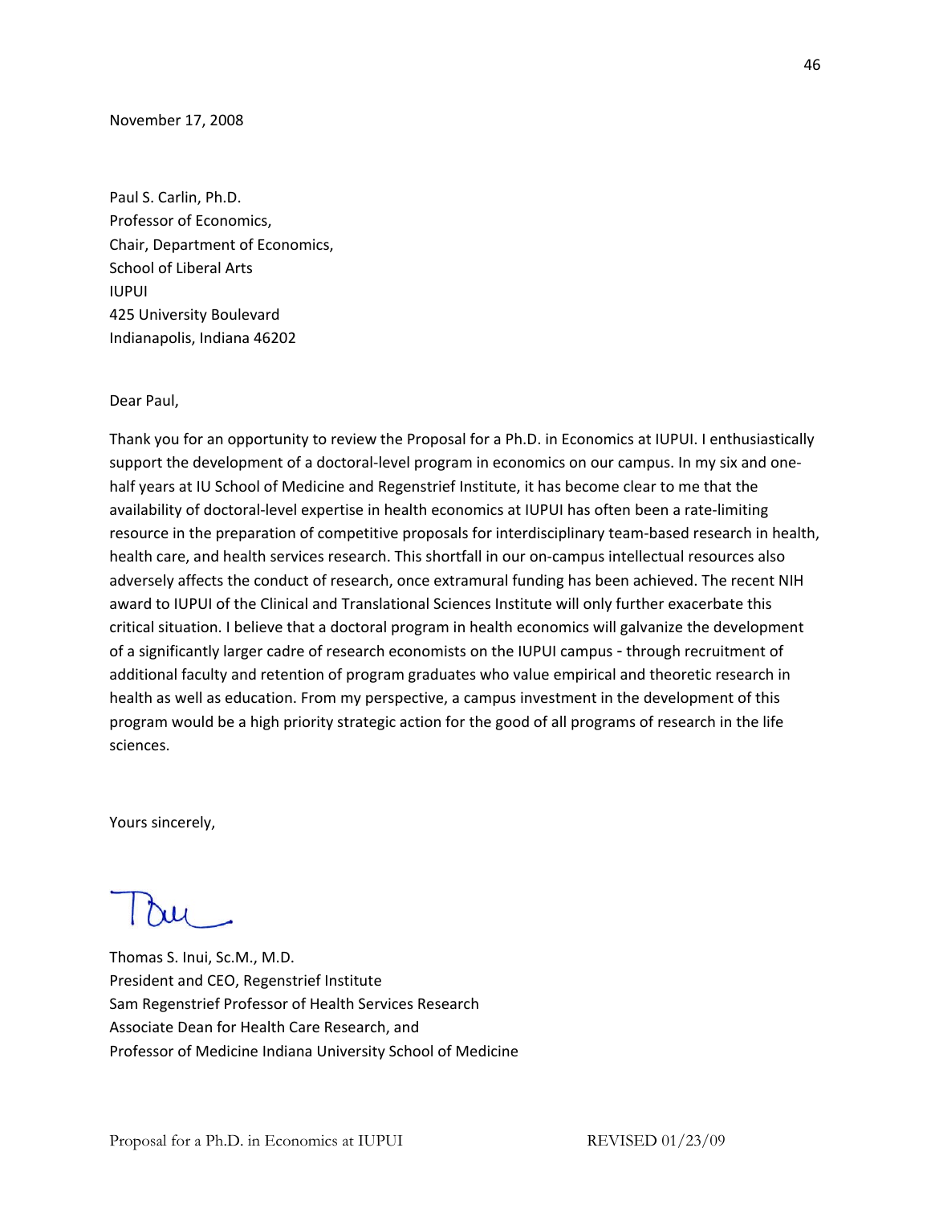November 17, 2008

Paul S. Carlin, Ph.D.  
Professor of Economics,  
Chair, Department of Economics,  
School of Liberal Arts  
IUPUI  
425 University Boulevard  
Indianapolis, Indiana 46202

Dear Paul,

Thank you for an opportunity to review the Proposal for a Ph.D. in Economics at IUPUI. I enthusiastically support the development of a doctoral-level program in economics on our campus. In my six and one-half years at IU School of Medicine and Regenstrief Institute, it has become clear to me that the availability of doctoral-level expertise in health economics at IUPUI has often been a rate-limiting resource in the preparation of competitive proposals for interdisciplinary team-based research in health, health care, and health services research. This shortfall in our on-campus intellectual resources also adversely affects the conduct of research, once extramural funding has been achieved. The recent NIH award to IUPUI of the Clinical and Translational Sciences Institute will only further exacerbate this critical situation. I believe that a doctoral program in health economics will galvanize the development of a significantly larger cadre of research economists on the IUPUI campus - through recruitment of additional faculty and retention of program graduates who value empirical and theoretic research in health as well as education. From my perspective, a campus investment in the development of this program would be a high priority strategic action for the good of all programs of research in the life sciences.

Yours sincerely,

Thomas S. Inui, Sc.M., M.D.  
President and CEO, Regenstrief Institute  
Sam Regenstrief Professor of Health Services Research  
Associate Dean for Health Care Research, and  
Professor of Medicine Indiana University School of Medicine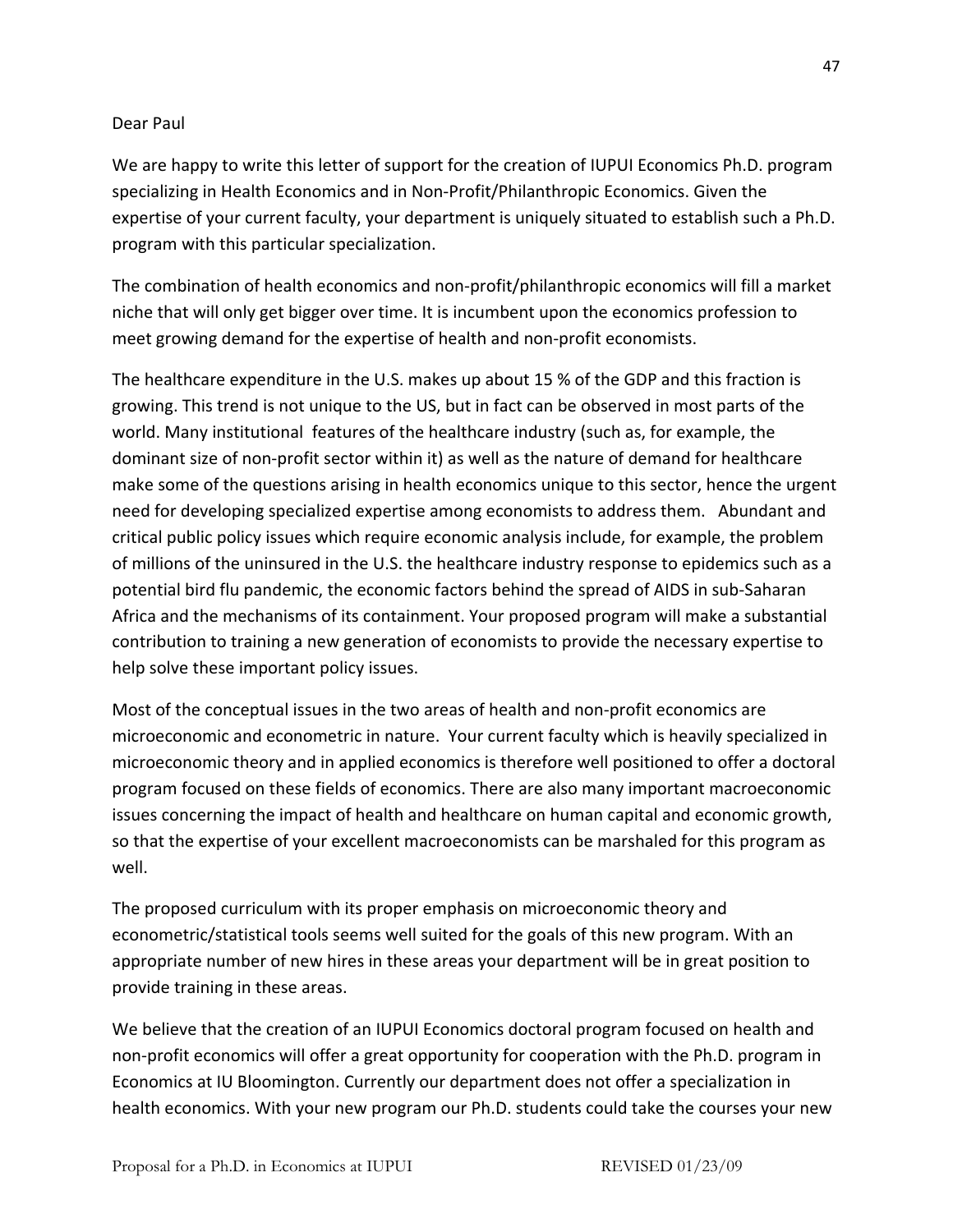Dear Paul

We are happy to write this letter of support for the creation of IUPUI Economics Ph.D. program specializing in Health Economics and in Non-Profit/Philanthropic Economics. Given the expertise of your current faculty, your department is uniquely situated to establish such a Ph.D. program with this particular specialization.

The combination of health economics and non-profit/philanthropic economics will fill a market niche that will only get bigger over time. It is incumbent upon the economics profession to meet growing demand for the expertise of health and non-profit economists.

The healthcare expenditure in the U.S. makes up about 15 % of the GDP and this fraction is growing. This trend is not unique to the US, but in fact can be observed in most parts of the world. Many institutional features of the healthcare industry (such as, for example, the dominant size of non-profit sector within it) as well as the nature of demand for healthcare make some of the questions arising in health economics unique to this sector, hence the urgent need for developing specialized expertise among economists to address them. Abundant and critical public policy issues which require economic analysis include, for example, the problem of millions of the uninsured in the U.S. the healthcare industry response to epidemics such as a potential bird flu pandemic, the economic factors behind the spread of AIDS in sub-Saharan Africa and the mechanisms of its containment. Your proposed program will make a substantial contribution to training a new generation of economists to provide the necessary expertise to help solve these important policy issues.

Most of the conceptual issues in the two areas of health and non-profit economics are microeconomic and econometric in nature. Your current faculty which is heavily specialized in microeconomic theory and in applied economics is therefore well positioned to offer a doctoral program focused on these fields of economics. There are also many important macroeconomic issues concerning the impact of health and healthcare on human capital and economic growth, so that the expertise of your excellent macroeconomists can be marshaled for this program as well.

The proposed curriculum with its proper emphasis on microeconomic theory and econometric/statistical tools seems well suited for the goals of this new program. With an appropriate number of new hires in these areas your department will be in great position to provide training in these areas.

We believe that the creation of an IUPUI Economics doctoral program focused on health and non-profit economics will offer a great opportunity for cooperation with the Ph.D. program in Economics at IU Bloomington. Currently our department does not offer a specialization in health economics. With your new program our Ph.D. students could take the courses your new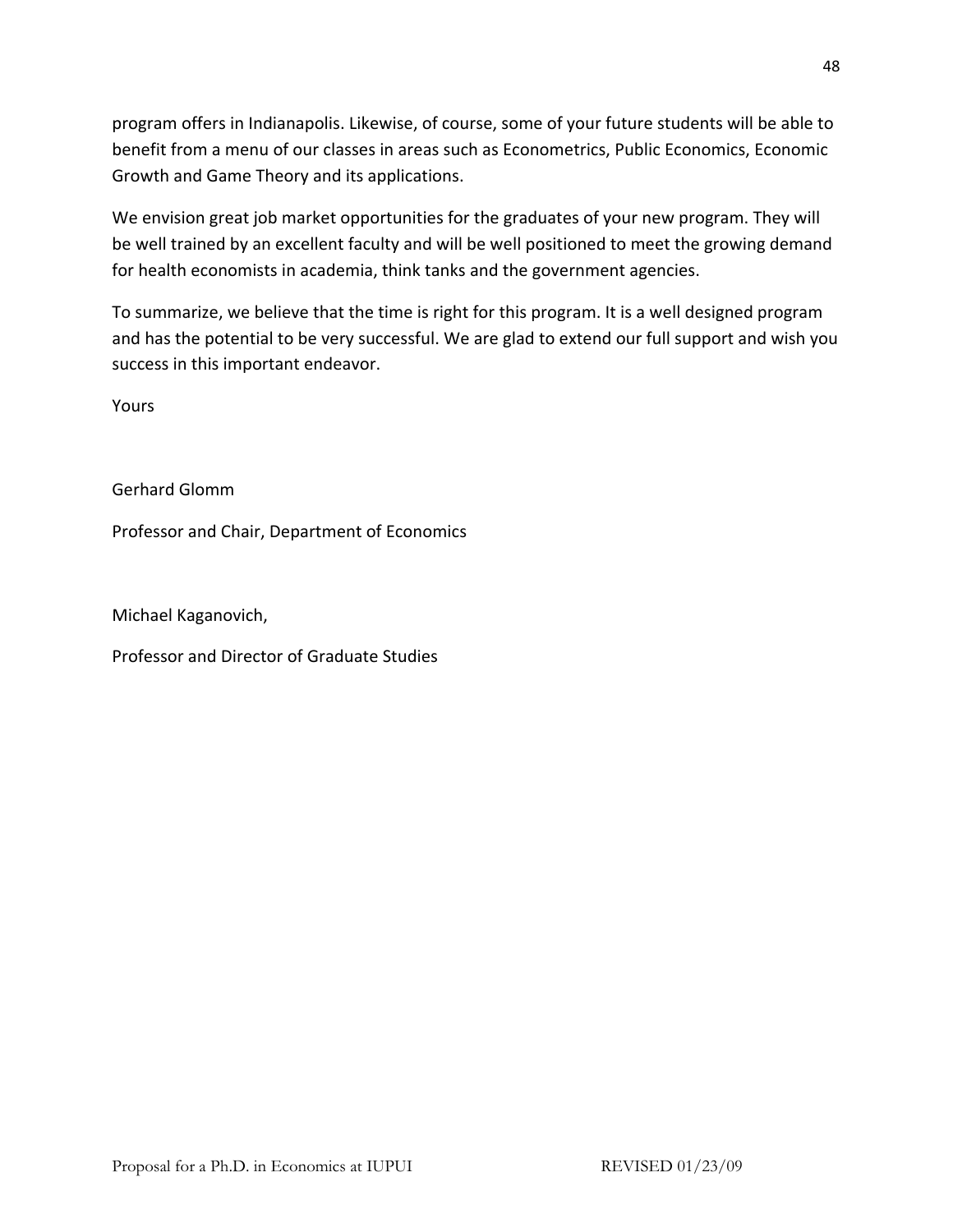program offers in Indianapolis. Likewise, of course, some of your future students will be able to benefit from a menu of our classes in areas such as Econometrics, Public Economics, Economic Growth and Game Theory and its applications.

We envision great job market opportunities for the graduates of your new program. They will be well trained by an excellent faculty and will be well positioned to meet the growing demand for health economists in academia, think tanks and the government agencies.

To summarize, we believe that the time is right for this program. It is a well designed program and has the potential to be very successful. We are glad to extend our full support and wish you success in this important endeavor.

Yours

Gerhard Glomm

Professor and Chair, Department of Economics

Michael Kaganovich,

Professor and Director of Graduate Studies